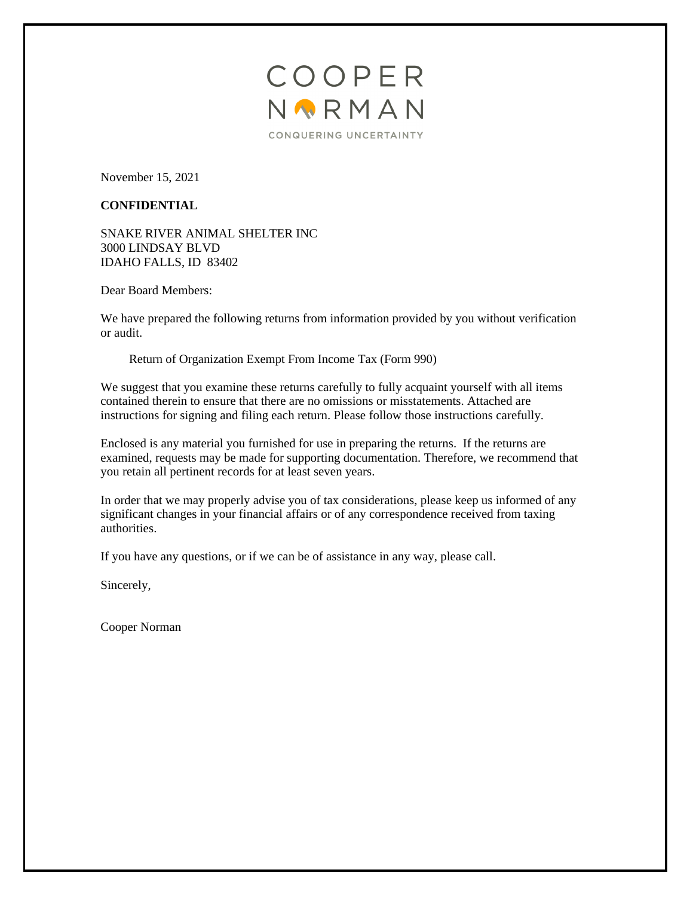COOPER
NORMAN
CONQUERING UNCERTAINTY

November 15, 2021

**CONFIDENTIAL**

SNAKE RIVER ANIMAL SHELTER INC
3000 LINDSAY BLVD
IDAHO FALLS, ID 83402

Dear Board Members:

We have prepared the following returns from information provided by you without verification or audit.

Return of Organization Exempt From Income Tax (Form 990)

We suggest that you examine these returns carefully to fully acquaint yourself with all items contained therein to ensure that there are no omissions or misstatements. Attached are instructions for signing and filing each return. Please follow those instructions carefully.

Enclosed is any material you furnished for use in preparing the returns. If the returns are examined, requests may be made for supporting documentation. Therefore, we recommend that you retain all pertinent records for at least seven years.

In order that we may properly advise you of tax considerations, please keep us informed of any significant changes in your financial affairs or of any correspondence received from taxing authorities.

If you have any questions, or if we can be of assistance in any way, please call.

Sincerely,

Cooper Norman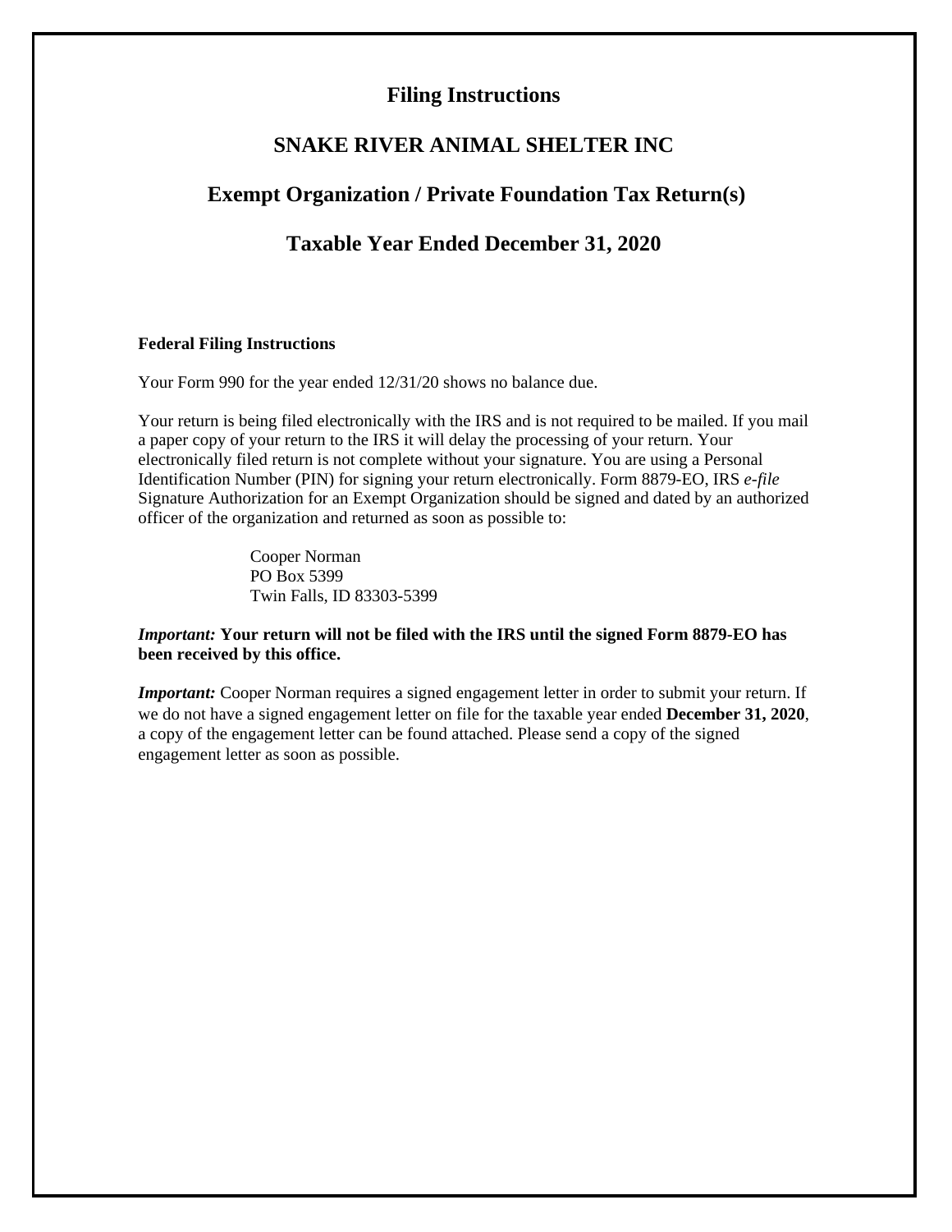# Filing Instructions

## SNAKE RIVER ANIMAL SHELTER INC

## Exempt Organization / Private Foundation Tax Return(s)

## Taxable Year Ended December 31, 2020

**Federal Filing Instructions**

Your Form 990 for the year ended 12/31/20 shows no balance due.

Your return is being filed electronically with the IRS and is not required to be mailed. If you mail a paper copy of your return to the IRS it will delay the processing of your return. Your electronically filed return is not complete without your signature. You are using a Personal Identification Number (PIN) for signing your return electronically. Form 8879-EO, IRS *e-file* Signature Authorization for an Exempt Organization should be signed and dated by an authorized officer of the organization and returned as soon as possible to:

Cooper Norman
PO Box 5399
Twin Falls, ID 83303-5399

***Important:*** **Your return will not be filed with the IRS until the signed Form 8879-EO has been received by this office.**

***Important:*** Cooper Norman requires a signed engagement letter in order to submit your return. If we do not have a signed engagement letter on file for the taxable year ended **December 31, 2020**, a copy of the engagement letter can be found attached. Please send a copy of the signed engagement letter as soon as possible.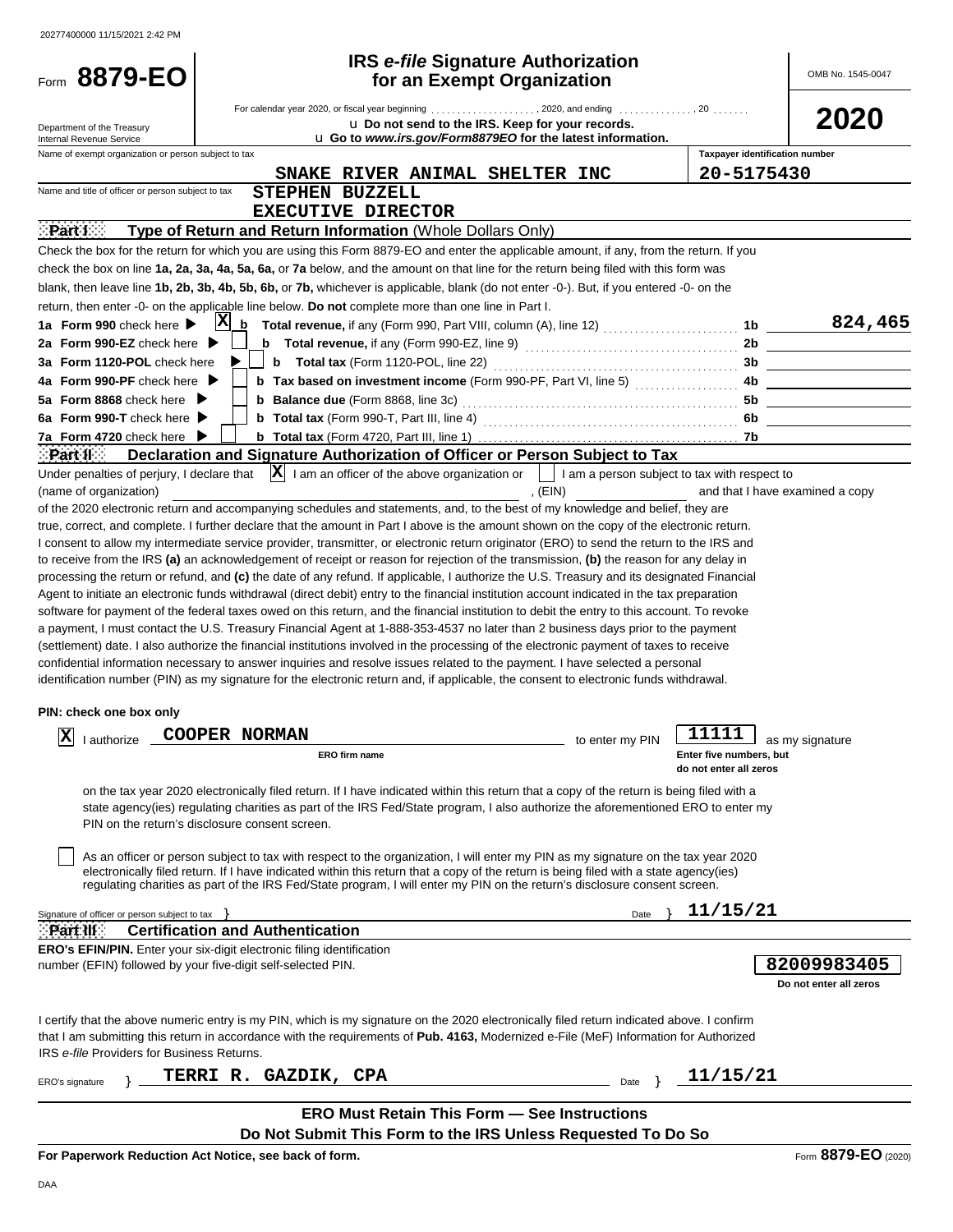20277400000 11/15/2021 2:42 PM

# Form 8879-EO

## IRS *e-file* Signature Authorization for an Exempt Organization

OMB No. 1545-0047

**2020**

Department of the Treasury
Internal Revenue Service

For calendar year 2020, or fiscal year beginning ..................., 2020, and ending ............., 20 .......

u **Do not send to the IRS. Keep for your records.**

u **Go to *www.irs.gov/Form8879EO* for the latest information.**

Name of exempt organization or person subject to tax: **SNAKE RIVER ANIMAL SHELTER INC**

Taxpayer identification number: **20-5175430**

Name and title of officer or person subject to tax: **STEPHEN BUZZELL**
**EXECUTIVE DIRECTOR**

### Part I — Type of Return and Return Information (Whole Dollars Only)

Check the box for the return for which you are using this Form 8879-EO and enter the applicable amount, if any, from the return. If you check the box on line **1a, 2a, 3a, 4a, 5a, 6a,** or **7a** below, and the amount on that line for the return being filed with this form was blank, then leave line **1b, 2b, 3b, 4b, 5b, 6b,** or **7b,** whichever is applicable, blank (do not enter -0-). But, if you entered -0- on the return, then enter -0- on the applicable line below. **Do not** complete more than one line in Part I.

| Line | Check | Description | Line | Amount |
|---|---|---|---|---|
| 1a Form 990 check here ▶ | X | b Total revenue, if any (Form 990, Part VIII, column (A), line 12) | 1b | 824,465 |
| 2a Form 990-EZ check here ▶ | | b Total revenue, if any (Form 990-EZ, line 9) | 2b | |
| 3a Form 1120-POL check here ▶ | | b Total tax (Form 1120-POL, line 22) | 3b | |
| 4a Form 990-PF check here ▶ | | b Tax based on investment income (Form 990-PF, Part VI, line 5) | 4b | |
| 5a Form 8868 check here ▶ | | b Balance due (Form 8868, line 3c) | 5b | |
| 6a Form 990-T check here ▶ | | b Total tax (Form 990-T, Part III, line 4) | 6b | |
| 7a Form 4720 check here ▶ | | b Total tax (Form 4720, Part III, line 1) | 7b | |

### Part II — Declaration and Signature Authorization of Officer or Person Subject to Tax

Under penalties of perjury, I declare that [X] I am an officer of the above organization or [ ] I am a person subject to tax with respect to (name of organization) ____________________, (EIN) __________ and that I have examined a copy of the 2020 electronic return and accompanying schedules and statements, and, to the best of my knowledge and belief, they are true, correct, and complete. I further declare that the amount in Part I above is the amount shown on the copy of the electronic return. I consent to allow my intermediate service provider, transmitter, or electronic return originator (ERO) to send the return to the IRS and to receive from the IRS **(a)** an acknowledgement of receipt or reason for rejection of the transmission, **(b)** the reason for any delay in processing the return or refund, and **(c)** the date of any refund. If applicable, I authorize the U.S. Treasury and its designated Financial Agent to initiate an electronic funds withdrawal (direct debit) entry to the financial institution account indicated in the tax preparation software for payment of the federal taxes owed on this return, and the financial institution to debit the entry to this account. To revoke a payment, I must contact the U.S. Treasury Financial Agent at 1-888-353-4537 no later than 2 business days prior to the payment (settlement) date. I also authorize the financial institutions involved in the processing of the electronic payment of taxes to receive confidential information necessary to answer inquiries and resolve issues related to the payment. I have selected a personal identification number (PIN) as my signature for the electronic return and, if applicable, the consent to electronic funds withdrawal.

**PIN: check one box only**

[X] I authorize **COOPER NORMAN** (ERO firm name) to enter my PIN **11111** (Enter five numbers, but do not enter all zeros) as my signature on the tax year 2020 electronically filed return. If I have indicated within this return that a copy of the return is being filed with a state agency(ies) regulating charities as part of the IRS Fed/State program, I also authorize the aforementioned ERO to enter my PIN on the return's disclosure consent screen.

[ ] As an officer or person subject to tax with respect to the organization, I will enter my PIN as my signature on the tax year 2020 electronically filed return. If I have indicated within this return that a copy of the return is being filed with a state agency(ies) regulating charities as part of the IRS Fed/State program, I will enter my PIN on the return's disclosure consent screen.

Signature of officer or person subject to tax } ____________________ Date } **11/15/21**

### Part III — Certification and Authentication

**ERO's EFIN/PIN.** Enter your six-digit electronic filing identification number (EFIN) followed by your five-digit self-selected PIN. **82009983405** (Do not enter all zeros)

I certify that the above numeric entry is my PIN, which is my signature on the 2020 electronically filed return indicated above. I confirm that I am submitting this return in accordance with the requirements of **Pub. 4163,** Modernized e-File (MeF) Information for Authorized IRS *e-file* Providers for Business Returns.

ERO's signature } **TERRI R. GAZDIK, CPA** Date } **11/15/21**

**ERO Must Retain This Form — See Instructions**

**Do Not Submit This Form to the IRS Unless Requested To Do So**

**For Paperwork Reduction Act Notice, see back of form.**

Form **8879-EO** (2020)

DAA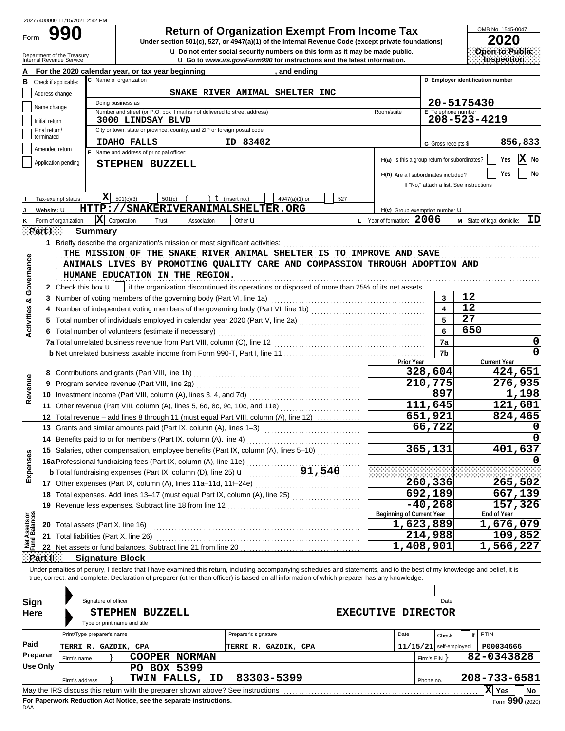20277400000 11/15/2021 2:42 PM

Form **990**

# Return of Organization Exempt From Income Tax

**Under section 501(c), 527, or 4947(a)(1) of the Internal Revenue Code (except private foundations)**

u Do not enter social security numbers on this form as it may be made public.

u Go to *www.irs.gov/Form990* for instructions and the latest information.

Department of the Treasury
Internal Revenue Service

OMB No. 1545-0047

**2020**

**Open to Public Inspection**

**A** For the 2020 calendar year, or tax year beginning , and ending

**B** Check if applicable:
- Address change
- Name change
- Initial return
- Final return/terminated
- Amended return
- Application pending

**C** Name of organization: SNAKE RIVER ANIMAL SHELTER INC

Doing business as

Number and street (or P.O. box if mail is not delivered to street address): 3000 LINDSAY BLVD — Room/suite

City or town, state or province, country, and ZIP or foreign postal code: IDAHO FALLS ID 83402

**D** Employer identification number: 20-5175430

**E** Telephone number: 208-523-4219

**G** Gross receipts $ 856,833

**F** Name and address of principal officer: STEPHEN BUZZELL

H(a) Is this a group return for subordinates? Yes [ ] No [X]

H(b) Are all subordinates included? Yes [ ] No [ ]

If "No," attach a list. See instructions

**I** Tax-exempt status: [X] 501(c)(3) [ ] 501(c) ( ) t (insert no.) [ ] 4947(a)(1) or [ ] 527

**J** Website: u HTTP://SNAKERIVERANIMALSHELTER.ORG

H(c) Group exemption number u

**K** Form of organization: [X] Corporation [ ] Trust [ ] Association [ ] Other u

**L** Year of formation: 2006

**M** State of legal domicile: ID

## Part I Summary

**Activities & Governance**

1 Briefly describe the organization's mission or most significant activities:
THE MISSION OF THE SNAKE RIVER ANIMAL SHELTER IS TO IMPROVE AND SAVE ANIMALS LIVES BY PROMOTING QUALITY CARE AND COMPASSION THROUGH ADOPTION AND HUMANE EDUCATION IN THE REGION.

2 Check this box u [ ] if the organization discontinued its operations or disposed of more than 25% of its net assets.

| Line | Description | No. | Value |
|---|---|---|---|
| 3 | Number of voting members of the governing body (Part VI, line 1a) | 3 | 12 |
| 4 | Number of independent voting members of the governing body (Part VI, line 1b) | 4 | 12 |
| 5 | Total number of individuals employed in calendar year 2020 (Part V, line 2a) | 5 | 27 |
| 6 | Total number of volunteers (estimate if necessary) | 6 | 650 |
| 7a | Total unrelated business revenue from Part VIII, column (C), line 12 | 7a | 0 |
| b | Net unrelated business taxable income from Form 990-T, Part I, line 11 | 7b | 0 |

| | Line | Description | Prior Year | Current Year |
|---|---|---|---|---|
| **Revenue** | 8 | Contributions and grants (Part VIII, line 1h) | 328,604 | 424,651 |
| | 9 | Program service revenue (Part VIII, line 2g) | 210,775 | 276,935 |
| | 10 | Investment income (Part VIII, column (A), lines 3, 4, and 7d) | 897 | 1,198 |
| | 11 | Other revenue (Part VIII, column (A), lines 5, 6d, 8c, 9c, 10c, and 11e) | 111,645 | 121,681 |
| | 12 | Total revenue – add lines 8 through 11 (must equal Part VIII, column (A), line 12) | 651,921 | 824,465 |
| **Expenses** | 13 | Grants and similar amounts paid (Part IX, column (A), lines 1–3) | 66,722 | 0 |
| | 14 | Benefits paid to or for members (Part IX, column (A), line 4) | | 0 |
| | 15 | Salaries, other compensation, employee benefits (Part IX, column (A), lines 5–10) | 365,131 | 401,637 |
| | 16a | Professional fundraising fees (Part IX, column (A), line 11e) | | 0 |
| | b | Total fundraising expenses (Part IX, column (D), line 25) u 91,540 | | |
| | 17 | Other expenses (Part IX, column (A), lines 11a–11d, 11f–24e) | 260,336 | 265,502 |
| | 18 | Total expenses. Add lines 13–17 (must equal Part IX, column (A), line 25) | 692,189 | 667,139 |
| | 19 | Revenue less expenses. Subtract line 18 from line 12 | -40,268 | 157,326 |

| | Line | Description | Beginning of Current Year | End of Year |
|---|---|---|---|---|
| **Net Assets or Fund Balances** | 20 | Total assets (Part X, line 16) | 1,623,889 | 1,676,079 |
| | 21 | Total liabilities (Part X, line 26) | 214,988 | 109,852 |
| | 22 | Net assets or fund balances. Subtract line 21 from line 20 | 1,408,901 | 1,566,227 |

## Part II Signature Block

Under penalties of perjury, I declare that I have examined this return, including accompanying schedules and statements, and to the best of my knowledge and belief, it is true, correct, and complete. Declaration of preparer (other than officer) is based on all information of which preparer has any knowledge.

**Sign Here**

Signature of officer — Date

STEPHEN BUZZELL — EXECUTIVE DIRECTOR

Type or print name and title

**Paid Preparer Use Only**

| Print/Type preparer's name | Preparer's signature | Date | Check if self-employed | PTIN |
|---|---|---|---|---|
| TERRI R. GAZDIK, CPA | TERRI R. GAZDIK, CPA | 11/15/21 | | P00034666 |

Firm's name } COOPER NORMAN — Firm's EIN } 82-0343828

Firm's address } PO BOX 5399, TWIN FALLS, ID 83303-5399 — Phone no. 208-733-6581

May the IRS discuss this return with the preparer shown above? See instructions [X] Yes [ ] No

**For Paperwork Reduction Act Notice, see the separate instructions.**

DAA

Form **990** (2020)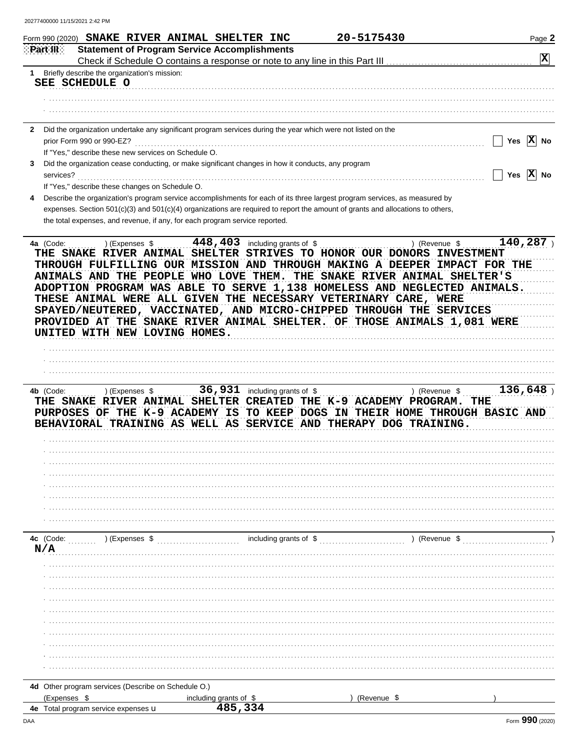Form 990 (2020) **SNAKE RIVER ANIMAL SHELTER INC** **20-5175430**

## Part III Statement of Program Service Accomplishments

Check if Schedule O contains a response or note to any line in this Part III ☒

**1** Briefly describe the organization's mission:

SEE SCHEDULE O

**2** Did the organization undertake any significant program services during the year which were not listed on the prior Form 990 or 990-EZ? ☐ Yes ☒ No

If "Yes," describe these new services on Schedule O.

**3** Did the organization cease conducting, or make significant changes in how it conducts, any program services? ☐ Yes ☒ No

If "Yes," describe these changes on Schedule O.

**4** Describe the organization's program service accomplishments for each of its three largest program services, as measured by expenses. Section 501(c)(3) and 501(c)(4) organizations are required to report the amount of grants and allocations to others, the total expenses, and revenue, if any, for each program service reported.

**4a** (Code: ) (Expenses $ 448,403 including grants of $ ) (Revenue $ 140,287 )

THE SNAKE RIVER ANIMAL SHELTER STRIVES TO HONOR OUR DONORS INVESTMENT THROUGH FULFILLING OUR MISSION AND THROUGH MAKING A DEEPER IMPACT FOR THE ANIMALS AND THE PEOPLE WHO LOVE THEM. THE SNAKE RIVER ANIMAL SHELTER'S ADOPTION PROGRAM WAS ABLE TO SERVE 1,138 HOMELESS AND NEGLECTED ANIMALS. THESE ANIMAL WERE ALL GIVEN THE NECESSARY VETERINARY CARE, WERE SPAYED/NEUTERED, VACCINATED, AND MICRO-CHIPPED THROUGH THE SERVICES PROVIDED AT THE SNAKE RIVER ANIMAL SHELTER. OF THOSE ANIMALS 1,081 WERE UNITED WITH NEW LOVING HOMES.

**4b** (Code: ) (Expenses $ 36,931 including grants of $ ) (Revenue $ 136,648 )

THE SNAKE RIVER ANIMAL SHELTER CREATED THE K-9 ACADEMY PROGRAM. THE PURPOSES OF THE K-9 ACADEMY IS TO KEEP DOGS IN THEIR HOME THROUGH BASIC AND BEHAVIORAL TRAINING AS WELL AS SERVICE AND THERAPY DOG TRAINING.

**4c** (Code: ) (Expenses $ including grants of $ ) (Revenue $ )

N/A

**4d** Other program services (Describe on Schedule O.)

(Expenses $ including grants of $ ) (Revenue $ )

**4e** Total program service expenses ► 485,334

Form **990** (2020)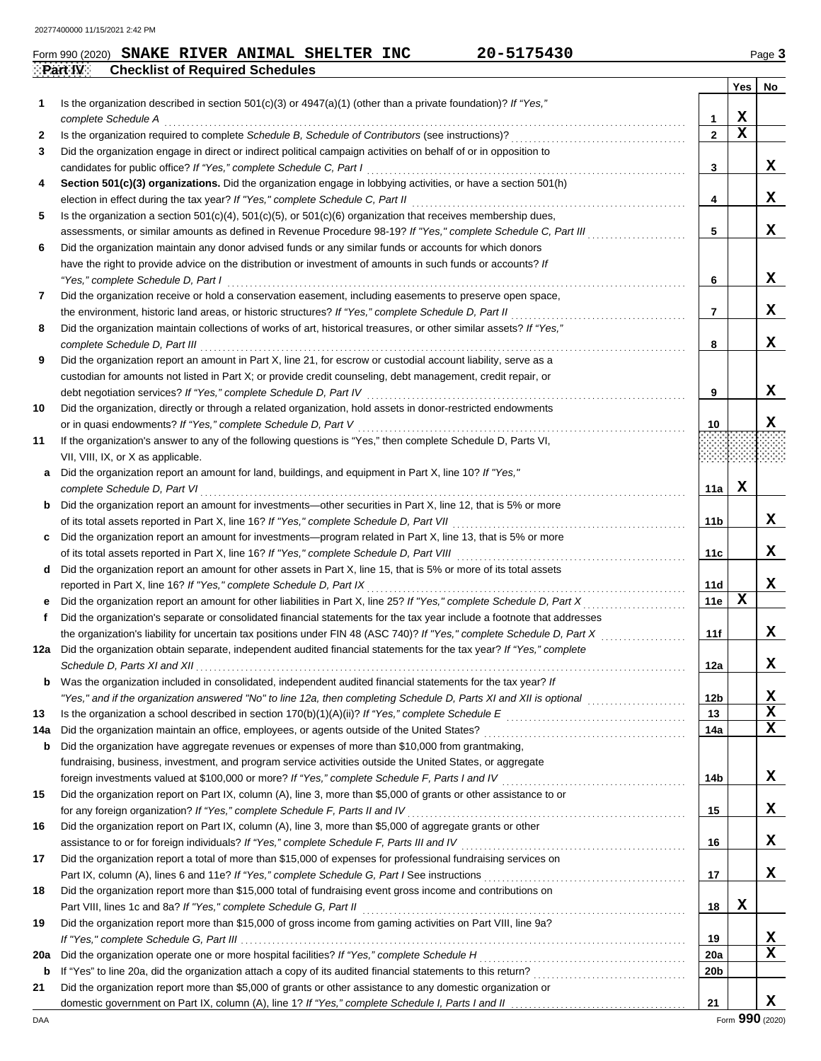Form 990 (2020) **SNAKE RIVER ANIMAL SHELTER INC** **20-5175430** Page **3**

## Part IV Checklist of Required Schedules

| | | | Yes | No |
|---|---|---|---|---|
| 1 | Is the organization described in section 501(c)(3) or 4947(a)(1) (other than a private foundation)? *If "Yes," complete Schedule A* | 1 | X | |
| 2 | Is the organization required to complete *Schedule B, Schedule of Contributors* (see instructions)? | 2 | X | |
| 3 | Did the organization engage in direct or indirect political campaign activities on behalf of or in opposition to candidates for public office? *If "Yes," complete Schedule C, Part I* | 3 | | X |
| 4 | **Section 501(c)(3) organizations.** Did the organization engage in lobbying activities, or have a section 501(h) election in effect during the tax year? *If "Yes," complete Schedule C, Part II* | 4 | | X |
| 5 | Is the organization a section 501(c)(4), 501(c)(5), or 501(c)(6) organization that receives membership dues, assessments, or similar amounts as defined in Revenue Procedure 98-19? *If "Yes," complete Schedule C, Part III* | 5 | | X |
| 6 | Did the organization maintain any donor advised funds or any similar funds or accounts for which donors have the right to provide advice on the distribution or investment of amounts in such funds or accounts? *If "Yes," complete Schedule D, Part I* | 6 | | X |
| 7 | Did the organization receive or hold a conservation easement, including easements to preserve open space, the environment, historic land areas, or historic structures? *If "Yes," complete Schedule D, Part II* | 7 | | X |
| 8 | Did the organization maintain collections of works of art, historical treasures, or other similar assets? *If "Yes," complete Schedule D, Part III* | 8 | | X |
| 9 | Did the organization report an amount in Part X, line 21, for escrow or custodial account liability, serve as a custodian for amounts not listed in Part X; or provide credit counseling, debt management, credit repair, or debt negotiation services? *If "Yes," complete Schedule D, Part IV* | 9 | | X |
| 10 | Did the organization, directly or through a related organization, hold assets in donor-restricted endowments or in quasi endowments? *If "Yes," complete Schedule D, Part V* | 10 | | X |
| 11 | If the organization's answer to any of the following questions is "Yes," then complete Schedule D, Parts VI, VII, VIII, IX, or X as applicable. | | | |
| a | Did the organization report an amount for land, buildings, and equipment in Part X, line 10? *If "Yes," complete Schedule D, Part VI* | 11a | X | |
| b | Did the organization report an amount for investments—other securities in Part X, line 12, that is 5% or more of its total assets reported in Part X, line 16? *If "Yes," complete Schedule D, Part VII* | 11b | | X |
| c | Did the organization report an amount for investments—program related in Part X, line 13, that is 5% or more of its total assets reported in Part X, line 16? *If "Yes," complete Schedule D, Part VIII* | 11c | | X |
| d | Did the organization report an amount for other assets in Part X, line 15, that is 5% or more of its total assets reported in Part X, line 16? *If "Yes," complete Schedule D, Part IX* | 11d | | X |
| e | Did the organization report an amount for other liabilities in Part X, line 25? *If "Yes," complete Schedule D, Part X* | 11e | X | |
| f | Did the organization's separate or consolidated financial statements for the tax year include a footnote that addresses the organization's liability for uncertain tax positions under FIN 48 (ASC 740)? *If "Yes," complete Schedule D, Part X* | 11f | | X |
| 12a | Did the organization obtain separate, independent audited financial statements for the tax year? *If "Yes," complete Schedule D, Parts XI and XII* | 12a | | X |
| b | Was the organization included in consolidated, independent audited financial statements for the tax year? *If "Yes," and if the organization answered "No" to line 12a, then completing Schedule D, Parts XI and XII is optional* | 12b | | X |
| 13 | Is the organization a school described in section 170(b)(1)(A)(ii)? *If "Yes," complete Schedule E* | 13 | | X |
| 14a | Did the organization maintain an office, employees, or agents outside of the United States? | 14a | | X |
| b | Did the organization have aggregate revenues or expenses of more than $10,000 from grantmaking, fundraising, business, investment, and program service activities outside the United States, or aggregate foreign investments valued at $100,000 or more? *If "Yes," complete Schedule F, Parts I and IV* | 14b | | X |
| 15 | Did the organization report on Part IX, column (A), line 3, more than $5,000 of grants or other assistance to or for any foreign organization? *If "Yes," complete Schedule F, Parts II and IV* | 15 | | X |
| 16 | Did the organization report on Part IX, column (A), line 3, more than $5,000 of aggregate grants or other assistance to or for foreign individuals? *If "Yes," complete Schedule F, Parts III and IV* | 16 | | X |
| 17 | Did the organization report a total of more than $15,000 of expenses for professional fundraising services on Part IX, column (A), lines 6 and 11e? *If "Yes," complete Schedule G, Part I* See instructions | 17 | | X |
| 18 | Did the organization report more than $15,000 total of fundraising event gross income and contributions on Part VIII, lines 1c and 8a? *If "Yes," complete Schedule G, Part II* | 18 | X | |
| 19 | Did the organization report more than $15,000 of gross income from gaming activities on Part VIII, line 9a? *If "Yes," complete Schedule G, Part III* | 19 | | X |
| 20a | Did the organization operate one or more hospital facilities? *If "Yes," complete Schedule H* | 20a | | X |
| b | If "Yes" to line 20a, did the organization attach a copy of its audited financial statements to this return? | 20b | | |
| 21 | Did the organization report more than $5,000 of grants or other assistance to any domestic organization or domestic government on Part IX, column (A), line 1? *If "Yes," complete Schedule I, Parts I and II* | 21 | | X |

Form **990** (2020)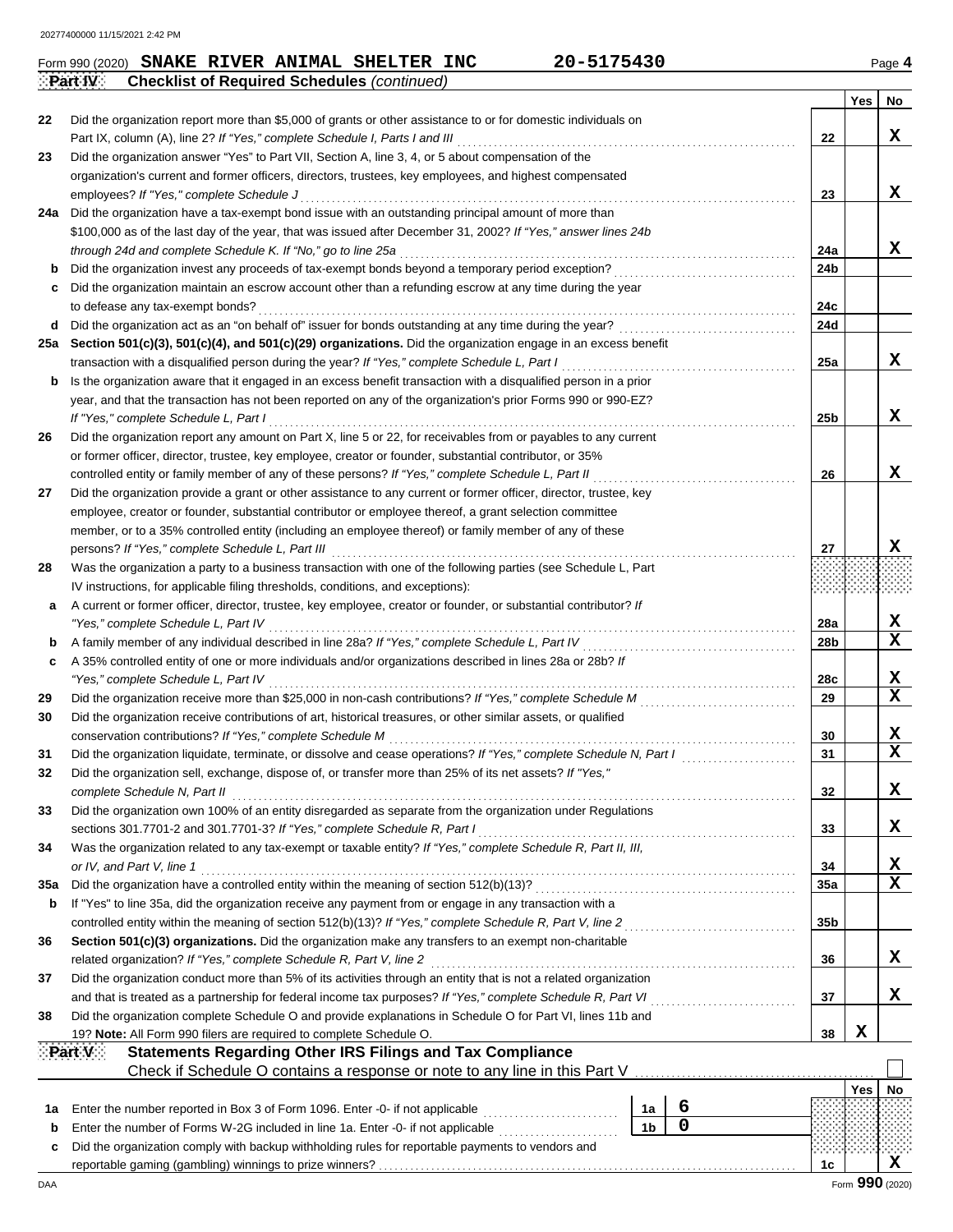Form 990 (2020) **SNAKE RIVER ANIMAL SHELTER INC** **20-5175430**

**Part IV** **Checklist of Required Schedules** *(continued)*

| | | | Yes | No |
|---|---|---|---|---|
| 22 | Did the organization report more than $5,000 of grants or other assistance to or for domestic individuals on Part IX, column (A), line 2? *If "Yes," complete Schedule I, Parts I and III* | 22 | | X |
| 23 | Did the organization answer "Yes" to Part VII, Section A, line 3, 4, or 5 about compensation of the organization's current and former officers, directors, trustees, key employees, and highest compensated employees? *If "Yes," complete Schedule J* | 23 | | X |
| 24a | Did the organization have a tax-exempt bond issue with an outstanding principal amount of more than $100,000 as of the last day of the year, that was issued after December 31, 2002? *If "Yes," answer lines 24b through 24d and complete Schedule K. If "No," go to line 25a* | 24a | | X |
| b | Did the organization invest any proceeds of tax-exempt bonds beyond a temporary period exception? | 24b | | |
| c | Did the organization maintain an escrow account other than a refunding escrow at any time during the year to defease any tax-exempt bonds? | 24c | | |
| d | Did the organization act as an "on behalf of" issuer for bonds outstanding at any time during the year? | 24d | | |
| 25a | **Section 501(c)(3), 501(c)(4), and 501(c)(29) organizations.** Did the organization engage in an excess benefit transaction with a disqualified person during the year? *If "Yes," complete Schedule L, Part I* | 25a | | X |
| b | Is the organization aware that it engaged in an excess benefit transaction with a disqualified person in a prior year, and that the transaction has not been reported on any of the organization's prior Forms 990 or 990-EZ? *If "Yes," complete Schedule L, Part I* | 25b | | X |
| 26 | Did the organization report any amount on Part X, line 5 or 22, for receivables from or payables to any current or former officer, director, trustee, key employee, creator or founder, substantial contributor, or 35% controlled entity or family member of any of these persons? *If "Yes," complete Schedule L, Part II* | 26 | | X |
| 27 | Did the organization provide a grant or other assistance to any current or former officer, director, trustee, key employee, creator or founder, substantial contributor or employee thereof, a grant selection committee member, or to a 35% controlled entity (including an employee thereof) or family member of any of these persons? *If "Yes," complete Schedule L, Part III* | 27 | | X |
| 28 | Was the organization a party to a business transaction with one of the following parties (see Schedule L, Part IV instructions, for applicable filing thresholds, conditions, and exceptions): | | | |
| a | A current or former officer, director, trustee, key employee, creator or founder, or substantial contributor? *If "Yes," complete Schedule L, Part IV* | 28a | | X |
| b | A family member of any individual described in line 28a? *If "Yes," complete Schedule L, Part IV* | 28b | | X |
| c | A 35% controlled entity of one or more individuals and/or organizations described in lines 28a or 28b? *If "Yes," complete Schedule L, Part IV* | 28c | | X |
| 29 | Did the organization receive more than $25,000 in non-cash contributions? *If "Yes," complete Schedule M* | 29 | | X |
| 30 | Did the organization receive contributions of art, historical treasures, or other similar assets, or qualified conservation contributions? *If "Yes," complete Schedule M* | 30 | | X |
| 31 | Did the organization liquidate, terminate, or dissolve and cease operations? *If "Yes," complete Schedule N, Part I* | 31 | | X |
| 32 | Did the organization sell, exchange, dispose of, or transfer more than 25% of its net assets? *If "Yes," complete Schedule N, Part II* | 32 | | X |
| 33 | Did the organization own 100% of an entity disregarded as separate from the organization under Regulations sections 301.7701-2 and 301.7701-3? *If "Yes," complete Schedule R, Part I* | 33 | | X |
| 34 | Was the organization related to any tax-exempt or taxable entity? *If "Yes," complete Schedule R, Part II, III, or IV, and Part V, line 1* | 34 | | X |
| 35a | Did the organization have a controlled entity within the meaning of section 512(b)(13)? | 35a | | X |
| b | If "Yes" to line 35a, did the organization receive any payment from or engage in any transaction with a controlled entity within the meaning of section 512(b)(13)? *If "Yes," complete Schedule R, Part V, line 2* | 35b | | |
| 36 | **Section 501(c)(3) organizations.** Did the organization make any transfers to an exempt non-charitable related organization? *If "Yes," complete Schedule R, Part V, line 2* | 36 | | X |
| 37 | Did the organization conduct more than 5% of its activities through an entity that is not a related organization and that is treated as a partnership for federal income tax purposes? *If "Yes," complete Schedule R, Part VI* | 37 | | X |
| 38 | Did the organization complete Schedule O and provide explanations in Schedule O for Part VI, lines 11b and 19? **Note:** All Form 990 filers are required to complete Schedule O. | 38 | X | |

**Part V** **Statements Regarding Other IRS Filings and Tax Compliance**

Check if Schedule O contains a response or note to any line in this Part V ☐

| | | | | | Yes | No |
|---|---|---|---|---|---|---|
| 1a | Enter the number reported in Box 3 of Form 1096. Enter -0- if not applicable | 1a | 6 | | | |
| b | Enter the number of Forms W-2G included in line 1a. Enter -0- if not applicable | 1b | 0 | | | |
| c | Did the organization comply with backup withholding rules for reportable payments to vendors and reportable gaming (gambling) winnings to prize winners? | | | 1c | | X |

Form **990** (2020)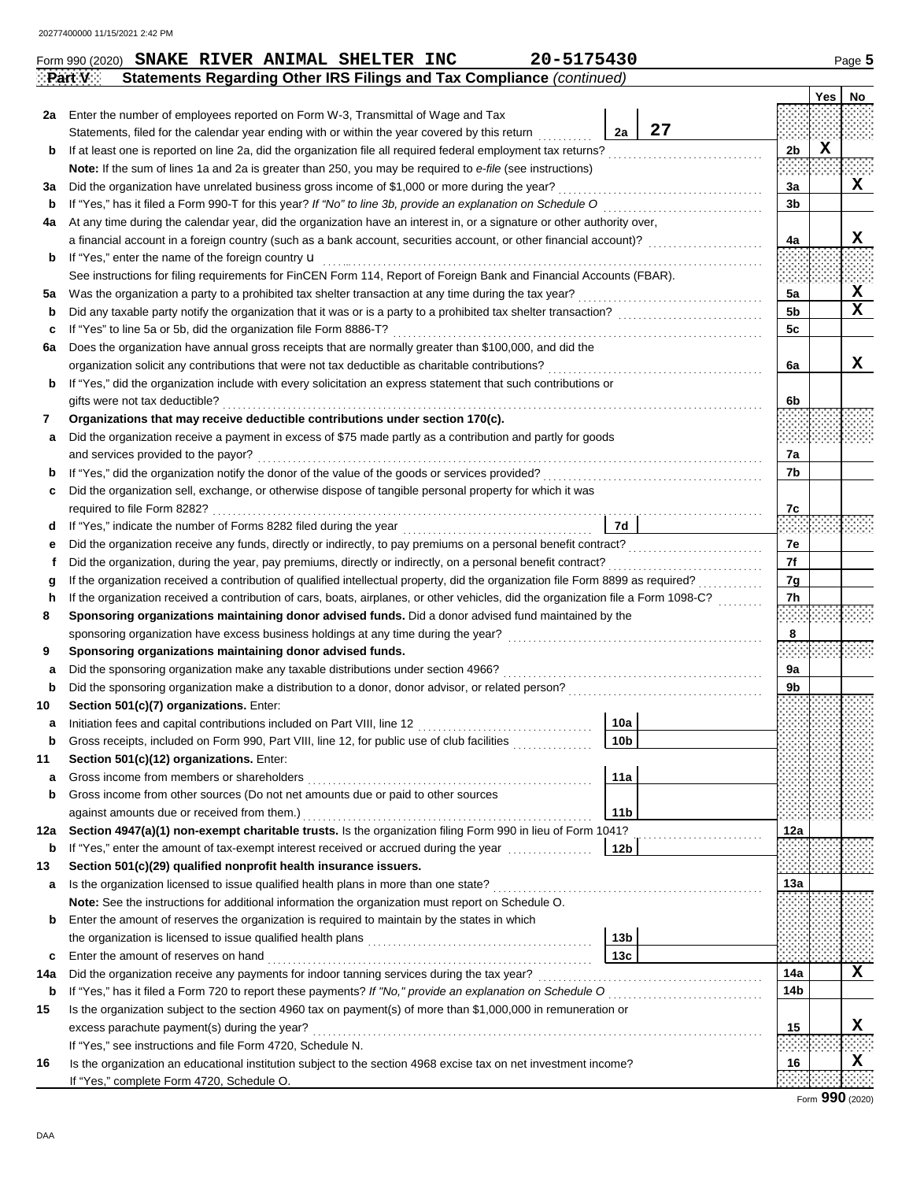Form 990 (2020) **SNAKE RIVER ANIMAL SHELTER INC** **20-5175430** Page **5**

**Part V** **Statements Regarding Other IRS Filings and Tax Compliance** *(continued)*

| | | | | | Yes | No |
|---|---|---|---|---|---|---|
| **2a** | Enter the number of employees reported on Form W-3, Transmittal of Wage and Tax Statements, filed for the calendar year ending with or within the year covered by this return | 2a | 27 | | | |
| **b** | If at least one is reported on line 2a, did the organization file all required federal employment tax returns? | | | 2b | X | |
| | **Note:** If the sum of lines 1a and 2a is greater than 250, you may be required to *e-file* (see instructions) | | | | | |
| **3a** | Did the organization have unrelated business gross income of $1,000 or more during the year? | | | 3a | | X |
| **b** | If "Yes," has it filed a Form 990-T for this year? *If "No" to line 3b, provide an explanation on Schedule O* | | | 3b | | |
| **4a** | At any time during the calendar year, did the organization have an interest in, or a signature or other authority over, a financial account in a foreign country (such as a bank account, securities account, or other financial account)? | | | 4a | | X |
| **b** | If "Yes," enter the name of the foreign country u | | | | | |
| | See instructions for filing requirements for FinCEN Form 114, Report of Foreign Bank and Financial Accounts (FBAR). | | | | | |
| **5a** | Was the organization a party to a prohibited tax shelter transaction at any time during the tax year? | | | 5a | | X |
| **b** | Did any taxable party notify the organization that it was or is a party to a prohibited tax shelter transaction? | | | 5b | | X |
| **c** | If "Yes" to line 5a or 5b, did the organization file Form 8886-T? | | | 5c | | |
| **6a** | Does the organization have annual gross receipts that are normally greater than $100,000, and did the organization solicit any contributions that were not tax deductible as charitable contributions? | | | 6a | | X |
| **b** | If "Yes," did the organization include with every solicitation an express statement that such contributions or gifts were not tax deductible? | | | 6b | | |
| **7** | **Organizations that may receive deductible contributions under section 170(c).** | | | | | |
| **a** | Did the organization receive a payment in excess of $75 made partly as a contribution and partly for goods and services provided to the payor? | | | 7a | | |
| **b** | If "Yes," did the organization notify the donor of the value of the goods or services provided? | | | 7b | | |
| **c** | Did the organization sell, exchange, or otherwise dispose of tangible personal property for which it was required to file Form 8282? | | | 7c | | |
| **d** | If "Yes," indicate the number of Forms 8282 filed during the year | 7d | | | | |
| **e** | Did the organization receive any funds, directly or indirectly, to pay premiums on a personal benefit contract? | | | 7e | | |
| **f** | Did the organization, during the year, pay premiums, directly or indirectly, on a personal benefit contract? | | | 7f | | |
| **g** | If the organization received a contribution of qualified intellectual property, did the organization file Form 8899 as required? | | | 7g | | |
| **h** | If the organization received a contribution of cars, boats, airplanes, or other vehicles, did the organization file a Form 1098-C? | | | 7h | | |
| **8** | **Sponsoring organizations maintaining donor advised funds.** Did a donor advised fund maintained by the sponsoring organization have excess business holdings at any time during the year? | | | 8 | | |
| **9** | **Sponsoring organizations maintaining donor advised funds.** | | | | | |
| **a** | Did the sponsoring organization make any taxable distributions under section 4966? | | | 9a | | |
| **b** | Did the sponsoring organization make a distribution to a donor, donor advisor, or related person? | | | 9b | | |
| **10** | **Section 501(c)(7) organizations.** Enter: | | | | | |
| **a** | Initiation fees and capital contributions included on Part VIII, line 12 | 10a | | | | |
| **b** | Gross receipts, included on Form 990, Part VIII, line 12, for public use of club facilities | 10b | | | | |
| **11** | **Section 501(c)(12) organizations.** Enter: | | | | | |
| **a** | Gross income from members or shareholders | 11a | | | | |
| **b** | Gross income from other sources (Do not net amounts due or paid to other sources against amounts due or received from them.) | 11b | | | | |
| **12a** | **Section 4947(a)(1) non-exempt charitable trusts.** Is the organization filing Form 990 in lieu of Form 1041? | | | 12a | | |
| **b** | If "Yes," enter the amount of tax-exempt interest received or accrued during the year | 12b | | | | |
| **13** | **Section 501(c)(29) qualified nonprofit health insurance issuers.** | | | | | |
| **a** | Is the organization licensed to issue qualified health plans in more than one state? | | | 13a | | |
| | **Note:** See the instructions for additional information the organization must report on Schedule O. | | | | | |
| **b** | Enter the amount of reserves the organization is required to maintain by the states in which the organization is licensed to issue qualified health plans | 13b | | | | |
| **c** | Enter the amount of reserves on hand | 13c | | | | |
| **14a** | Did the organization receive any payments for indoor tanning services during the tax year? | | | 14a | | X |
| **b** | If "Yes," has it filed a Form 720 to report these payments? *If "No," provide an explanation on Schedule O* | | | 14b | | |
| **15** | Is the organization subject to the section 4960 tax on payment(s) of more than $1,000,000 in remuneration or excess parachute payment(s) during the year? | | | 15 | | X |
| | If "Yes," see instructions and file Form 4720, Schedule N. | | | | | |
| **16** | Is the organization an educational institution subject to the section 4968 excise tax on net investment income? | | | 16 | | X |
| | If "Yes," complete Form 4720, Schedule O. | | | | | |

Form **990** (2020)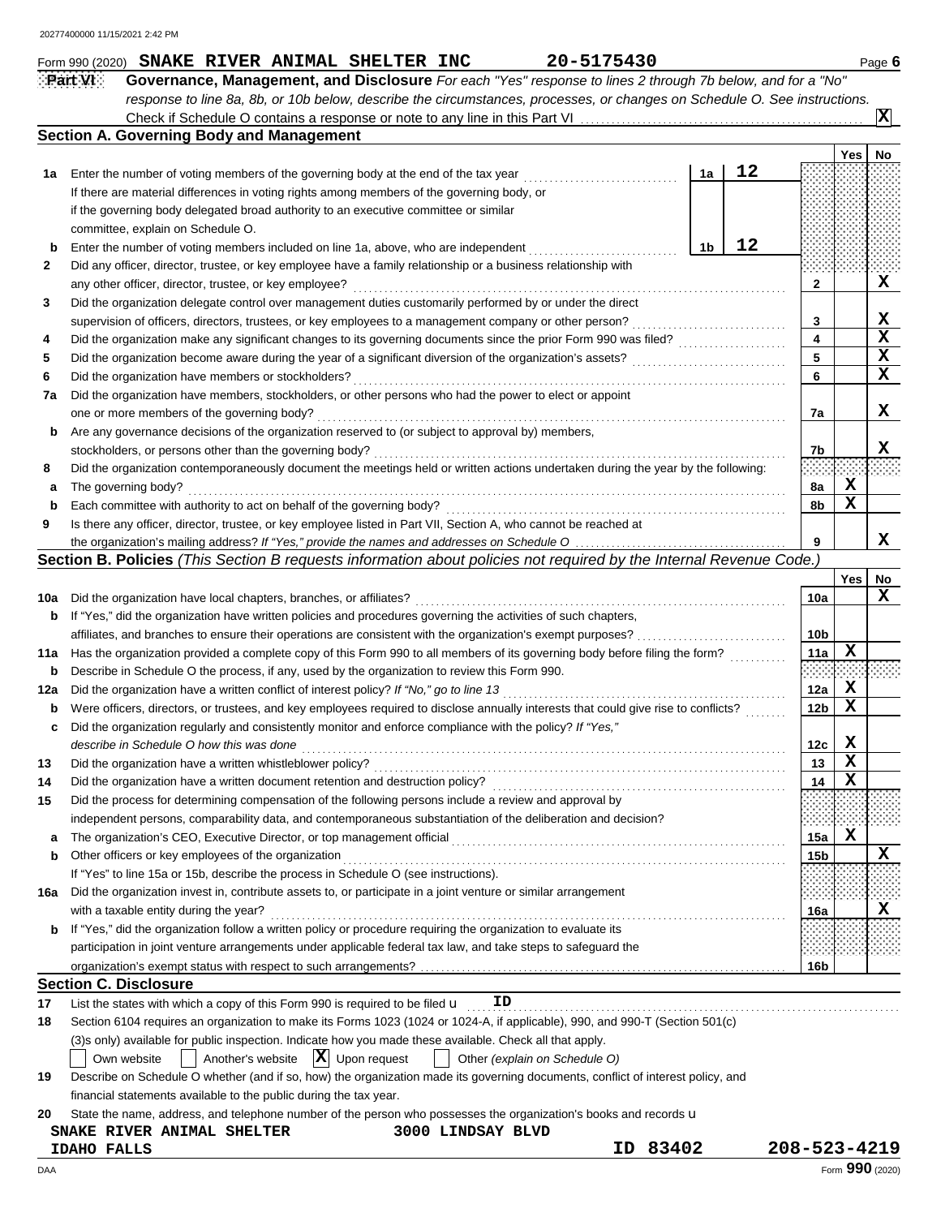20277400000 11/15/2021 2:42 PM

Form 990 (2020) **SNAKE RIVER ANIMAL SHELTER INC** **20-5175430** Page **6**

**Part VI** **Governance, Management, and Disclosure** *For each "Yes" response to lines 2 through 7b below, and for a "No" response to line 8a, 8b, or 10b below, describe the circumstances, processes, or changes on Schedule O. See instructions.*

Check if Schedule O contains a response or note to any line in this Part VI .......... **X**

## Section A. Governing Body and Management

| | | | | Yes | No |
|---|---|---|---|---|---|
| **1a** | Enter the number of voting members of the governing body at the end of the tax year | 1a | 12 | | |
| | If there are material differences in voting rights among members of the governing body, or if the governing body delegated broad authority to an executive committee or similar committee, explain on Schedule O. | | | | |
| **b** | Enter the number of voting members included on line 1a, above, who are independent | 1b | 12 | | |
| **2** | Did any officer, director, trustee, or key employee have a family relationship or a business relationship with any other officer, director, trustee, or key employee? | 2 | | | X |
| **3** | Did the organization delegate control over management duties customarily performed by or under the direct supervision of officers, directors, trustees, or key employees to a management company or other person? | 3 | | | X |
| **4** | Did the organization make any significant changes to its governing documents since the prior Form 990 was filed? | 4 | | | X |
| **5** | Did the organization become aware during the year of a significant diversion of the organization's assets? | 5 | | | X |
| **6** | Did the organization have members or stockholders? | 6 | | | X |
| **7a** | Did the organization have members, stockholders, or other persons who had the power to elect or appoint one or more members of the governing body? | 7a | | | X |
| **b** | Are any governance decisions of the organization reserved to (or subject to approval by) members, stockholders, or persons other than the governing body? | 7b | | | X |
| **8** | Did the organization contemporaneously document the meetings held or written actions undertaken during the year by the following: | | | | |
| **a** | The governing body? | 8a | | X | |
| **b** | Each committee with authority to act on behalf of the governing body? | 8b | | X | |
| **9** | Is there any officer, director, trustee, or key employee listed in Part VII, Section A, who cannot be reached at the organization's mailing address? *If "Yes," provide the names and addresses on Schedule O* | 9 | | | X |

## Section B. Policies *(This Section B requests information about policies not required by the Internal Revenue Code.)*

| | | | Yes | No |
|---|---|---|---|---|
| **10a** | Did the organization have local chapters, branches, or affiliates? | 10a | | X |
| **b** | If "Yes," did the organization have written policies and procedures governing the activities of such chapters, affiliates, and branches to ensure their operations are consistent with the organization's exempt purposes? | 10b | | |
| **11a** | Has the organization provided a complete copy of this Form 990 to all members of its governing body before filing the form? | 11a | X | |
| **b** | Describe in Schedule O the process, if any, used by the organization to review this Form 990. | | | |
| **12a** | Did the organization have a written conflict of interest policy? *If "No," go to line 13* | 12a | X | |
| **b** | Were officers, directors, or trustees, and key employees required to disclose annually interests that could give rise to conflicts? | 12b | X | |
| **c** | Did the organization regularly and consistently monitor and enforce compliance with the policy? *If "Yes," describe in Schedule O how this was done* | 12c | X | |
| **13** | Did the organization have a written whistleblower policy? | 13 | X | |
| **14** | Did the organization have a written document retention and destruction policy? | 14 | X | |
| **15** | Did the process for determining compensation of the following persons include a review and approval by independent persons, comparability data, and contemporaneous substantiation of the deliberation and decision? | | | |
| **a** | The organization's CEO, Executive Director, or top management official | 15a | X | |
| **b** | Other officers or key employees of the organization | 15b | | X |
| | If "Yes" to line 15a or 15b, describe the process in Schedule O (see instructions). | | | |
| **16a** | Did the organization invest in, contribute assets to, or participate in a joint venture or similar arrangement with a taxable entity during the year? | 16a | | X |
| **b** | If "Yes," did the organization follow a written policy or procedure requiring the organization to evaluate its participation in joint venture arrangements under applicable federal tax law, and take steps to safeguard the organization's exempt status with respect to such arrangements? | 16b | | |

## Section C. Disclosure

**17** List the states with which a copy of this Form 990 is required to be filed u **ID**

**18** Section 6104 requires an organization to make its Forms 1023 (1024 or 1024-A, if applicable), 990, and 990-T (Section 501(c)(3)s only) available for public inspection. Indicate how you made these available. Check all that apply.

☐ Own website ☐ Another's website ☒ Upon request ☐ Other *(explain on Schedule O)*

**19** Describe on Schedule O whether (and if so, how) the organization made its governing documents, conflict of interest policy, and financial statements available to the public during the tax year.

**20** State the name, address, and telephone number of the person who possesses the organization's books and records u

SNAKE RIVER ANIMAL SHELTER 3000 LINDSAY BLVD
IDAHO FALLS ID 83402 208-523-4219

DAA Form **990** (2020)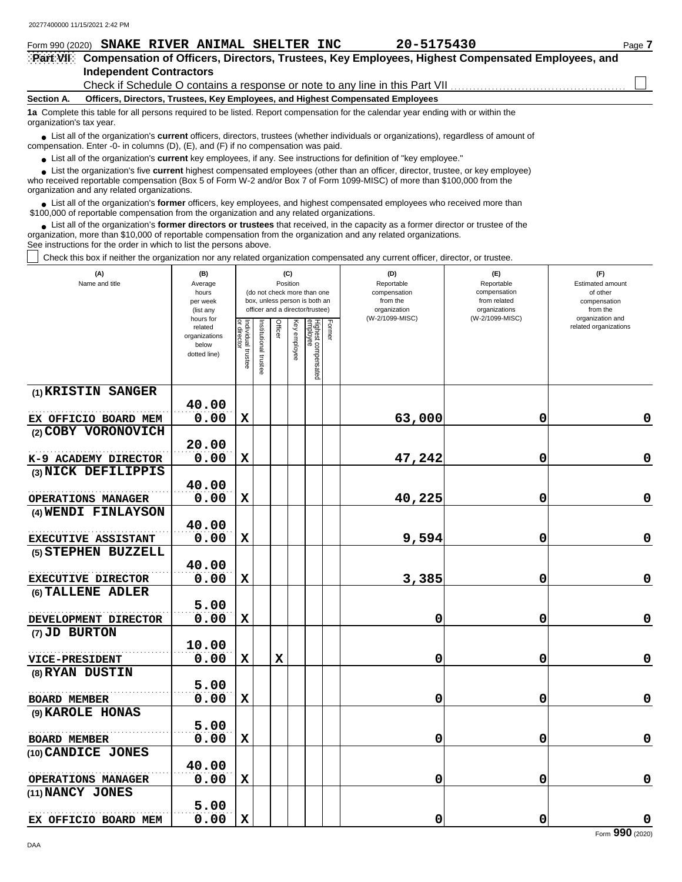Form 990 (2020) **SNAKE RIVER ANIMAL SHELTER INC** 20-5175430

## Part VII Compensation of Officers, Directors, Trustees, Key Employees, Highest Compensated Employees, and Independent Contractors

Check if Schedule O contains a response or note to any line in this Part VII ☐

### Section A. Officers, Directors, Trustees, Key Employees, and Highest Compensated Employees

**1a** Complete this table for all persons required to be listed. Report compensation for the calendar year ending with or within the organization's tax year.

- List all of the organization's **current** officers, directors, trustees (whether individuals or organizations), regardless of amount of compensation. Enter -0- in columns (D), (E), and (F) if no compensation was paid.
- List all of the organization's **current** key employees, if any. See instructions for definition of "key employee."
- List the organization's five **current** highest compensated employees (other than an officer, director, trustee, or key employee) who received reportable compensation (Box 5 of Form W-2 and/or Box 7 of Form 1099-MISC) of more than $100,000 from the organization and any related organizations.
- List all of the organization's **former** officers, key employees, and highest compensated employees who received more than $100,000 of reportable compensation from the organization and any related organizations.
- List all of the organization's **former directors or trustees** that received, in the capacity as a former director or trustee of the organization, more than $10,000 of reportable compensation from the organization and any related organizations.

See instructions for the order in which to list the persons above.

☐ Check this box if neither the organization nor any related organization compensated any current officer, director, or trustee.

| (A) Name and title | (B) Average hours per week (list any hours for related organizations below dotted line) | (C) Position: Individual trustee or director | Institutional trustee | Officer | Key employee | Highest compensated employee | Former | (D) Reportable compensation from the organization (W-2/1099-MISC) | (E) Reportable compensation from related organizations (W-2/1099-MISC) | (F) Estimated amount of other compensation from the organization and related organizations |
|---|---|---|---|---|---|---|---|---|---|---|
| (1) KRISTIN SANGER<br>EX OFFICIO BOARD MEM | 40.00<br>0.00 | X | | | | | | 63,000 | 0 | 0 |
| (2) COBY VORONOVICH<br>K-9 ACADEMY DIRECTOR | 20.00<br>0.00 | X | | | | | | 47,242 | 0 | 0 |
| (3) NICK DEFILIPPIS<br>OPERATIONS MANAGER | 40.00<br>0.00 | X | | | | | | 40,225 | 0 | 0 |
| (4) WENDI FINLAYSON<br>EXECUTIVE ASSISTANT | 40.00<br>0.00 | X | | | | | | 9,594 | 0 | 0 |
| (5) STEPHEN BUZZELL<br>EXECUTIVE DIRECTOR | 40.00<br>0.00 | X | | | | | | 3,385 | 0 | 0 |
| (6) TALLENE ADLER<br>DEVELOPMENT DIRECTOR | 5.00<br>0.00 | X | | | | | | 0 | 0 | 0 |
| (7) JD BURTON<br>VICE-PRESIDENT | 10.00<br>0.00 | X | | X | | | | 0 | 0 | 0 |
| (8) RYAN DUSTIN<br>BOARD MEMBER | 5.00<br>0.00 | X | | | | | | 0 | 0 | 0 |
| (9) KAROLE HONAS<br>BOARD MEMBER | 5.00<br>0.00 | X | | | | | | 0 | 0 | 0 |
| (10) CANDICE JONES<br>OPERATIONS MANAGER | 40.00<br>0.00 | X | | | | | | 0 | 0 | 0 |
| (11) NANCY JONES<br>EX OFFICIO BOARD MEM | 5.00<br>0.00 | X | | | | | | 0 | 0 | 0 |

Form **990** (2020)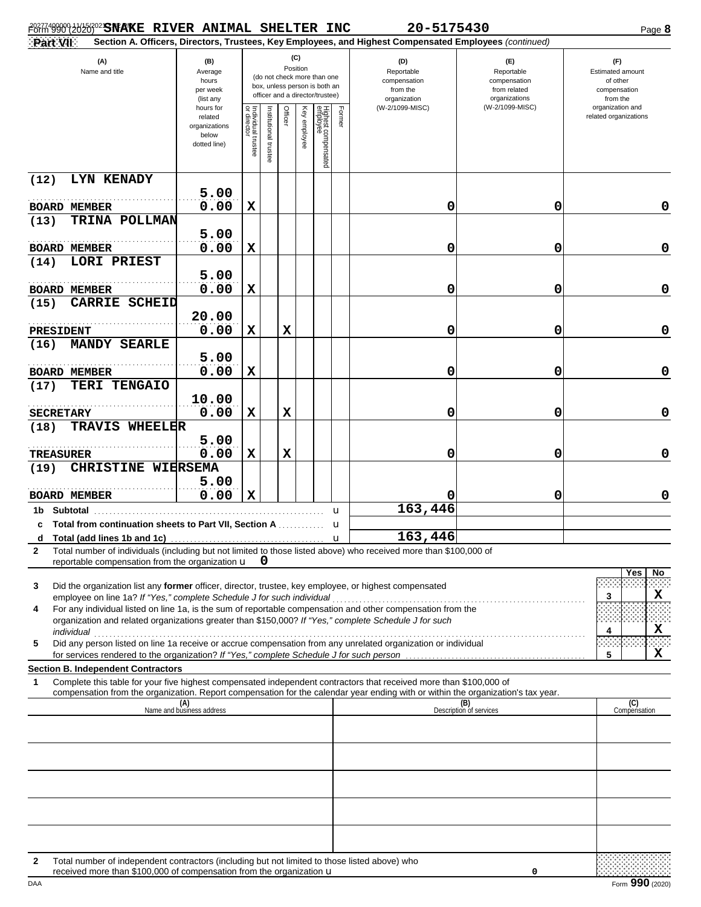Form 990 (2020) SNAKE RIVER ANIMAL SHELTER INC 20-5175430 Page **8**

**Part VII** **Section A. Officers, Directors, Trustees, Key Employees, and Highest Compensated Employees** *(continued)*

| (A) Name and title | (B) Average hours per week (list any hours for related organizations below dotted line) | (C) Position: Individual trustee or director | Institutional trustee | Officer | Key employee | Highest compensated employee | Former | (D) Reportable compensation from the organization (W-2/1099-MISC) | (E) Reportable compensation from related organizations (W-2/1099-MISC) | (F) Estimated amount of other compensation from the organization and related organizations |
|---|---|---|---|---|---|---|---|---|---|---|
| (12) LYN KENADY<br>BOARD MEMBER | 5.00<br>0.00 | X | | | | | | 0 | 0 | 0 |
| (13) TRINA POLLMAN<br>BOARD MEMBER | 5.00<br>0.00 | X | | | | | | 0 | 0 | 0 |
| (14) LORI PRIEST<br>BOARD MEMBER | 5.00<br>0.00 | X | | | | | | 0 | 0 | 0 |
| (15) CARRIE SCHEID<br>PRESIDENT | 20.00<br>0.00 | X | | X | | | | 0 | 0 | 0 |
| (16) MANDY SEARLE<br>BOARD MEMBER | 5.00<br>0.00 | X | | | | | | 0 | 0 | 0 |
| (17) TERI TENGAIO<br>SECRETARY | 10.00<br>0.00 | X | | X | | | | 0 | 0 | 0 |
| (18) TRAVIS WHEELER<br>TREASURER | 5.00<br>0.00 | X | | X | | | | 0 | 0 | 0 |
| (19) CHRISTINE WIERSEMA<br>BOARD MEMBER | 5.00<br>0.00 | X | | | | | | 0 | 0 | 0 |
| 1b Subtotal | | | | | | | | 163,446 | | |
| c Total from continuation sheets to Part VII, Section A | | | | | | | | | | |
| d Total (add lines 1b and 1c) | | | | | | | | 163,446 | | |

2 Total number of individuals (including but not limited to those listed above) who received more than $100,000 of reportable compensation from the organization u 0

| | | Yes | No |
|---|---|---|---|
| 3 Did the organization list any **former** officer, director, trustee, key employee, or highest compensated employee on line 1a? *If "Yes," complete Schedule J for such individual* | 3 | | X |
| 4 For any individual listed on line 1a, is the sum of reportable compensation and other compensation from the organization and related organizations greater than $150,000? *If "Yes," complete Schedule J for such individual* | 4 | | X |
| 5 Did any person listed on line 1a receive or accrue compensation from any unrelated organization or individual for services rendered to the organization? *If "Yes," complete Schedule J for such person* | 5 | | X |

**Section B. Independent Contractors**

1 Complete this table for your five highest compensated independent contractors that received more than $100,000 of compensation from the organization. Report compensation for the calendar year ending with or within the organization's tax year.

| (A) Name and business address | (B) Description of services | (C) Compensation |
|---|---|---|
| | | |
| | | |
| | | |
| | | |
| | | |

2 Total number of independent contractors (including but not limited to those listed above) who received more than $100,000 of compensation from the organization u 0

DAA Form **990** (2020)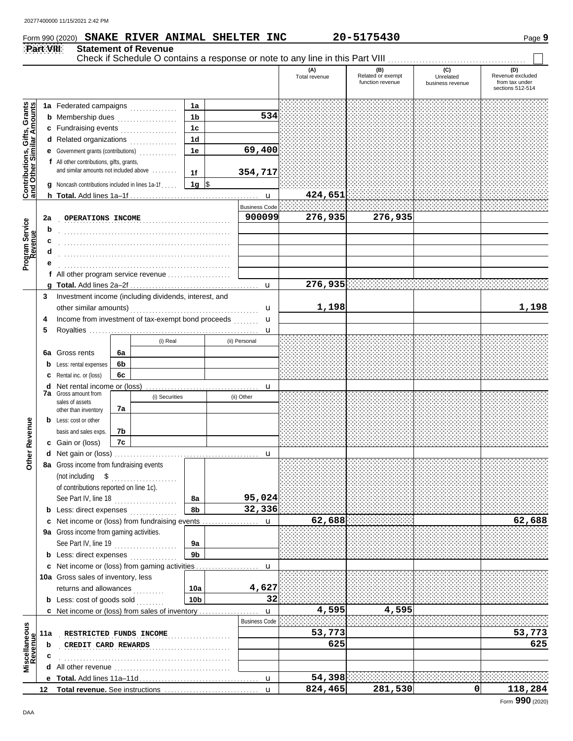Form 990 (2020) **SNAKE RIVER ANIMAL SHELTER INC** **20-5175430** Page **9**

**Part VIII** **Statement of Revenue**

Check if Schedule O contains a response or note to any line in this Part VIII ☐

| | | | | (A) Total revenue | (B) Related or exempt function revenue | (C) Unrelated business revenue | (D) Revenue excluded from tax under sections 512-514 |
|---|---|---|---|---|---|---|---|
| **Contributions, Gifts, Grants and Other Similar Amounts** | **1a** Federated campaigns | 1a | | | | | |
| | **b** Membership dues | 1b | 534 | | | | |
| | **c** Fundraising events | 1c | | | | | |
| | **d** Related organizations | 1d | | | | | |
| | **e** Government grants (contributions) | 1e | 69,400 | | | | |
| | **f** All other contributions, gifts, grants, and similar amounts not included above | 1f | 354,717 | | | | |
| | **g** Noncash contributions included in lines 1a-1f | 1g | $ | | | | |
| | **h Total.** Add lines 1a–1f | | | 424,651 | | | |
| **Program Service Revenue** | | | Business Code | | | | |
| | **2a** OPERATIONS INCOME | | 900099 | 276,935 | 276,935 | | |
| | **b** | | | | | | |
| | **c** | | | | | | |
| | **d** | | | | | | |
| | **e** | | | | | | |
| | **f** All other program service revenue | | | | | | |
| | **g Total.** Add lines 2a–2f | | | 276,935 | | | |
| **Other Revenue** | **3** Investment income (including dividends, interest, and other similar amounts) | | | 1,198 | | | 1,198 |
| | **4** Income from investment of tax-exempt bond proceeds | | | | | | |
| | **5** Royalties | | | | | | |
| | | | (i) Real / (ii) Personal | | | | |
| | **6a** Gross rents | 6a | | | | | |
| | **b** Less: rental expenses | 6b | | | | | |
| | **c** Rental inc. or (loss) | 6c | | | | | |
| | **d** Net rental income or (loss) | | | | | | |
| | | | (i) Securities / (ii) Other | | | | |
| | **7a** Gross amount from sales of assets other than inventory | 7a | | | | | |
| | **b** Less: cost or other basis and sales exps. | 7b | | | | | |
| | **c** Gain or (loss) | 7c | | | | | |
| | **d** Net gain or (loss) | | | | | | |
| | **8a** Gross income from fundraising events (not including $ of contributions reported on line 1c). See Part IV, line 18 | 8a | 95,024 | | | | |
| | **b** Less: direct expenses | 8b | 32,336 | | | | |
| | **c** Net income or (loss) from fundraising events | | | 62,688 | | | 62,688 |
| | **9a** Gross income from gaming activities. See Part IV, line 19 | 9a | | | | | |
| | **b** Less: direct expenses | 9b | | | | | |
| | **c** Net income or (loss) from gaming activities | | | | | | |
| | **10a** Gross sales of inventory, less returns and allowances | 10a | 4,627 | | | | |
| | **b** Less: cost of goods sold | 10b | 32 | | | | |
| | **c** Net income or (loss) from sales of inventory | | | 4,595 | 4,595 | | |
| **Miscellaneous Revenue** | | | Business Code | | | | |
| | **11a** RESTRICTED FUNDS INCOME | | | 53,773 | | | 53,773 |
| | **b** CREDIT CARD REWARDS | | | 625 | | | 625 |
| | **c** | | | | | | |
| | **d** All other revenue | | | | | | |
| | **e Total.** Add lines 11a–11d | | | 54,398 | | | |
| | **12 Total revenue.** See instructions | | | 824,465 | 281,530 | 0 | 118,284 |

Form **990** (2020)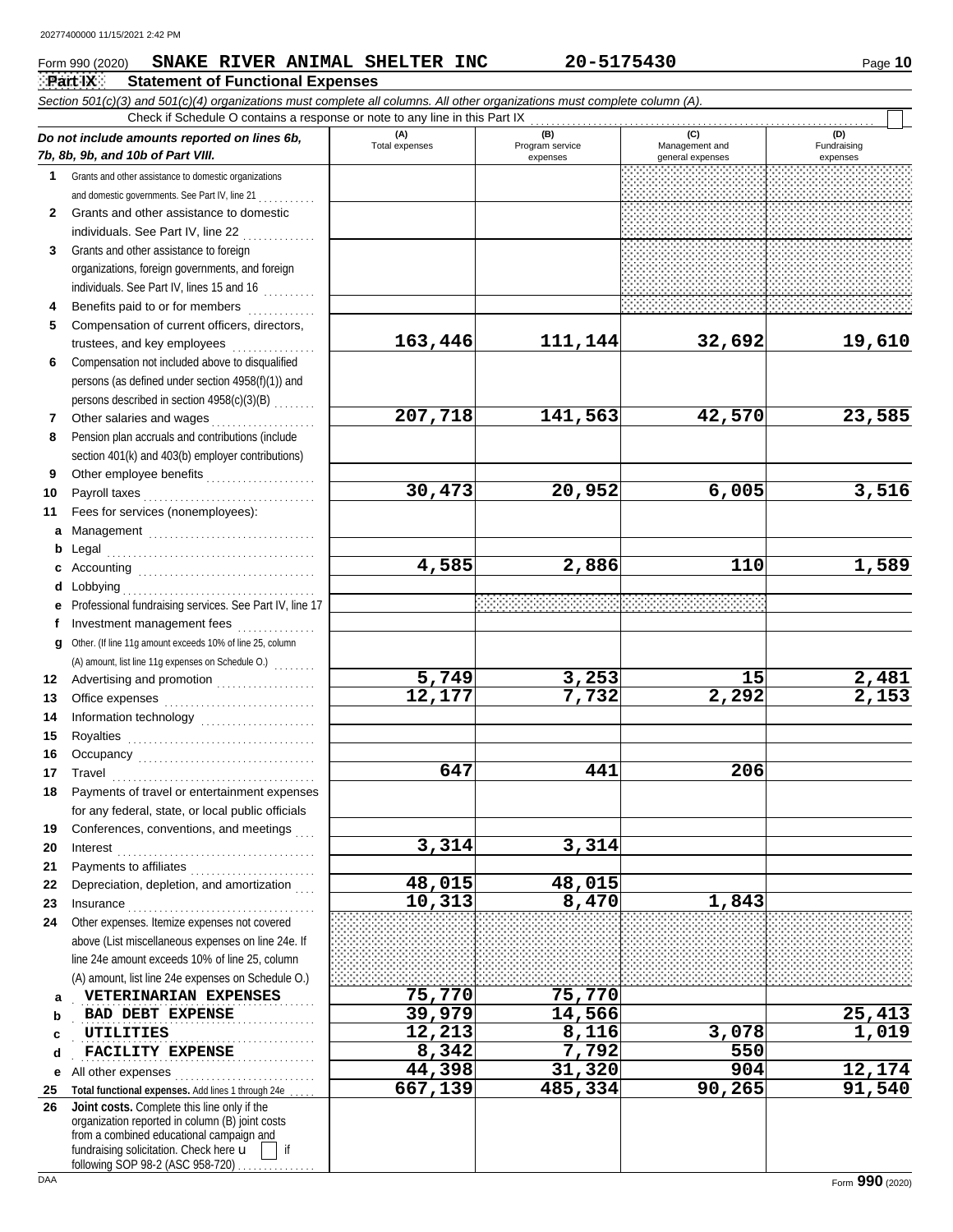20277400000 11/15/2021 2:42 PM

Form 990 (2020) **SNAKE RIVER ANIMAL SHELTER INC** **20-5175430** Page **10**

## Part IX Statement of Functional Expenses

*Section 501(c)(3) and 501(c)(4) organizations must complete all columns. All other organizations must complete column (A).*

Check if Schedule O contains a response or note to any line in this Part IX . . . . . ☐

| *Do not include amounts reported on lines 6b, 7b, 8b, 9b, and 10b of Part VIII.* | (A) Total expenses | (B) Program service expenses | (C) Management and general expenses | (D) Fundraising expenses |
|---|---|---|---|---|
| **1** Grants and other assistance to domestic organizations and domestic governments. See Part IV, line 21 | | | | |
| **2** Grants and other assistance to domestic individuals. See Part IV, line 22 | | | | |
| **3** Grants and other assistance to foreign organizations, foreign governments, and foreign individuals. See Part IV, lines 15 and 16 | | | | |
| **4** Benefits paid to or for members | | | | |
| **5** Compensation of current officers, directors, trustees, and key employees | 163,446 | 111,144 | 32,692 | 19,610 |
| **6** Compensation not included above to disqualified persons (as defined under section 4958(f)(1)) and persons described in section 4958(c)(3)(B) | | | | |
| **7** Other salaries and wages | 207,718 | 141,563 | 42,570 | 23,585 |
| **8** Pension plan accruals and contributions (include section 401(k) and 403(b) employer contributions) | | | | |
| **9** Other employee benefits | | | | |
| **10** Payroll taxes | 30,473 | 20,952 | 6,005 | 3,516 |
| **11** Fees for services (nonemployees): | | | | |
| **a** Management | | | | |
| **b** Legal | | | | |
| **c** Accounting | 4,585 | 2,886 | 110 | 1,589 |
| **d** Lobbying | | | | |
| **e** Professional fundraising services. See Part IV, line 17 | | | | |
| **f** Investment management fees | | | | |
| **g** Other. (If line 11g amount exceeds 10% of line 25, column (A) amount, list line 11g expenses on Schedule O.) | | | | |
| **12** Advertising and promotion | 5,749 | 3,253 | 15 | 2,481 |
| **13** Office expenses | 12,177 | 7,732 | 2,292 | 2,153 |
| **14** Information technology | | | | |
| **15** Royalties | | | | |
| **16** Occupancy | | | | |
| **17** Travel | 647 | 441 | 206 | |
| **18** Payments of travel or entertainment expenses for any federal, state, or local public officials | | | | |
| **19** Conferences, conventions, and meetings | | | | |
| **20** Interest | 3,314 | 3,314 | | |
| **21** Payments to affiliates | | | | |
| **22** Depreciation, depletion, and amortization | 48,015 | 48,015 | | |
| **23** Insurance | 10,313 | 8,470 | 1,843 | |
| **24** Other expenses. Itemize expenses not covered above (List miscellaneous expenses on line 24e. If line 24e amount exceeds 10% of line 25, column (A) amount, list line 24e expenses on Schedule O.) | | | | |
| **a** VETERINARIAN EXPENSES | 75,770 | 75,770 | | |
| **b** BAD DEBT EXPENSE | 39,979 | 14,566 | | 25,413 |
| **c** UTILITIES | 12,213 | 8,116 | 3,078 | 1,019 |
| **d** FACILITY EXPENSE | 8,342 | 7,792 | 550 | |
| **e** All other expenses | 44,398 | 31,320 | 904 | 12,174 |
| **25 Total functional expenses.** Add lines 1 through 24e | 667,139 | 485,334 | 90,265 | 91,540 |
| **26 Joint costs.** Complete this line only if the organization reported in column (B) joint costs from a combined educational campaign and fundraising solicitation. Check here ☐ if following SOP 98-2 (ASC 958-720) | | | | |

DAA Form **990** (2020)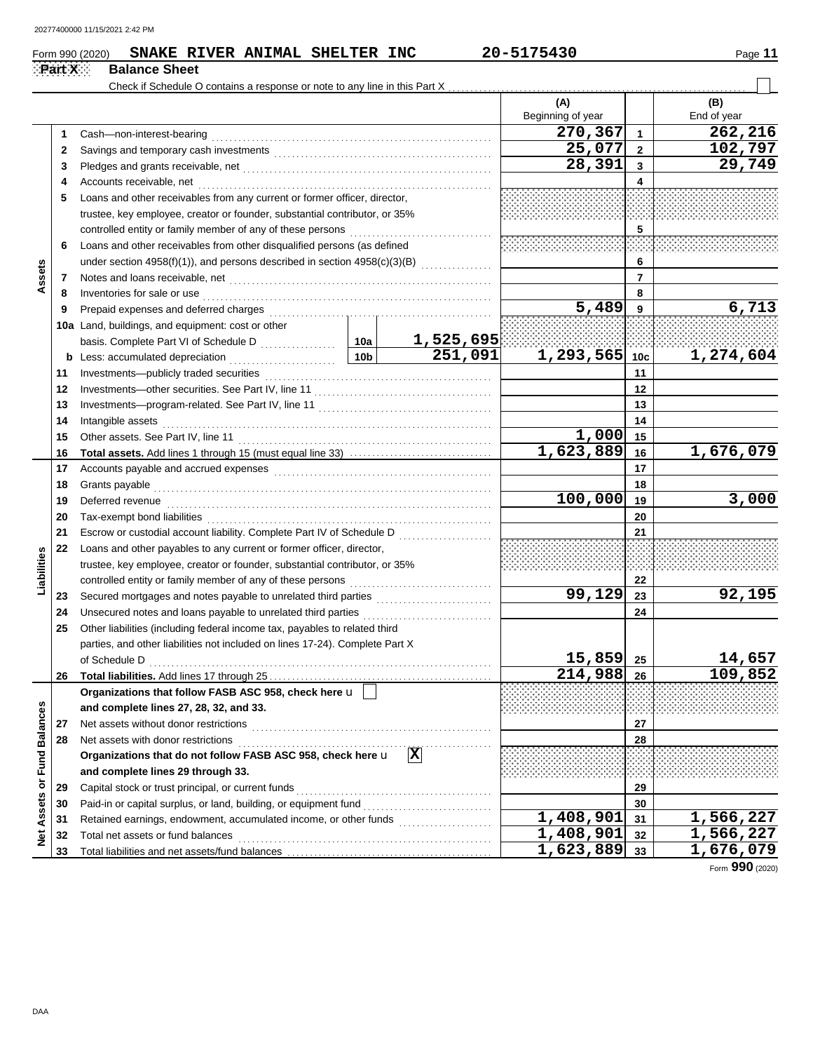Form 990 (2020) **SNAKE RIVER ANIMAL SHELTER INC** 20-5175430

## Part X Balance Sheet

Check if Schedule O contains a response or note to any line in this Part X ☐

| | | Description | | | (A) Beginning of year | | (B) End of year |
|---|---|---|---|---|---|---|---|
| **Assets** | 1 | Cash—non-interest-bearing | | | 270,367 | 1 | 262,216 |
| | 2 | Savings and temporary cash investments | | | 25,077 | 2 | 102,797 |
| | 3 | Pledges and grants receivable, net | | | 28,391 | 3 | 29,749 |
| | 4 | Accounts receivable, net | | | | 4 | |
| | 5 | Loans and other receivables from any current or former officer, director, trustee, key employee, creator or founder, substantial contributor, or 35% controlled entity or family member of any of these persons | | | | 5 | |
| | 6 | Loans and other receivables from other disqualified persons (as defined under section 4958(f)(1)), and persons described in section 4958(c)(3)(B) | | | | 6 | |
| | 7 | Notes and loans receivable, net | | | | 7 | |
| | 8 | Inventories for sale or use | | | | 8 | |
| | 9 | Prepaid expenses and deferred charges | | | 5,489 | 9 | 6,713 |
| | 10a | Land, buildings, and equipment: cost or other basis. Complete Part VI of Schedule D | 10a | 1,525,695 | | | |
| | b | Less: accumulated depreciation | 10b | 251,091 | 1,293,565 | 10c | 1,274,604 |
| | 11 | Investments—publicly traded securities | | | | 11 | |
| | 12 | Investments—other securities. See Part IV, line 11 | | | | 12 | |
| | 13 | Investments—program-related. See Part IV, line 11 | | | | 13 | |
| | 14 | Intangible assets | | | | 14 | |
| | 15 | Other assets. See Part IV, line 11 | | | 1,000 | 15 | |
| | 16 | **Total assets.** Add lines 1 through 15 (must equal line 33) | | | 1,623,889 | 16 | 1,676,079 |
| **Liabilities** | 17 | Accounts payable and accrued expenses | | | | 17 | |
| | 18 | Grants payable | | | | 18 | |
| | 19 | Deferred revenue | | | 100,000 | 19 | 3,000 |
| | 20 | Tax-exempt bond liabilities | | | | 20 | |
| | 21 | Escrow or custodial account liability. Complete Part IV of Schedule D | | | | 21 | |
| | 22 | Loans and other payables to any current or former officer, director, trustee, key employee, creator or founder, substantial contributor, or 35% controlled entity or family member of any of these persons | | | | 22 | |
| | 23 | Secured mortgages and notes payable to unrelated third parties | | | 99,129 | 23 | 92,195 |
| | 24 | Unsecured notes and loans payable to unrelated third parties | | | | 24 | |
| | 25 | Other liabilities (including federal income tax, payables to related third parties, and other liabilities not included on lines 17-24). Complete Part X of Schedule D | | | 15,859 | 25 | 14,657 |
| | 26 | **Total liabilities.** Add lines 17 through 25 | | | 214,988 | 26 | 109,852 |
| **Net Assets or Fund Balances** | | **Organizations that follow FASB ASC 958, check here** ☐ **and complete lines 27, 28, 32, and 33.** | | | | | |
| | 27 | Net assets without donor restrictions | | | | 27 | |
| | 28 | Net assets with donor restrictions | | | | 28 | |
| | | **Organizations that do not follow FASB ASC 958, check here** ☒ **and complete lines 29 through 33.** | | | | | |
| | 29 | Capital stock or trust principal, or current funds | | | | 29 | |
| | 30 | Paid-in or capital surplus, or land, building, or equipment fund | | | | 30 | |
| | 31 | Retained earnings, endowment, accumulated income, or other funds | | | 1,408,901 | 31 | 1,566,227 |
| | 32 | Total net assets or fund balances | | | 1,408,901 | 32 | 1,566,227 |
| | 33 | Total liabilities and net assets/fund balances | | | 1,623,889 | 33 | 1,676,079 |

Form **990** (2020)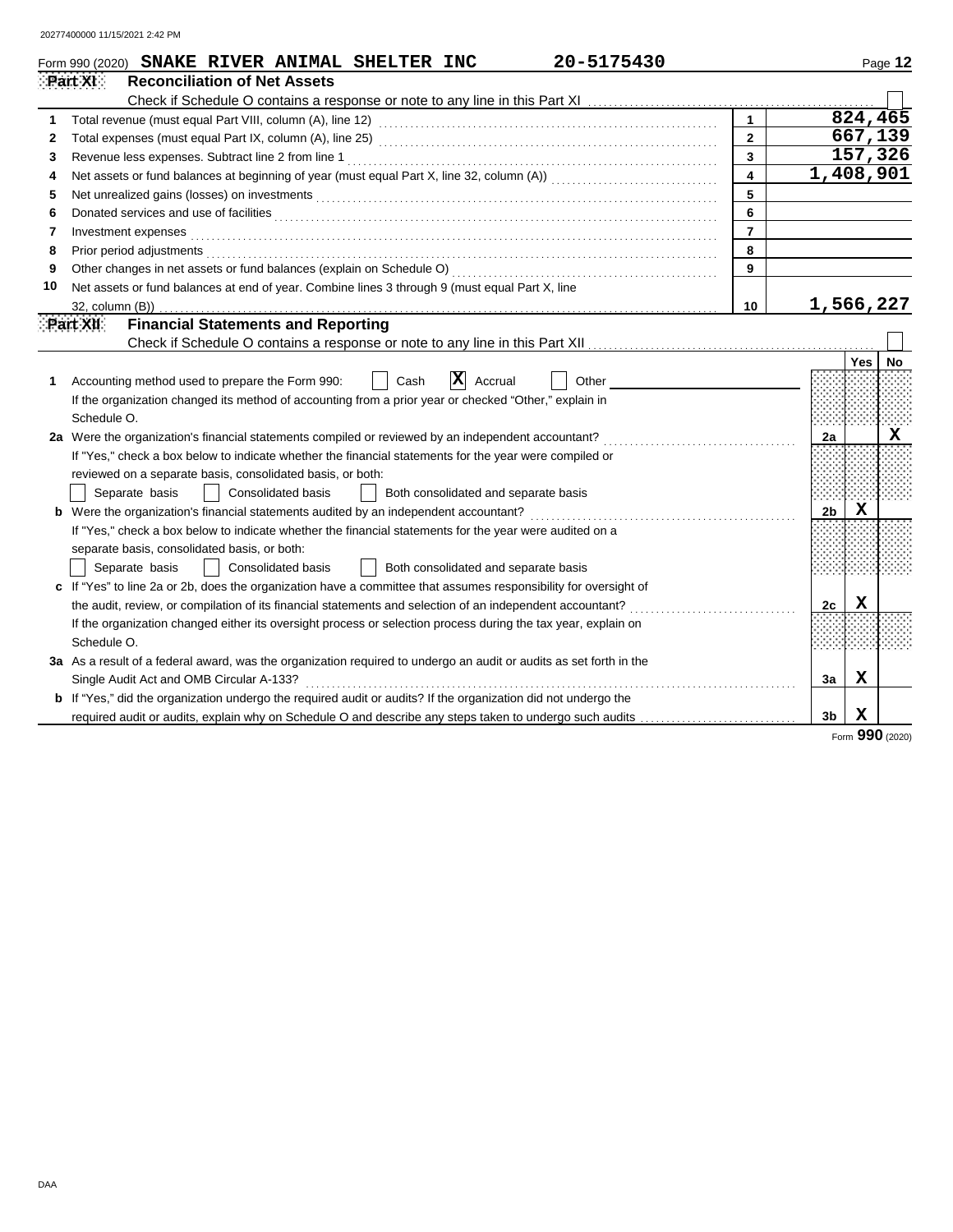Form 990 (2020) **SNAKE RIVER ANIMAL SHELTER INC** **20-5175430**

## Part XI Reconciliation of Net Assets

Check if Schedule O contains a response or note to any line in this Part XI ☐

| | | | |
|---|---|---|---|
| 1 | Total revenue (must equal Part VIII, column (A), line 12) | 1 | 824,465 |
| 2 | Total expenses (must equal Part IX, column (A), line 25) | 2 | 667,139 |
| 3 | Revenue less expenses. Subtract line 2 from line 1 | 3 | 157,326 |
| 4 | Net assets or fund balances at beginning of year (must equal Part X, line 32, column (A)) | 4 | 1,408,901 |
| 5 | Net unrealized gains (losses) on investments | 5 | |
| 6 | Donated services and use of facilities | 6 | |
| 7 | Investment expenses | 7 | |
| 8 | Prior period adjustments | 8 | |
| 9 | Other changes in net assets or fund balances (explain on Schedule O) | 9 | |
| 10 | Net assets or fund balances at end of year. Combine lines 3 through 9 (must equal Part X, line 32, column (B)) | 10 | 1,566,227 |

## Part XII Financial Statements and Reporting

Check if Schedule O contains a response or note to any line in this Part XII ☐

| | | | Yes | No |
|---|---|---|---|---|
| 1 | Accounting method used to prepare the Form 990: ☐ Cash ☒ Accrual ☐ Other<br>If the organization changed its method of accounting from a prior year or checked "Other," explain in Schedule O. | | | |
| 2a | Were the organization's financial statements compiled or reviewed by an independent accountant?<br>If "Yes," check a box below to indicate whether the financial statements for the year were compiled or reviewed on a separate basis, consolidated basis, or both:<br>☐ Separate basis ☐ Consolidated basis ☐ Both consolidated and separate basis | 2a | | X |
| b | Were the organization's financial statements audited by an independent accountant?<br>If "Yes," check a box below to indicate whether the financial statements for the year were audited on a separate basis, consolidated basis, or both:<br>☐ Separate basis ☐ Consolidated basis ☐ Both consolidated and separate basis | 2b | X | |
| c | If "Yes" to line 2a or 2b, does the organization have a committee that assumes responsibility for oversight of the audit, review, or compilation of its financial statements and selection of an independent accountant?<br>If the organization changed either its oversight process or selection process during the tax year, explain on Schedule O. | 2c | X | |
| 3a | As a result of a federal award, was the organization required to undergo an audit or audits as set forth in the Single Audit Act and OMB Circular A-133? | 3a | X | |
| b | If "Yes," did the organization undergo the required audit or audits? If the organization did not undergo the required audit or audits, explain why on Schedule O and describe any steps taken to undergo such audits | 3b | X | |

Form **990** (2020)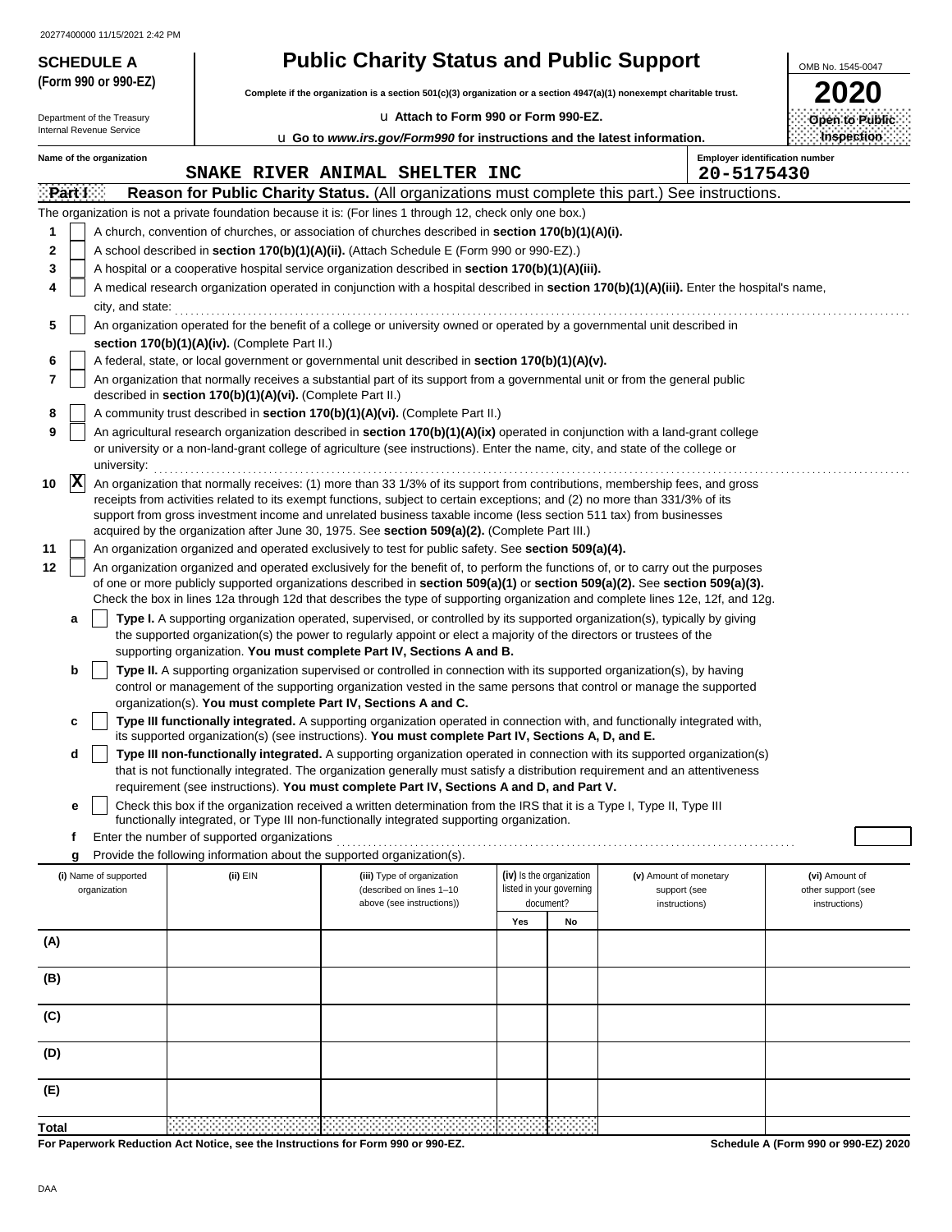20277400000 11/15/2021 2:42 PM

**SCHEDULE A**
**(Form 990 or 990-EZ)**

Department of the Treasury
Internal Revenue Service

# Public Charity Status and Public Support

**Complete if the organization is a section 501(c)(3) organization or a section 4947(a)(1) nonexempt charitable trust.**

u **Attach to Form 990 or Form 990-EZ.**

u **Go to *www.irs.gov/Form990* for instructions and the latest information.**

OMB No. 1545-0047

**2020**

**Open to Public Inspection**

**Name of the organization**
SNAKE RIVER ANIMAL SHELTER INC

**Employer identification number**
20-5175430

**Part I** **Reason for Public Charity Status.** (All organizations must complete this part.) See instructions.

The organization is not a private foundation because it is: (For lines 1 through 12, check only one box.)

1 [ ] A church, convention of churches, or association of churches described in **section 170(b)(1)(A)(i).**

2 [ ] A school described in **section 170(b)(1)(A)(ii).** (Attach Schedule E (Form 990 or 990-EZ).)

3 [ ] A hospital or a cooperative hospital service organization described in **section 170(b)(1)(A)(iii).**

4 [ ] A medical research organization operated in conjunction with a hospital described in **section 170(b)(1)(A)(iii).** Enter the hospital's name, city, and state:

5 [ ] An organization operated for the benefit of a college or university owned or operated by a governmental unit described in **section 170(b)(1)(A)(iv).** (Complete Part II.)

6 [ ] A federal, state, or local government or governmental unit described in **section 170(b)(1)(A)(v).**

7 [ ] An organization that normally receives a substantial part of its support from a governmental unit or from the general public described in **section 170(b)(1)(A)(vi).** (Complete Part II.)

8 [ ] A community trust described in **section 170(b)(1)(A)(vi).** (Complete Part II.)

9 [ ] An agricultural research organization described in **section 170(b)(1)(A)(ix)** operated in conjunction with a land-grant college or university or a non-land-grant college of agriculture (see instructions). Enter the name, city, and state of the college or university:

10 [X] An organization that normally receives: (1) more than 33 1/3% of its support from contributions, membership fees, and gross receipts from activities related to its exempt functions, subject to certain exceptions; and (2) no more than 331/3% of its support from gross investment income and unrelated business taxable income (less section 511 tax) from businesses acquired by the organization after June 30, 1975. See **section 509(a)(2).** (Complete Part III.)

11 [ ] An organization organized and operated exclusively to test for public safety. See **section 509(a)(4).**

12 [ ] An organization organized and operated exclusively for the benefit of, to perform the functions of, or to carry out the purposes of one or more publicly supported organizations described in **section 509(a)(1)** or **section 509(a)(2).** See **section 509(a)(3).** Check the box in lines 12a through 12d that describes the type of supporting organization and complete lines 12e, 12f, and 12g.

**a** [ ] **Type I.** A supporting organization operated, supervised, or controlled by its supported organization(s), typically by giving the supported organization(s) the power to regularly appoint or elect a majority of the directors or trustees of the supporting organization. **You must complete Part IV, Sections A and B.**

**b** [ ] **Type II.** A supporting organization supervised or controlled in connection with its supported organization(s), by having control or management of the supporting organization vested in the same persons that control or manage the supported organization(s). **You must complete Part IV, Sections A and C.**

**c** [ ] **Type III functionally integrated.** A supporting organization operated in connection with, and functionally integrated with, its supported organization(s) (see instructions). **You must complete Part IV, Sections A, D, and E.**

**d** [ ] **Type III non-functionally integrated.** A supporting organization operated in connection with its supported organization(s) that is not functionally integrated. The organization generally must satisfy a distribution requirement and an attentiveness requirement (see instructions). **You must complete Part IV, Sections A and D, and Part V.**

**e** [ ] Check this box if the organization received a written determination from the IRS that it is a Type I, Type II, Type III functionally integrated, or Type III non-functionally integrated supporting organization.

**f** Enter the number of supported organizations

**g** Provide the following information about the supported organization(s).

| (i) Name of supported organization | (ii) EIN | (iii) Type of organization (described on lines 1–10 above (see instructions)) | (iv) Is the organization listed in your governing document? Yes | No | (v) Amount of monetary support (see instructions) | (vi) Amount of other support (see instructions) |
|---|---|---|---|---|---|---|
| (A) | | | | | | |
| (B) | | | | | | |
| (C) | | | | | | |
| (D) | | | | | | |
| (E) | | | | | | |
| **Total** | | | | | | |

**For Paperwork Reduction Act Notice, see the Instructions for Form 990 or 990-EZ.**

**Schedule A (Form 990 or 990-EZ) 2020**

DAA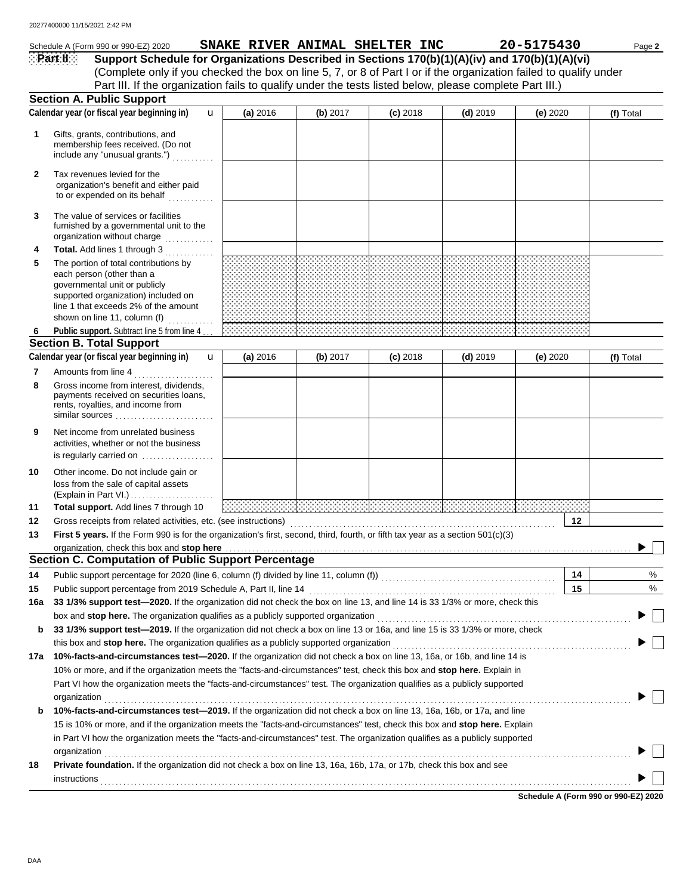Schedule A (Form 990 or 990-EZ) 2020 **SNAKE RIVER ANIMAL SHELTER INC** **20-5175430** Page **2**

**Part II** **Support Schedule for Organizations Described in Sections 170(b)(1)(A)(iv) and 170(b)(1)(A)(vi)**
(Complete only if you checked the box on line 5, 7, or 8 of Part I or if the organization failed to qualify under Part III. If the organization fails to qualify under the tests listed below, please complete Part III.)

## Section A. Public Support

| | Calendar year (or fiscal year beginning in) | (a) 2016 | (b) 2017 | (c) 2018 | (d) 2019 | (e) 2020 | (f) Total |
|---|---|---|---|---|---|---|---|
| 1 | Gifts, grants, contributions, and membership fees received. (Do not include any "unusual grants.") | | | | | | |
| 2 | Tax revenues levied for the organization's benefit and either paid to or expended on its behalf | | | | | | |
| 3 | The value of services or facilities furnished by a governmental unit to the organization without charge | | | | | | |
| 4 | **Total.** Add lines 1 through 3 | | | | | | |
| 5 | The portion of total contributions by each person (other than a governmental unit or publicly supported organization) included on line 1 that exceeds 2% of the amount shown on line 11, column (f) | | | | | | |
| 6 | **Public support.** Subtract line 5 from line 4 | | | | | | |

## Section B. Total Support

| | Calendar year (or fiscal year beginning in) | (a) 2016 | (b) 2017 | (c) 2018 | (d) 2019 | (e) 2020 | (f) Total |
|---|---|---|---|---|---|---|---|
| 7 | Amounts from line 4 | | | | | | |
| 8 | Gross income from interest, dividends, payments received on securities loans, rents, royalties, and income from similar sources | | | | | | |
| 9 | Net income from unrelated business activities, whether or not the business is regularly carried on | | | | | | |
| 10 | Other income. Do not include gain or loss from the sale of capital assets (Explain in Part VI.) | | | | | | |
| 11 | **Total support.** Add lines 7 through 10 | | | | | | |

**12** Gross receipts from related activities, etc. (see instructions) **12**

**13** **First 5 years.** If the Form 990 is for the organization's first, second, third, fourth, or fifth tax year as a section 501(c)(3) organization, check this box and **stop here** ☐

## Section C. Computation of Public Support Percentage

**14** Public support percentage for 2020 (line 6, column (f) divided by line 11, column (f)) **14** %

**15** Public support percentage from 2019 Schedule A, Part II, line 14 **15** %

**16a** **33 1/3% support test—2020.** If the organization did not check the box on line 13, and line 14 is 33 1/3% or more, check this box and **stop here.** The organization qualifies as a publicly supported organization ☐

**b** **33 1/3% support test—2019.** If the organization did not check a box on line 13 or 16a, and line 15 is 33 1/3% or more, check this box and **stop here.** The organization qualifies as a publicly supported organization ☐

**17a** **10%-facts-and-circumstances test—2020.** If the organization did not check a box on line 13, 16a, or 16b, and line 14 is 10% or more, and if the organization meets the "facts-and-circumstances" test, check this box and **stop here.** Explain in Part VI how the organization meets the "facts-and-circumstances" test. The organization qualifies as a publicly supported organization ☐

**b** **10%-facts-and-circumstances test—2019.** If the organization did not check a box on line 13, 16a, 16b, or 17a, and line 15 is 10% or more, and if the organization meets the "facts-and-circumstances" test, check this box and **stop here.** Explain in Part VI how the organization meets the "facts-and-circumstances" test. The organization qualifies as a publicly supported organization ☐

**18** **Private foundation.** If the organization did not check a box on line 13, 16a, 16b, 17a, or 17b, check this box and see instructions ☐

**Schedule A (Form 990 or 990-EZ) 2020**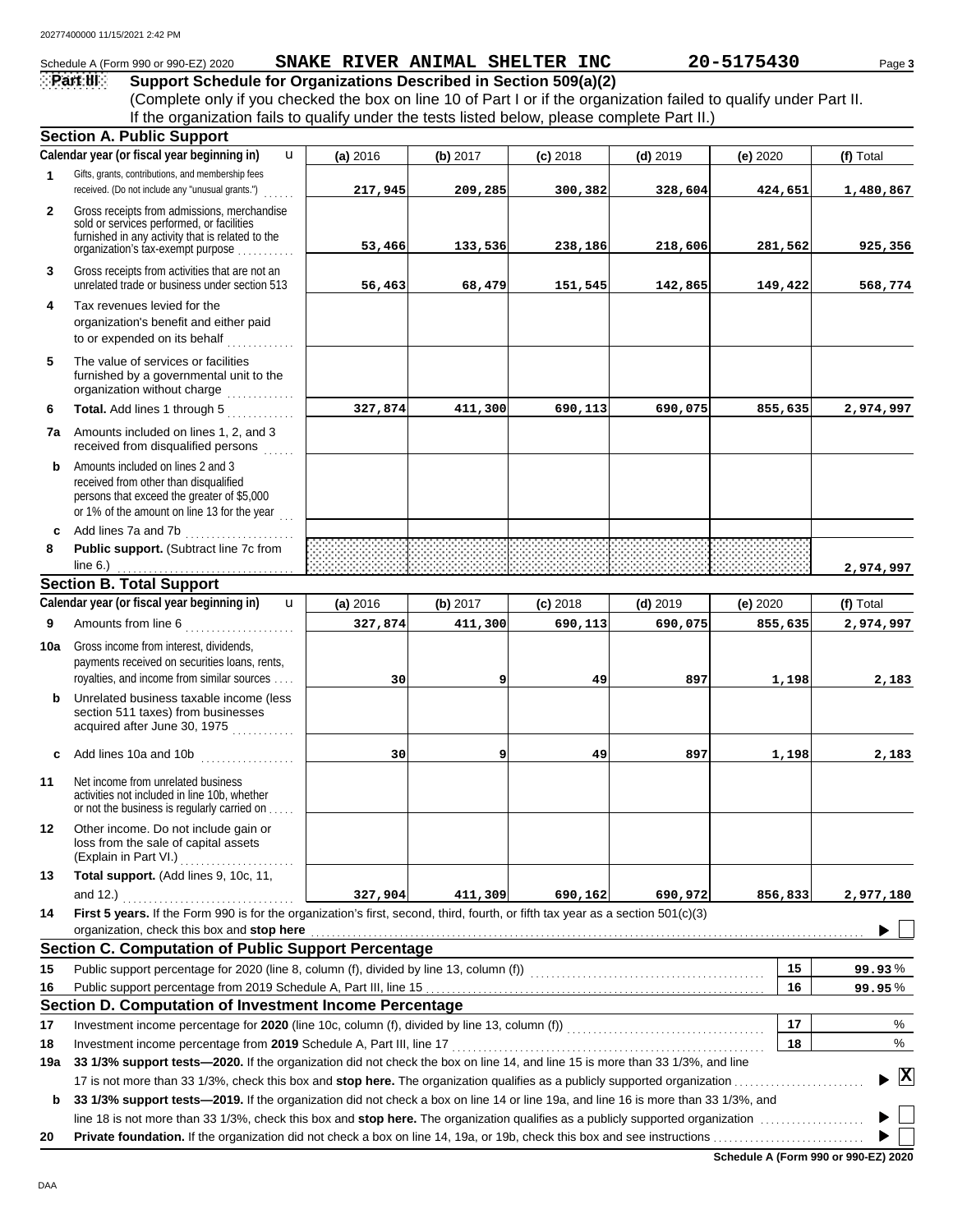Schedule A (Form 990 or 990-EZ) 2020 **SNAKE RIVER ANIMAL SHELTER INC** **20-5175430**

## Part III Support Schedule for Organizations Described in Section 509(a)(2)

(Complete only if you checked the box on line 10 of Part I or if the organization failed to qualify under Part II. If the organization fails to qualify under the tests listed below, please complete Part II.)

### Section A. Public Support

| | Calendar year (or fiscal year beginning in) | (a) 2016 | (b) 2017 | (c) 2018 | (d) 2019 | (e) 2020 | (f) Total |
|---|---|---|---|---|---|---|---|
| 1 | Gifts, grants, contributions, and membership fees received. (Do not include any "unusual grants.") | 217,945 | 209,285 | 300,382 | 328,604 | 424,651 | 1,480,867 |
| 2 | Gross receipts from admissions, merchandise sold or services performed, or facilities furnished in any activity that is related to the organization's tax-exempt purpose | 53,466 | 133,536 | 238,186 | 218,606 | 281,562 | 925,356 |
| 3 | Gross receipts from activities that are not an unrelated trade or business under section 513 | 56,463 | 68,479 | 151,545 | 142,865 | 149,422 | 568,774 |
| 4 | Tax revenues levied for the organization's benefit and either paid to or expended on its behalf | | | | | | |
| 5 | The value of services or facilities furnished by a governmental unit to the organization without charge | | | | | | |
| 6 | **Total.** Add lines 1 through 5 | 327,874 | 411,300 | 690,113 | 690,075 | 855,635 | 2,974,997 |
| 7a | Amounts included on lines 1, 2, and 3 received from disqualified persons | | | | | | |
| b | Amounts included on lines 2 and 3 received from other than disqualified persons that exceed the greater of $5,000 or 1% of the amount on line 13 for the year | | | | | | |
| c | Add lines 7a and 7b | | | | | | |
| 8 | **Public support.** (Subtract line 7c from line 6.) | | | | | | 2,974,997 |

### Section B. Total Support

| | Calendar year (or fiscal year beginning in) | (a) 2016 | (b) 2017 | (c) 2018 | (d) 2019 | (e) 2020 | (f) Total |
|---|---|---|---|---|---|---|---|
| 9 | Amounts from line 6 | 327,874 | 411,300 | 690,113 | 690,075 | 855,635 | 2,974,997 |
| 10a | Gross income from interest, dividends, payments received on securities loans, rents, royalties, and income from similar sources | 30 | 9 | 49 | 897 | 1,198 | 2,183 |
| b | Unrelated business taxable income (less section 511 taxes) from businesses acquired after June 30, 1975 | | | | | | |
| c | Add lines 10a and 10b | 30 | 9 | 49 | 897 | 1,198 | 2,183 |
| 11 | Net income from unrelated business activities not included in line 10b, whether or not the business is regularly carried on | | | | | | |
| 12 | Other income. Do not include gain or loss from the sale of capital assets (Explain in Part VI.) | | | | | | |
| 13 | **Total support.** (Add lines 9, 10c, 11, and 12.) | 327,904 | 411,309 | 690,162 | 690,972 | 856,833 | 2,977,180 |

14 **First 5 years.** If the Form 990 is for the organization's first, second, third, fourth, or fifth tax year as a section 501(c)(3) organization, check this box and **stop here** ☐

### Section C. Computation of Public Support Percentage

| | | | |
|---|---|---|---|
| 15 | Public support percentage for 2020 (line 8, column (f), divided by line 13, column (f)) | 15 | 99.93 % |
| 16 | Public support percentage from 2019 Schedule A, Part III, line 15 | 16 | 99.95 % |

### Section D. Computation of Investment Income Percentage

| | | | |
|---|---|---|---|
| 17 | Investment income percentage for **2020** (line 10c, column (f), divided by line 13, column (f)) | 17 | % |
| 18 | Investment income percentage from **2019** Schedule A, Part III, line 17 | 18 | % |

**19a** **33 1/3% support tests—2020.** If the organization did not check the box on line 14, and line 15 is more than 33 1/3%, and line 17 is not more than 33 1/3%, check this box and **stop here.** The organization qualifies as a publicly supported organization ☒

**b** **33 1/3% support tests—2019.** If the organization did not check a box on line 14 or line 19a, and line 16 is more than 33 1/3%, and line 18 is not more than 33 1/3%, check this box and **stop here.** The organization qualifies as a publicly supported organization ☐

**20** **Private foundation.** If the organization did not check a box on line 14, 19a, or 19b, check this box and see instructions ☐

**Schedule A (Form 990 or 990-EZ) 2020**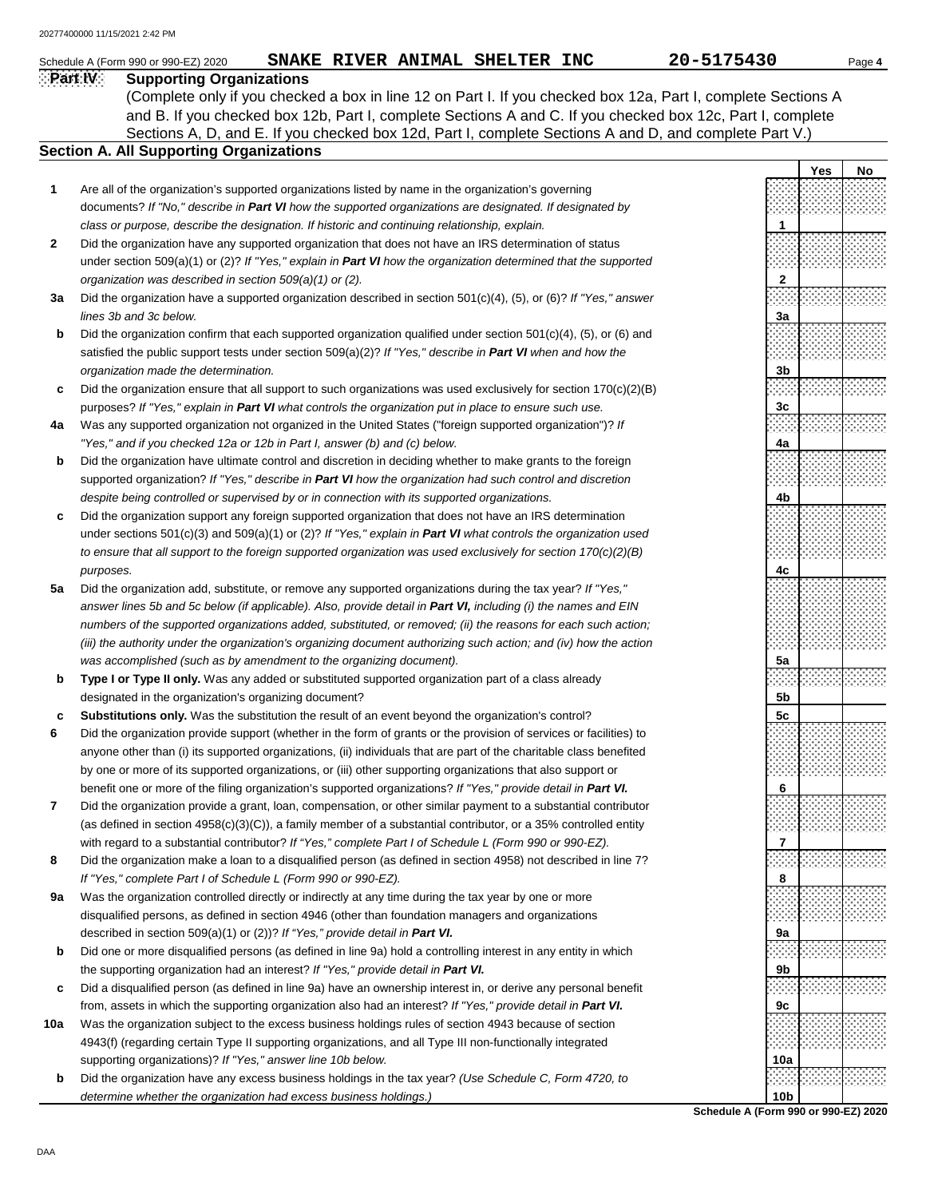Schedule A (Form 990 or 990-EZ) 2020 SNAKE RIVER ANIMAL SHELTER INC 20-5175430

## Part IV Supporting Organizations

(Complete only if you checked a box in line 12 on Part I. If you checked box 12a, Part I, complete Sections A and B. If you checked box 12b, Part I, complete Sections A and C. If you checked box 12c, Part I, complete Sections A, D, and E. If you checked box 12d, Part I, complete Sections A and D, and complete Part V.)

### Section A. All Supporting Organizations

| | | | Yes | No |
|---|---|---|---|---|
| 1 | Are all of the organization's supported organizations listed by name in the organization's governing documents? *If "No," describe in **Part VI** how the supported organizations are designated. If designated by class or purpose, describe the designation. If historic and continuing relationship, explain.* | 1 | | |
| 2 | Did the organization have any supported organization that does not have an IRS determination of status under section 509(a)(1) or (2)? *If "Yes," explain in **Part VI** how the organization determined that the supported organization was described in section 509(a)(1) or (2).* | 2 | | |
| 3a | Did the organization have a supported organization described in section 501(c)(4), (5), or (6)? *If "Yes," answer lines 3b and 3c below.* | 3a | | |
| b | Did the organization confirm that each supported organization qualified under section 501(c)(4), (5), or (6) and satisfied the public support tests under section 509(a)(2)? *If "Yes," describe in **Part VI** when and how the organization made the determination.* | 3b | | |
| c | Did the organization ensure that all support to such organizations was used exclusively for section 170(c)(2)(B) purposes? *If "Yes," explain in **Part VI** what controls the organization put in place to ensure such use.* | 3c | | |
| 4a | Was any supported organization not organized in the United States ("foreign supported organization")? *If "Yes," and if you checked 12a or 12b in Part I, answer (b) and (c) below.* | 4a | | |
| b | Did the organization have ultimate control and discretion in deciding whether to make grants to the foreign supported organization? *If "Yes," describe in **Part VI** how the organization had such control and discretion despite being controlled or supervised by or in connection with its supported organizations.* | 4b | | |
| c | Did the organization support any foreign supported organization that does not have an IRS determination under sections 501(c)(3) and 509(a)(1) or (2)? *If "Yes," explain in **Part VI** what controls the organization used to ensure that all support to the foreign supported organization was used exclusively for section 170(c)(2)(B) purposes.* | 4c | | |
| 5a | Did the organization add, substitute, or remove any supported organizations during the tax year? *If "Yes," answer lines 5b and 5c below (if applicable). Also, provide detail in **Part VI,** including (i) the names and EIN numbers of the supported organizations added, substituted, or removed; (ii) the reasons for each such action; (iii) the authority under the organization's organizing document authorizing such action; and (iv) how the action was accomplished (such as by amendment to the organizing document).* | 5a | | |
| b | **Type I or Type II only.** Was any added or substituted supported organization part of a class already designated in the organization's organizing document? | 5b | | |
| c | **Substitutions only.** Was the substitution the result of an event beyond the organization's control? | 5c | | |
| 6 | Did the organization provide support (whether in the form of grants or the provision of services or facilities) to anyone other than (i) its supported organizations, (ii) individuals that are part of the charitable class benefited by one or more of its supported organizations, or (iii) other supporting organizations that also support or benefit one or more of the filing organization's supported organizations? ***If "Yes," provide detail in Part VI.*** | 6 | | |
| 7 | Did the organization provide a grant, loan, compensation, or other similar payment to a substantial contributor (as defined in section 4958(c)(3)(C)), a family member of a substantial contributor, or a 35% controlled entity with regard to a substantial contributor? *If "Yes," complete Part I of Schedule L (Form 990 or 990-EZ).* | 7 | | |
| 8 | Did the organization make a loan to a disqualified person (as defined in section 4958) not described in line 7? *If "Yes," complete Part I of Schedule L (Form 990 or 990-EZ).* | 8 | | |
| 9a | Was the organization controlled directly or indirectly at any time during the tax year by one or more disqualified persons, as defined in section 4946 (other than foundation managers and organizations described in section 509(a)(1) or (2))? *If "Yes," provide detail in **Part VI.*** | 9a | | |
| b | Did one or more disqualified persons (as defined in line 9a) hold a controlling interest in any entity in which the supporting organization had an interest? *If "Yes," provide detail in **Part VI.*** | 9b | | |
| c | Did a disqualified person (as defined in line 9a) have an ownership interest in, or derive any personal benefit from, assets in which the supporting organization also had an interest? *If "Yes," provide detail in **Part VI.*** | 9c | | |
| 10a | Was the organization subject to the excess business holdings rules of section 4943 because of section 4943(f) (regarding certain Type II supporting organizations, and all Type III non-functionally integrated supporting organizations)? *If "Yes," answer line 10b below.* | 10a | | |
| b | Did the organization have any excess business holdings in the tax year? *(Use Schedule C, Form 4720, to determine whether the organization had excess business holdings.)* | 10b | | |

Schedule A (Form 990 or 990-EZ) 2020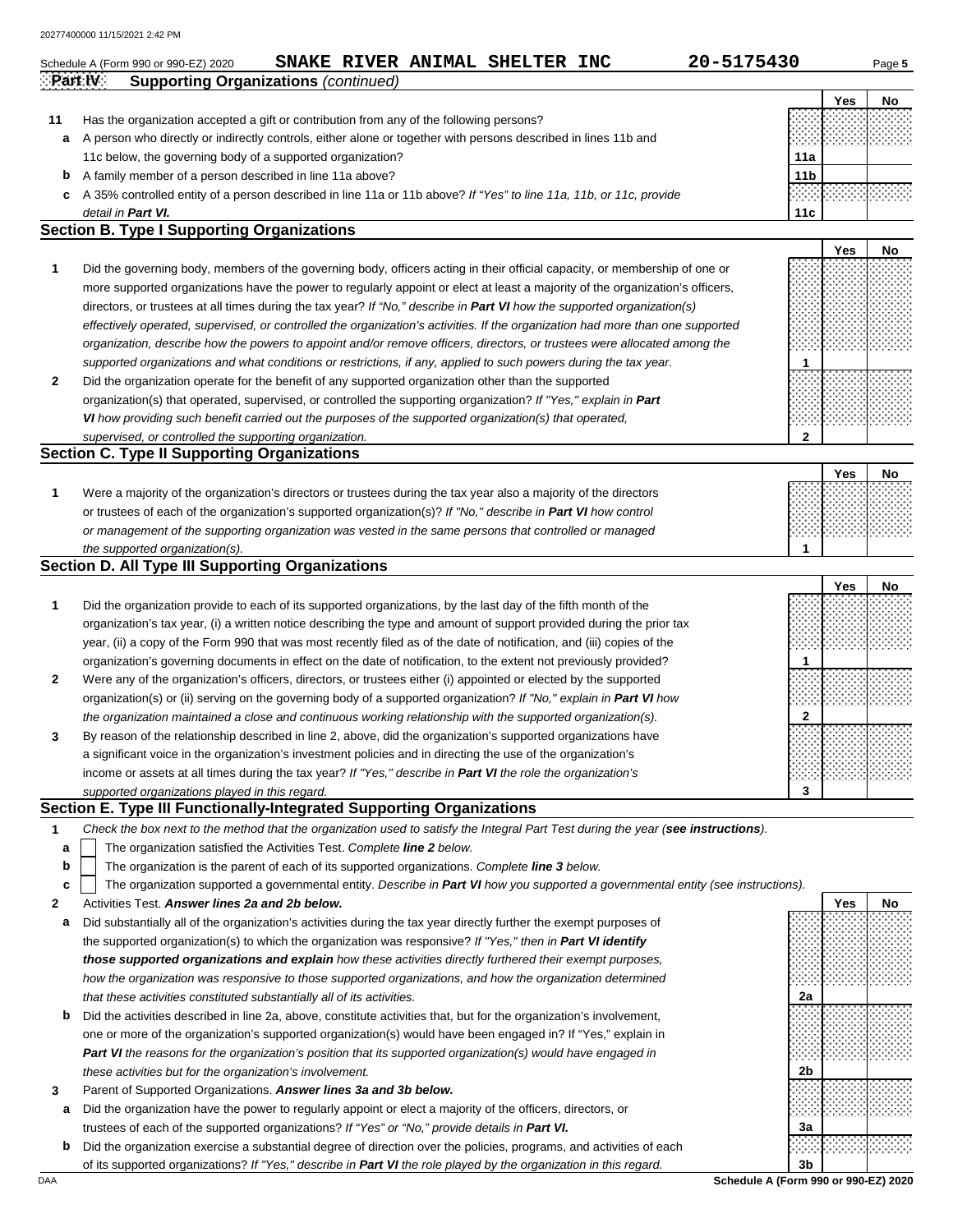Schedule A (Form 990 or 990-EZ) 2020 **SNAKE RIVER ANIMAL SHELTER INC** **20-5175430**

**Part IV** **Supporting Organizations** *(continued)*

| | | | Yes | No |
|---|---|---|---|---|
| **11** | Has the organization accepted a gift or contribution from any of the following persons? | | | |
| **a** | A person who directly or indirectly controls, either alone or together with persons described in lines 11b and 11c below, the governing body of a supported organization? | **11a** | | |
| **b** | A family member of a person described in line 11a above? | **11b** | | |
| **c** | A 35% controlled entity of a person described in line 11a or 11b above? *If "Yes" to line 11a, 11b, or 11c, provide detail in* ***Part VI.*** | **11c** | | |

## Section B. Type I Supporting Organizations

| | | | Yes | No |
|---|---|---|---|---|
| **1** | Did the governing body, members of the governing body, officers acting in their official capacity, or membership of one or more supported organizations have the power to regularly appoint or elect at least a majority of the organization's officers, directors, or trustees at all times during the tax year? *If "No," describe in* ***Part VI*** *how the supported organization(s) effectively operated, supervised, or controlled the organization's activities. If the organization had more than one supported organization, describe how the powers to appoint and/or remove officers, directors, or trustees were allocated among the supported organizations and what conditions or restrictions, if any, applied to such powers during the tax year.* | **1** | | |
| **2** | Did the organization operate for the benefit of any supported organization other than the supported organization(s) that operated, supervised, or controlled the supporting organization? *If "Yes," explain in* ***Part VI*** *how providing such benefit carried out the purposes of the supported organization(s) that operated, supervised, or controlled the supporting organization.* | **2** | | |

## Section C. Type II Supporting Organizations

| | | | Yes | No |
|---|---|---|---|---|
| **1** | Were a majority of the organization's directors or trustees during the tax year also a majority of the directors or trustees of each of the organization's supported organization(s)? *If "No," describe in* ***Part VI*** *how control or management of the supporting organization was vested in the same persons that controlled or managed the supported organization(s).* | **1** | | |

## Section D. All Type III Supporting Organizations

| | | | Yes | No |
|---|---|---|---|---|
| **1** | Did the organization provide to each of its supported organizations, by the last day of the fifth month of the organization's tax year, (i) a written notice describing the type and amount of support provided during the prior tax year, (ii) a copy of the Form 990 that was most recently filed as of the date of notification, and (iii) copies of the organization's governing documents in effect on the date of notification, to the extent not previously provided? | **1** | | |
| **2** | Were any of the organization's officers, directors, or trustees either (i) appointed or elected by the supported organization(s) or (ii) serving on the governing body of a supported organization? *If "No," explain in* ***Part VI*** *how the organization maintained a close and continuous working relationship with the supported organization(s).* | **2** | | |
| **3** | By reason of the relationship described in line 2, above, did the organization's supported organizations have a significant voice in the organization's investment policies and in directing the use of the organization's income or assets at all times during the tax year? *If "Yes," describe in* ***Part VI*** *the role the organization's supported organizations played in this regard.* | **3** | | |

## Section E. Type III Functionally-Integrated Supporting Organizations

**1** *Check the box next to the method that the organization used to satisfy the Integral Part Test during the year (****see instructions****).*

- **a** ☐ The organization satisfied the Activities Test. *Complete* ***line 2*** *below.*
- **b** ☐ The organization is the parent of each of its supported organizations. *Complete* ***line 3*** *below.*
- **c** ☐ The organization supported a governmental entity. *Describe in* ***Part VI*** *how you supported a governmental entity (see instructions).*

| | | | Yes | No |
|---|---|---|---|---|
| **2** | Activities Test. ***Answer lines 2a and 2b below.*** | | | |
| **a** | Did substantially all of the organization's activities during the tax year directly further the exempt purposes of the supported organization(s) to which the organization was responsive? *If "Yes," then in* ***Part VI identify those supported organizations and explain*** *how these activities directly furthered their exempt purposes, how the organization was responsive to those supported organizations, and how the organization determined that these activities constituted substantially all of its activities.* | **2a** | | |
| **b** | Did the activities described in line 2a, above, constitute activities that, but for the organization's involvement, one or more of the organization's supported organization(s) would have been engaged in? If "Yes," explain in ***Part VI*** *the reasons for the organization's position that its supported organization(s) would have engaged in these activities but for the organization's involvement.* | **2b** | | |
| **3** | Parent of Supported Organizations. ***Answer lines 3a and 3b below.*** | | | |
| **a** | Did the organization have the power to regularly appoint or elect a majority of the officers, directors, or trustees of each of the supported organizations? *If "Yes" or "No," provide details in* ***Part VI.*** | **3a** | | |
| **b** | Did the organization exercise a substantial degree of direction over the policies, programs, and activities of each of its supported organizations? *If "Yes," describe in* ***Part VI*** *the role played by the organization in this regard.* | **3b** | | |

**Schedule A (Form 990 or 990-EZ) 2020**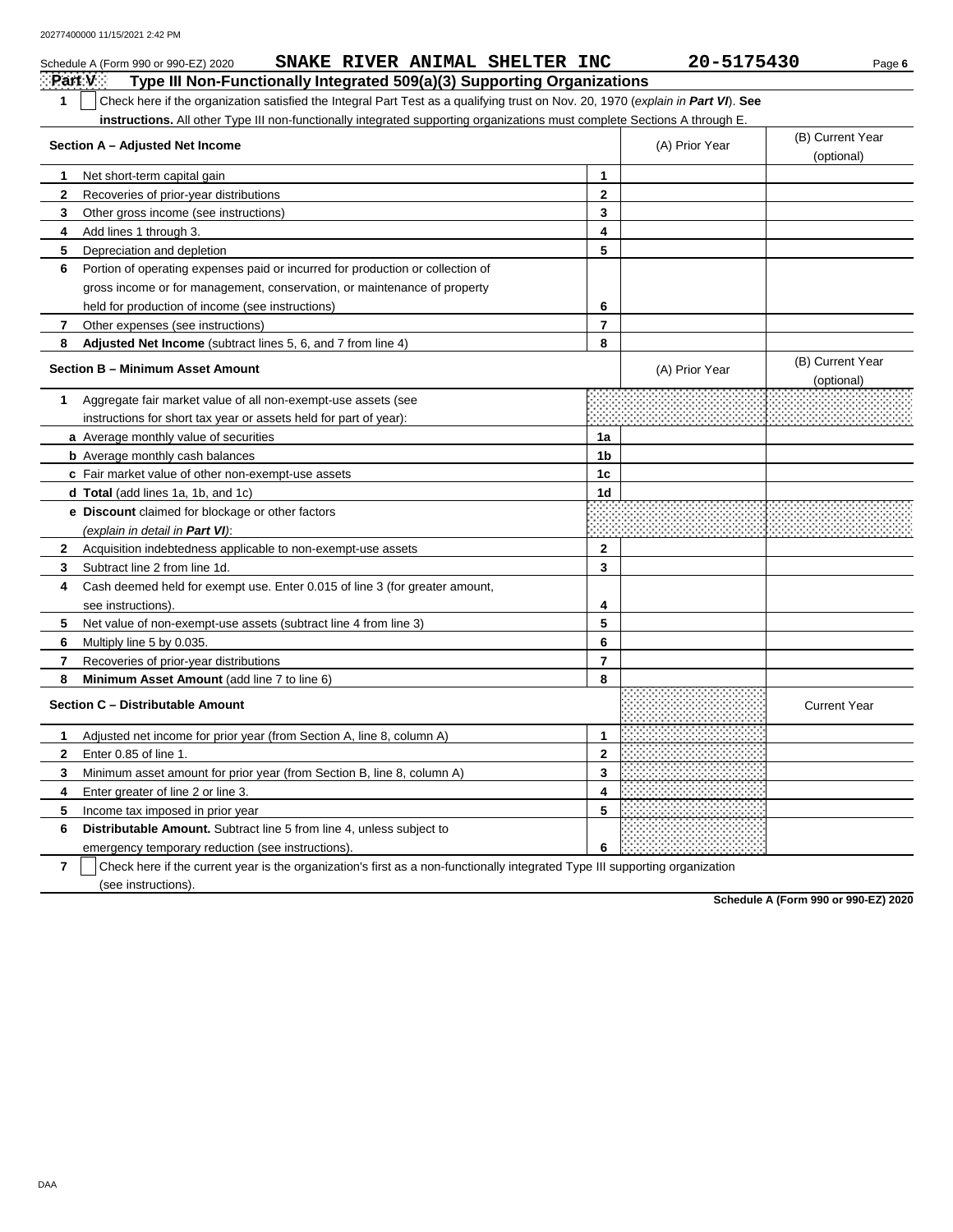Schedule A (Form 990 or 990-EZ) 2020 **SNAKE RIVER ANIMAL SHELTER INC** **20-5175430**

**Part V** **Type III Non-Functionally Integrated 509(a)(3) Supporting Organizations**

**1** ☐ Check here if the organization satisfied the Integral Part Test as a qualifying trust on Nov. 20, 1970 (*explain in **Part VI***). **See instructions.** All other Type III non-functionally integrated supporting organizations must complete Sections A through E.

| **Section A – Adjusted Net Income** | | (A) Prior Year | (B) Current Year (optional) |
|---|---|---|---|
| **1** Net short-term capital gain | 1 | | |
| **2** Recoveries of prior-year distributions | 2 | | |
| **3** Other gross income (see instructions) | 3 | | |
| **4** Add lines 1 through 3. | 4 | | |
| **5** Depreciation and depletion | 5 | | |
| **6** Portion of operating expenses paid or incurred for production or collection of gross income or for management, conservation, or maintenance of property held for production of income (see instructions) | 6 | | |
| **7** Other expenses (see instructions) | 7 | | |
| **8** **Adjusted Net Income** (subtract lines 5, 6, and 7 from line 4) | 8 | | |

| **Section B – Minimum Asset Amount** | | (A) Prior Year | (B) Current Year (optional) |
|---|---|---|---|
| **1** Aggregate fair market value of all non-exempt-use assets (see instructions for short tax year or assets held for part of year): | | | |
| **a** Average monthly value of securities | 1a | | |
| **b** Average monthly cash balances | 1b | | |
| **c** Fair market value of other non-exempt-use assets | 1c | | |
| **d** **Total** (add lines 1a, 1b, and 1c) | 1d | | |
| **e** **Discount** claimed for blockage or other factors (*explain in detail in **Part VI***): | | | |
| **2** Acquisition indebtedness applicable to non-exempt-use assets | 2 | | |
| **3** Subtract line 2 from line 1d. | 3 | | |
| **4** Cash deemed held for exempt use. Enter 0.015 of line 3 (for greater amount, see instructions). | 4 | | |
| **5** Net value of non-exempt-use assets (subtract line 4 from line 3) | 5 | | |
| **6** Multiply line 5 by 0.035. | 6 | | |
| **7** Recoveries of prior-year distributions | 7 | | |
| **8** **Minimum Asset Amount** (add line 7 to line 6) | 8 | | |

| **Section C – Distributable Amount** | | | Current Year |
|---|---|---|---|
| **1** Adjusted net income for prior year (from Section A, line 8, column A) | 1 | | |
| **2** Enter 0.85 of line 1. | 2 | | |
| **3** Minimum asset amount for prior year (from Section B, line 8, column A) | 3 | | |
| **4** Enter greater of line 2 or line 3. | 4 | | |
| **5** Income tax imposed in prior year | 5 | | |
| **6** **Distributable Amount.** Subtract line 5 from line 4, unless subject to emergency temporary reduction (see instructions). | 6 | | |

**7** ☐ Check here if the current year is the organization's first as a non-functionally integrated Type III supporting organization (see instructions).

**Schedule A (Form 990 or 990-EZ) 2020**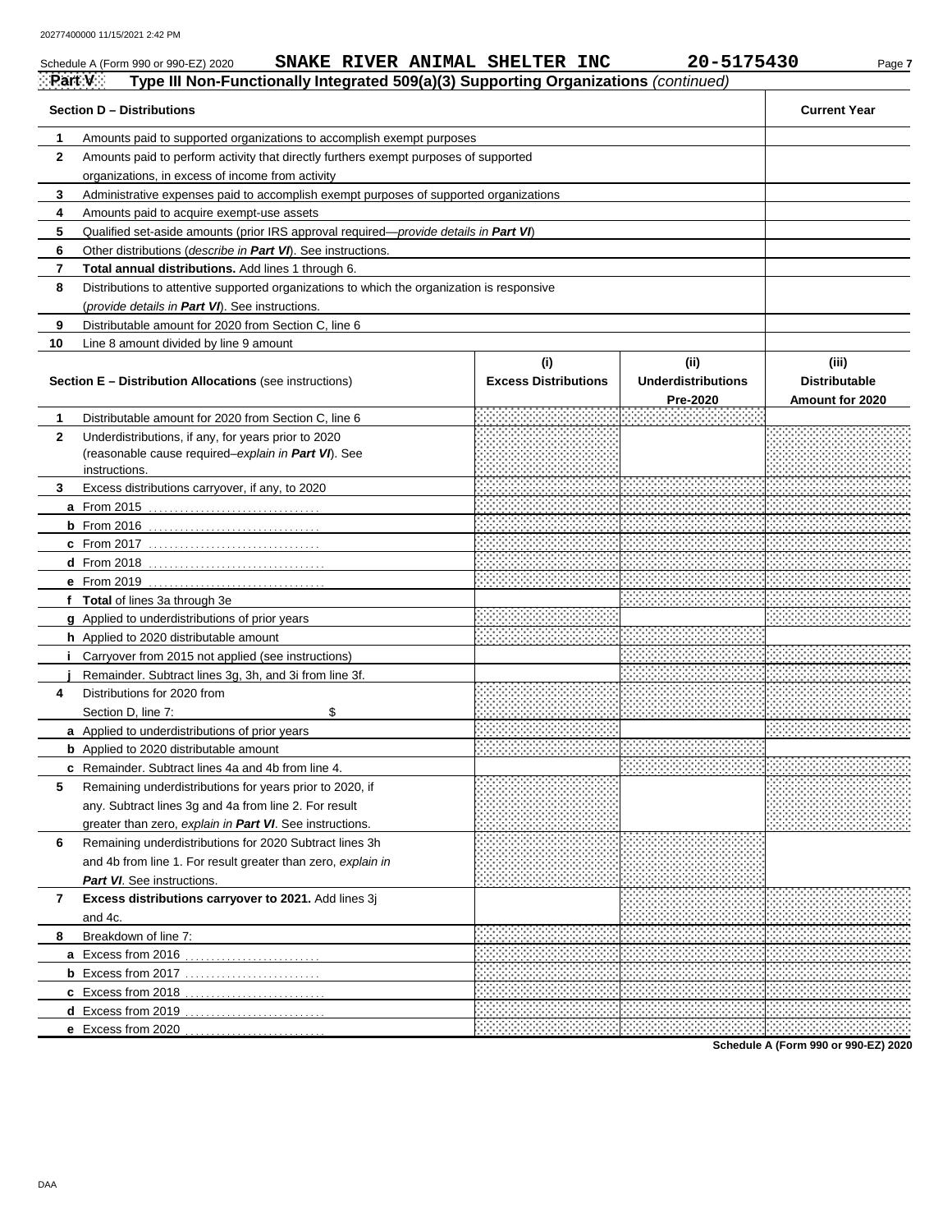Schedule A (Form 990 or 990-EZ) 2020 **SNAKE RIVER ANIMAL SHELTER INC** **20-5175430**

**Part V** **Type III Non-Functionally Integrated 509(a)(3) Supporting Organizations** *(continued)*

| **Section D – Distributions** | | **Current Year** |
|---|---|---|
| **1** | Amounts paid to supported organizations to accomplish exempt purposes | |
| **2** | Amounts paid to perform activity that directly furthers exempt purposes of supported organizations, in excess of income from activity | |
| **3** | Administrative expenses paid to accomplish exempt purposes of supported organizations | |
| **4** | Amounts paid to acquire exempt-use assets | |
| **5** | Qualified set-aside amounts (prior IRS approval required—*provide details in* ***Part VI***) | |
| **6** | Other distributions (*describe in* ***Part VI***). See instructions. | |
| **7** | **Total annual distributions.** Add lines 1 through 6. | |
| **8** | Distributions to attentive supported organizations to which the organization is responsive (*provide details in* ***Part VI***). See instructions. | |
| **9** | Distributable amount for 2020 from Section C, line 6 | |
| **10** | Line 8 amount divided by line 9 amount | |

| **Section E – Distribution Allocations** (see instructions) | | **(i) Excess Distributions** | **(ii) Underdistributions Pre-2020** | **(iii) Distributable Amount for 2020** |
|---|---|---|---|---|
| **1** | Distributable amount for 2020 from Section C, line 6 | | | |
| **2** | Underdistributions, if any, for years prior to 2020 (reasonable cause required–*explain in* ***Part VI***). See instructions. | | | |
| **3** | Excess distributions carryover, if any, to 2020 | | | |
| **a** | From 2015 | | | |
| **b** | From 2016 | | | |
| **c** | From 2017 | | | |
| **d** | From 2018 | | | |
| **e** | From 2019 | | | |
| **f** | **Total** of lines 3a through 3e | | | |
| **g** | Applied to underdistributions of prior years | | | |
| **h** | Applied to 2020 distributable amount | | | |
| **i** | Carryover from 2015 not applied (see instructions) | | | |
| **j** | Remainder. Subtract lines 3g, 3h, and 3i from line 3f. | | | |
| **4** | Distributions for 2020 from Section D, line 7: $ | | | |
| **a** | Applied to underdistributions of prior years | | | |
| **b** | Applied to 2020 distributable amount | | | |
| **c** | Remainder. Subtract lines 4a and 4b from line 4. | | | |
| **5** | Remaining underdistributions for years prior to 2020, if any. Subtract lines 3g and 4a from line 2. For result greater than zero, *explain in* ***Part VI***. See instructions. | | | |
| **6** | Remaining underdistributions for 2020 Subtract lines 3h and 4b from line 1. For result greater than zero, *explain in* ***Part VI***. See instructions. | | | |
| **7** | **Excess distributions carryover to 2021.** Add lines 3j and 4c. | | | |
| **8** | Breakdown of line 7: | | | |
| **a** | Excess from 2016 | | | |
| **b** | Excess from 2017 | | | |
| **c** | Excess from 2018 | | | |
| **d** | Excess from 2019 | | | |
| **e** | Excess from 2020 | | | |

**Schedule A (Form 990 or 990-EZ) 2020**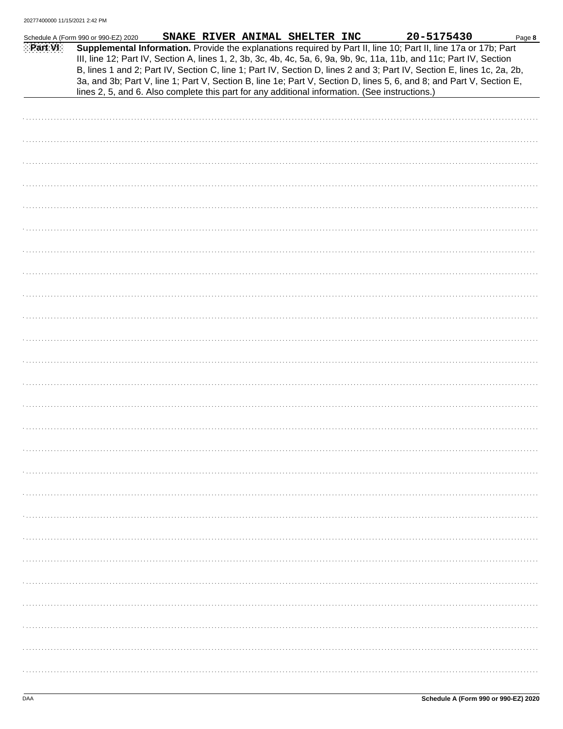Schedule A (Form 990 or 990-EZ) 2020 SNAKE RIVER ANIMAL SHELTER INC 20-5175430

**Part VI** **Supplemental Information.** Provide the explanations required by Part II, line 10; Part II, line 17a or 17b; Part III, line 12; Part IV, Section A, lines 1, 2, 3b, 3c, 4b, 4c, 5a, 6, 9a, 9b, 9c, 11a, 11b, and 11c; Part IV, Section B, lines 1 and 2; Part IV, Section C, line 1; Part IV, Section D, lines 2 and 3; Part IV, Section E, lines 1c, 2a, 2b, 3a, and 3b; Part V, line 1; Part V, Section B, line 1e; Part V, Section D, lines 5, 6, and 8; and Part V, Section E, lines 2, 5, and 6. Also complete this part for any additional information. (See instructions.)

Schedule A (Form 990 or 990-EZ) 2020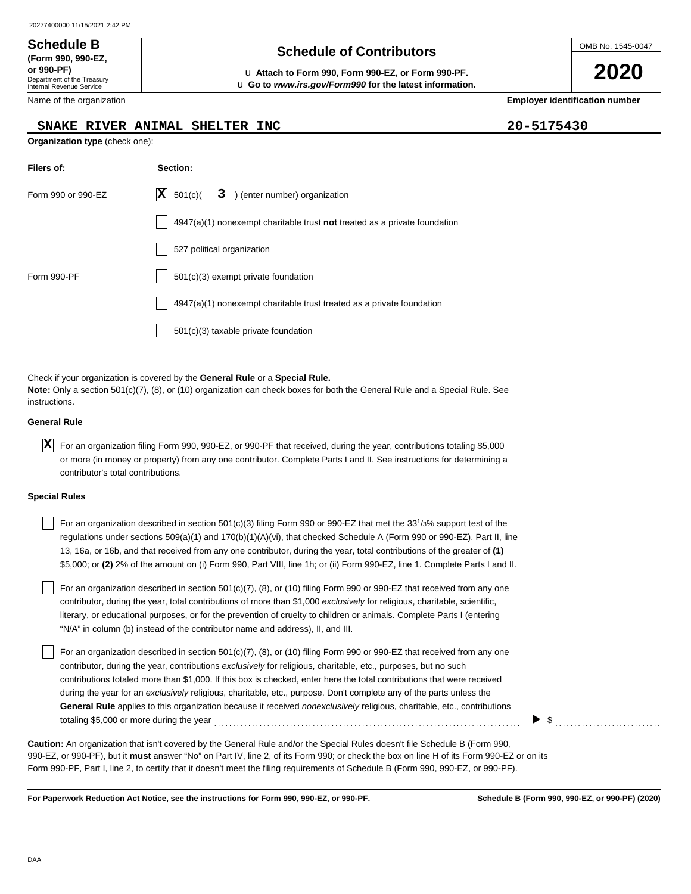20277400000 11/15/2021 2:42 PM

**Schedule B**
**(Form 990, 990-EZ, or 990-PF)**
Department of the Treasury
Internal Revenue Service

# Schedule of Contributors

u **Attach to Form 990, Form 990-EZ, or Form 990-PF.**
u **Go to *www.irs.gov/Form990* for the latest information.**

OMB No. 1545-0047

**2020**

Name of the organization: **SNAKE RIVER ANIMAL SHELTER INC**

**Employer identification number:** **20-5175430**

**Organization type** (check one):

| **Filers of:** | **Section:** |
|---|---|
| Form 990 or 990-EZ | [X] 501(c)( **3** ) (enter number) organization |
| | [ ] 4947(a)(1) nonexempt charitable trust **not** treated as a private foundation |
| | [ ] 527 political organization |
| Form 990-PF | [ ] 501(c)(3) exempt private foundation |
| | [ ] 4947(a)(1) nonexempt charitable trust treated as a private foundation |
| | [ ] 501(c)(3) taxable private foundation |

Check if your organization is covered by the **General Rule** or a **Special Rule.**
**Note:** Only a section 501(c)(7), (8), or (10) organization can check boxes for both the General Rule and a Special Rule. See instructions.

**General Rule**

[X] For an organization filing Form 990, 990-EZ, or 990-PF that received, during the year, contributions totaling $5,000 or more (in money or property) from any one contributor. Complete Parts I and II. See instructions for determining a contributor's total contributions.

**Special Rules**

[ ] For an organization described in section 501(c)(3) filing Form 990 or 990-EZ that met the $33^{1}/_{3}$% support test of the regulations under sections 509(a)(1) and 170(b)(1)(A)(vi), that checked Schedule A (Form 990 or 990-EZ), Part II, line 13, 16a, or 16b, and that received from any one contributor, during the year, total contributions of the greater of **(1)** $5,000; or **(2)** 2% of the amount on (i) Form 990, Part VIII, line 1h; or (ii) Form 990-EZ, line 1. Complete Parts I and II.

[ ] For an organization described in section 501(c)(7), (8), or (10) filing Form 990 or 990-EZ that received from any one contributor, during the year, total contributions of more than $1,000 *exclusively* for religious, charitable, scientific, literary, or educational purposes, or for the prevention of cruelty to children or animals. Complete Parts I (entering "N/A" in column (b) instead of the contributor name and address), II, and III.

[ ] For an organization described in section 501(c)(7), (8), or (10) filing Form 990 or 990-EZ that received from any one contributor, during the year, contributions *exclusively* for religious, charitable, etc., purposes, but no such contributions totaled more than $1,000. If this box is checked, enter here the total contributions that were received during the year for an *exclusively* religious, charitable, etc., purpose. Don't complete any of the parts unless the **General Rule** applies to this organization because it received *nonexclusively* religious, charitable, etc., contributions totaling $5,000 or more during the year . . . . . . . . . . ▶ $ . . . . . . . . . .

**Caution:** An organization that isn't covered by the General Rule and/or the Special Rules doesn't file Schedule B (Form 990, 990-EZ, or 990-PF), but it **must** answer "No" on Part IV, line 2, of its Form 990; or check the box on line H of its Form 990-EZ or on its Form 990-PF, Part I, line 2, to certify that it doesn't meet the filing requirements of Schedule B (Form 990, 990-EZ, or 990-PF).

**For Paperwork Reduction Act Notice, see the instructions for Form 990, 990-EZ, or 990-PF.** **Schedule B (Form 990, 990-EZ, or 990-PF) (2020)**

DAA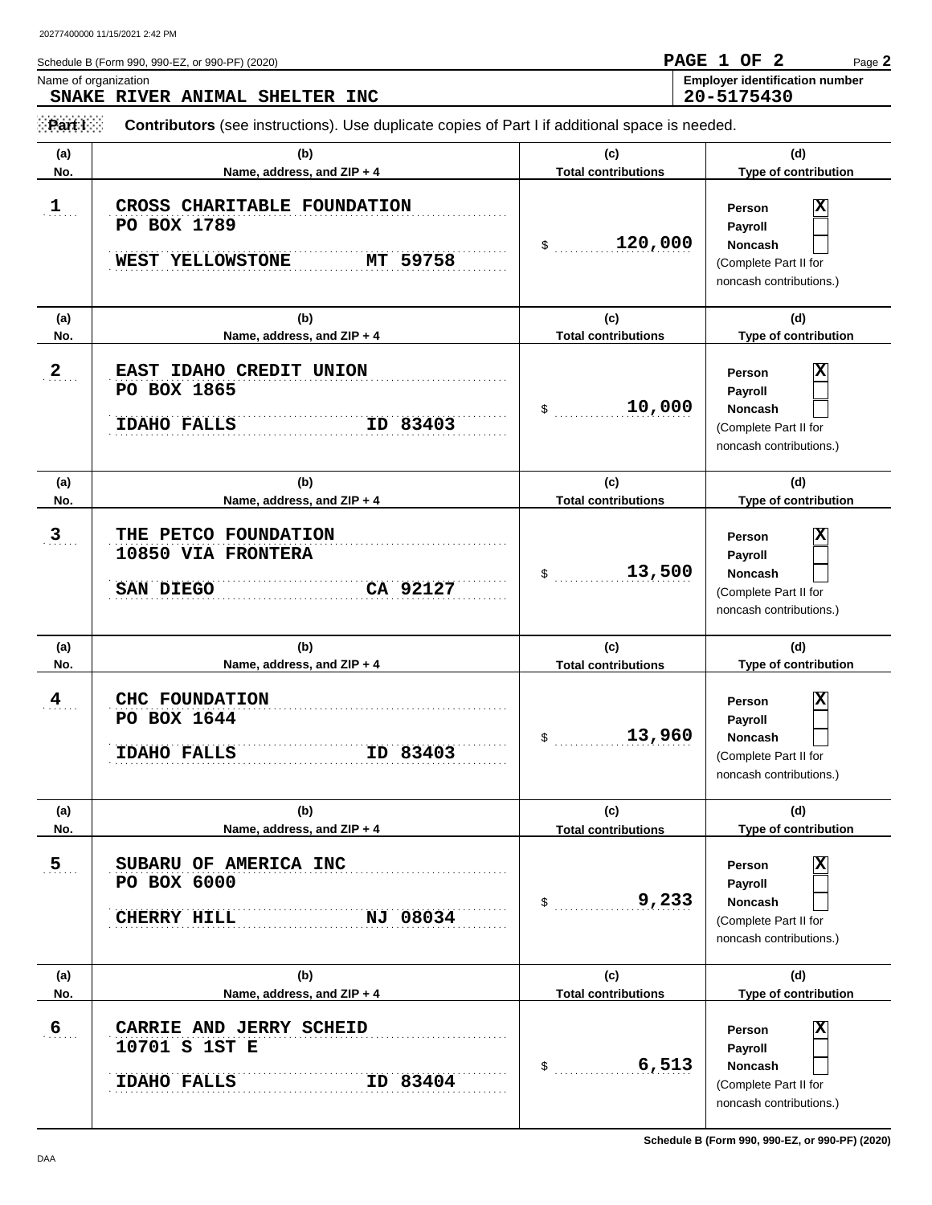Schedule B (Form 990, 990-EZ, or 990-PF) (2020)

Name of organization: **SNAKE RIVER ANIMAL SHELTER INC**

Employer identification number: **20-5175430**

**Part I** **Contributors** (see instructions). Use duplicate copies of Part I if additional space is needed.

| (a) No. | (b) Name, address, and ZIP + 4 | (c) Total contributions | (d) Type of contribution |
|---|---|---|---|
| 1 | CROSS CHARITABLE FOUNDATION<br>PO BOX 1789<br>WEST YELLOWSTONE MT 59758 | $ 120,000 | Person [X]<br>Payroll [ ]<br>Noncash [ ]<br>(Complete Part II for noncash contributions.) |
| 2 | EAST IDAHO CREDIT UNION<br>PO BOX 1865<br>IDAHO FALLS ID 83403 | $ 10,000 | Person [X]<br>Payroll [ ]<br>Noncash [ ]<br>(Complete Part II for noncash contributions.) |
| 3 | THE PETCO FOUNDATION<br>10850 VIA FRONTERA<br>SAN DIEGO CA 92127 | $ 13,500 | Person [X]<br>Payroll [ ]<br>Noncash [ ]<br>(Complete Part II for noncash contributions.) |
| 4 | CHC FOUNDATION<br>PO BOX 1644<br>IDAHO FALLS ID 83403 | $ 13,960 | Person [X]<br>Payroll [ ]<br>Noncash [ ]<br>(Complete Part II for noncash contributions.) |
| 5 | SUBARU OF AMERICA INC<br>PO BOX 6000<br>CHERRY HILL NJ 08034 | $ 9,233 | Person [X]<br>Payroll [ ]<br>Noncash [ ]<br>(Complete Part II for noncash contributions.) |
| 6 | CARRIE AND JERRY SCHEID<br>10701 S 1ST E<br>IDAHO FALLS ID 83404 | $ 6,513 | Person [X]<br>Payroll [ ]<br>Noncash [ ]<br>(Complete Part II for noncash contributions.) |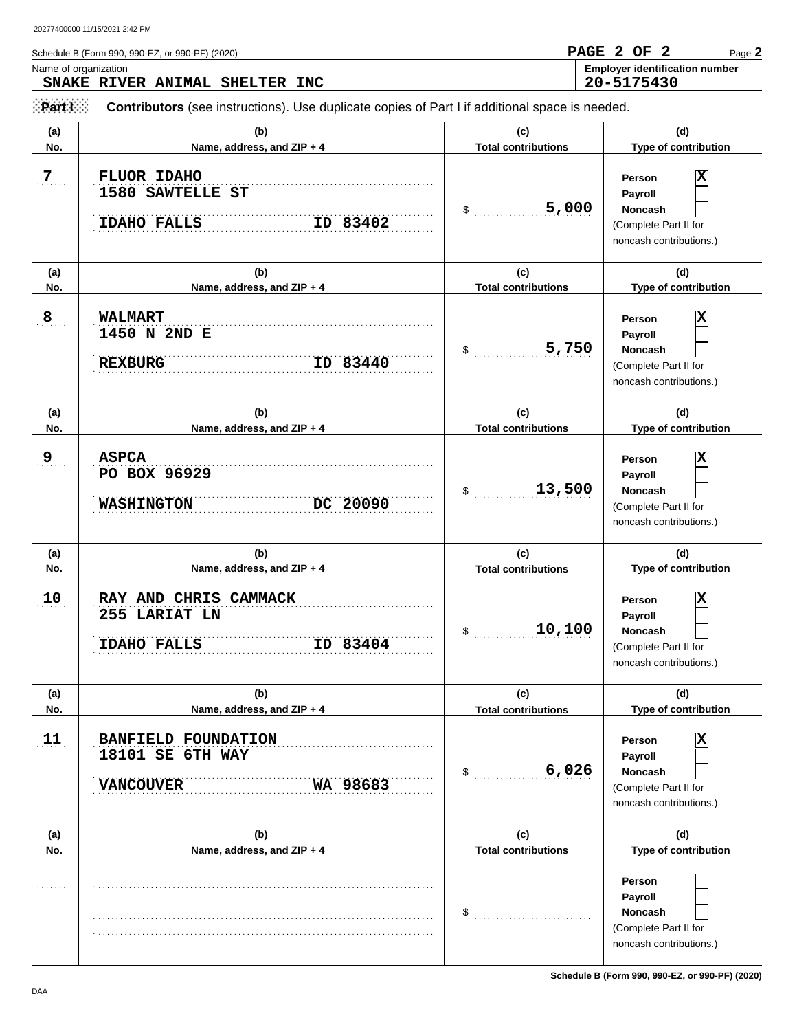Schedule B (Form 990, 990-EZ, or 990-PF) (2020)

Name of organization
**SNAKE RIVER ANIMAL SHELTER INC**

Employer identification number
**20-5175430**

**Part I** **Contributors** (see instructions). Use duplicate copies of Part I if additional space is needed.

| (a) No. | (b) Name, address, and ZIP + 4 | (c) Total contributions | (d) Type of contribution |
|---|---|---|---|
| 7 | FLUOR IDAHO<br>1580 SAWTELLE ST<br>IDAHO FALLS ID 83402 | $ 5,000 | Person [X]<br>Payroll [ ]<br>Noncash [ ]<br>(Complete Part II for noncash contributions.) |
| 8 | WALMART<br>1450 N 2ND E<br>REXBURG ID 83440 | $ 5,750 | Person [X]<br>Payroll [ ]<br>Noncash [ ]<br>(Complete Part II for noncash contributions.) |
| 9 | ASPCA<br>PO BOX 96929<br>WASHINGTON DC 20090 | $ 13,500 | Person [X]<br>Payroll [ ]<br>Noncash [ ]<br>(Complete Part II for noncash contributions.) |
| 10 | RAY AND CHRIS CAMMACK<br>255 LARIAT LN<br>IDAHO FALLS ID 83404 | $ 10,100 | Person [X]<br>Payroll [ ]<br>Noncash [ ]<br>(Complete Part II for noncash contributions.) |
| 11 | BANFIELD FOUNDATION<br>18101 SE 6TH WAY<br>VANCOUVER WA 98683 | $ 6,026 | Person [X]<br>Payroll [ ]<br>Noncash [ ]<br>(Complete Part II for noncash contributions.) |
| | | $ | Person [ ]<br>Payroll [ ]<br>Noncash [ ]<br>(Complete Part II for noncash contributions.) |

Schedule B (Form 990, 990-EZ, or 990-PF) (2020)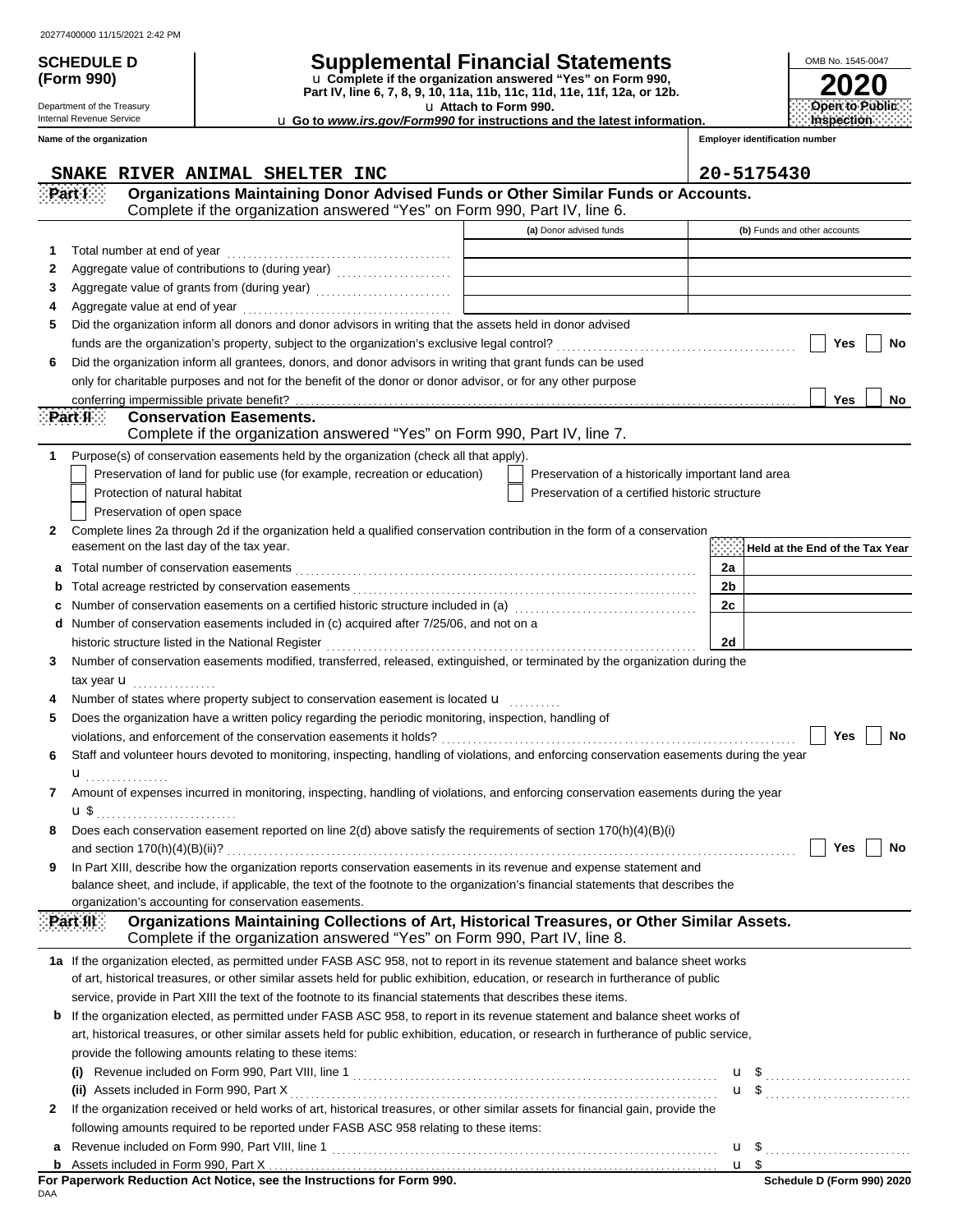**SCHEDULE D (Form 990)**

Department of the Treasury
Internal Revenue Service

# Supplemental Financial Statements

u Complete if the organization answered "Yes" on Form 990, Part IV, line 6, 7, 8, 9, 10, 11a, 11b, 11c, 11d, 11e, 11f, 12a, or 12b.
u Attach to Form 990.
u Go to *www.irs.gov/Form990* for instructions and the latest information.

OMB No. 1545-0047
**2020**
**Open to Public Inspection**

**Name of the organization**
SNAKE RIVER ANIMAL SHELTER INC

**Employer identification number**
20-5175430

## Part I — Organizations Maintaining Donor Advised Funds or Other Similar Funds or Accounts.
Complete if the organization answered "Yes" on Form 990, Part IV, line 6.

| | | (a) Donor advised funds | (b) Funds and other accounts |
|---|---|---|---|
| 1 | Total number at end of year | | |
| 2 | Aggregate value of contributions to (during year) | | |
| 3 | Aggregate value of grants from (during year) | | |
| 4 | Aggregate value at end of year | | |

5 Did the organization inform all donors and donor advisors in writing that the assets held in donor advised funds are the organization's property, subject to the organization's exclusive legal control? ☐ Yes ☐ No

6 Did the organization inform all grantees, donors, and donor advisors in writing that grant funds can be used only for charitable purposes and not for the benefit of the donor or donor advisor, or for any other purpose conferring impermissible private benefit? ☐ Yes ☐ No

## Part II — Conservation Easements.
Complete if the organization answered "Yes" on Form 990, Part IV, line 7.

1 Purpose(s) of conservation easements held by the organization (check all that apply).
- ☐ Preservation of land for public use (for example, recreation or education)
- ☐ Protection of natural habitat
- ☐ Preservation of open space
- ☐ Preservation of a historically important land area
- ☐ Preservation of a certified historic structure

2 Complete lines 2a through 2d if the organization held a qualified conservation contribution in the form of a conservation easement on the last day of the tax year.

| | | | Held at the End of the Tax Year |
|---|---|---|---|
| a | Total number of conservation easements | 2a | |
| b | Total acreage restricted by conservation easements | 2b | |
| c | Number of conservation easements on a certified historic structure included in (a) | 2c | |
| d | Number of conservation easements included in (c) acquired after 7/25/06, and not on a historic structure listed in the National Register | 2d | |

3 Number of conservation easements modified, transferred, released, extinguished, or terminated by the organization during the tax year u

4 Number of states where property subject to conservation easement is located u

5 Does the organization have a written policy regarding the periodic monitoring, inspection, handling of violations, and enforcement of the conservation easements it holds? ☐ Yes ☐ No

6 Staff and volunteer hours devoted to monitoring, inspecting, handling of violations, and enforcing conservation easements during the year u

7 Amount of expenses incurred in monitoring, inspecting, handling of violations, and enforcing conservation easements during the year u $

8 Does each conservation easement reported on line 2(d) above satisfy the requirements of section 170(h)(4)(B)(i) and section 170(h)(4)(B)(ii)? ☐ Yes ☐ No

9 In Part XIII, describe how the organization reports conservation easements in its revenue and expense statement and balance sheet, and include, if applicable, the text of the footnote to the organization's financial statements that describes the organization's accounting for conservation easements.

## Part III — Organizations Maintaining Collections of Art, Historical Treasures, or Other Similar Assets.
Complete if the organization answered "Yes" on Form 990, Part IV, line 8.

1a If the organization elected, as permitted under FASB ASC 958, not to report in its revenue statement and balance sheet works of art, historical treasures, or other similar assets held for public exhibition, education, or research in furtherance of public service, provide in Part XIII the text of the footnote to its financial statements that describes these items.

b If the organization elected, as permitted under FASB ASC 958, to report in its revenue statement and balance sheet works of art, historical treasures, or other similar assets held for public exhibition, education, or research in furtherance of public service, provide the following amounts relating to these items:

(i) Revenue included on Form 990, Part VIII, line 1 u $

(ii) Assets included in Form 990, Part X u $

2 If the organization received or held works of art, historical treasures, or other similar assets for financial gain, provide the following amounts required to be reported under FASB ASC 958 relating to these items:

a Revenue included on Form 990, Part VIII, line 1 u $

b Assets included in Form 990, Part X u $

**For Paperwork Reduction Act Notice, see the Instructions for Form 990.** **Schedule D (Form 990) 2020**

DAA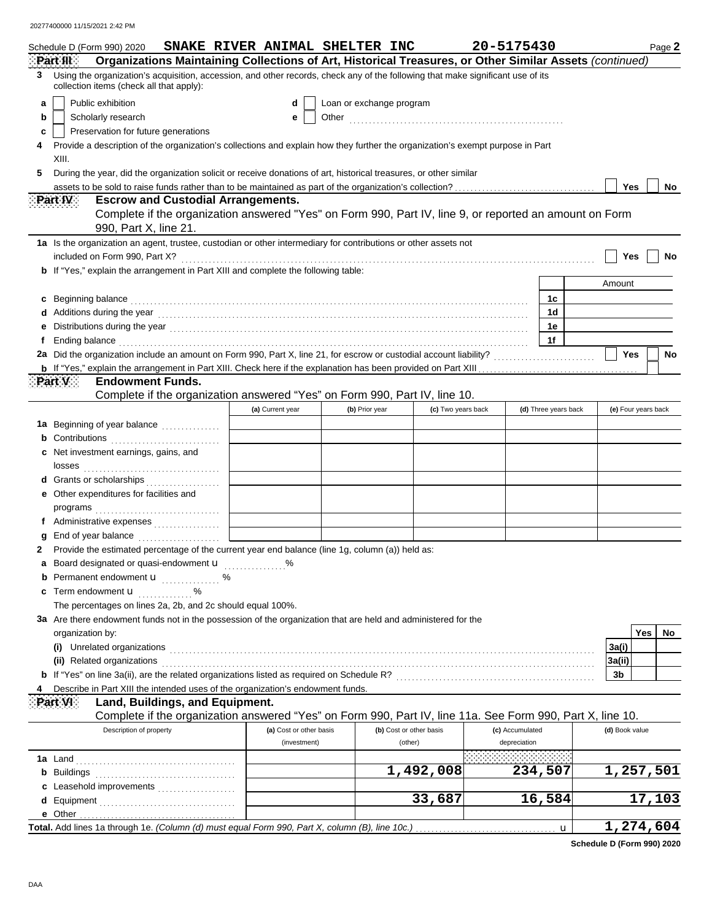Schedule D (Form 990) 2020 **SNAKE RIVER ANIMAL SHELTER INC** **20-5175430** Page **2**

**Part III** **Organizations Maintaining Collections of Art, Historical Treasures, or Other Similar Assets** *(continued)*

**3** Using the organization's acquisition, accession, and other records, check any of the following that make significant use of its collection items (check all that apply):

- **a** ☐ Public exhibition
- **b** ☐ Scholarly research
- **c** ☐ Preservation for future generations
- **d** ☐ Loan or exchange program
- **e** ☐ Other

**4** Provide a description of the organization's collections and explain how they further the organization's exempt purpose in Part XIII.

**5** During the year, did the organization solicit or receive donations of art, historical treasures, or other similar assets to be sold to raise funds rather than to be maintained as part of the organization's collection? ☐ Yes ☐ No

**Part IV** **Escrow and Custodial Arrangements.**

Complete if the organization answered "Yes" on Form 990, Part IV, line 9, or reported an amount on Form 990, Part X, line 21.

**1a** Is the organization an agent, trustee, custodian or other intermediary for contributions or other assets not included on Form 990, Part X? ☐ Yes ☐ No

**b** If "Yes," explain the arrangement in Part XIII and complete the following table:

| | | Amount |
|---|---|---|
| **c** Beginning balance | 1c | |
| **d** Additions during the year | 1d | |
| **e** Distributions during the year | 1e | |
| **f** Ending balance | 1f | |

**2a** Did the organization include an amount on Form 990, Part X, line 21, for escrow or custodial account liability? ☐ Yes ☐ No

**b** If "Yes," explain the arrangement in Part XIII. Check here if the explanation has been provided on Part XIII ☐

**Part V** **Endowment Funds.**

Complete if the organization answered "Yes" on Form 990, Part IV, line 10.

| | (a) Current year | (b) Prior year | (c) Two years back | (d) Three years back | (e) Four years back |
|---|---|---|---|---|---|
| **1a** Beginning of year balance | | | | | |
| **b** Contributions | | | | | |
| **c** Net investment earnings, gains, and losses | | | | | |
| **d** Grants or scholarships | | | | | |
| **e** Other expenditures for facilities and programs | | | | | |
| **f** Administrative expenses | | | | | |
| **g** End of year balance | | | | | |

**2** Provide the estimated percentage of the current year end balance (line 1g, column (a)) held as:

- **a** Board designated or quasi-endowment u %
- **b** Permanent endowment u %
- **c** Term endowment u %

The percentages on lines 2a, 2b, and 2c should equal 100%.

**3a** Are there endowment funds not in the possession of the organization that are held and administered for the organization by:

| | | Yes | No |
|---|---|---|---|
| **(i)** Unrelated organizations | 3a(i) | | |
| **(ii)** Related organizations | 3a(ii) | | |
| **b** If "Yes" on line 3a(ii), are the related organizations listed as required on Schedule R? | 3b | | |

**4** Describe in Part XIII the intended uses of the organization's endowment funds.

**Part VI** **Land, Buildings, and Equipment.**

Complete if the organization answered "Yes" on Form 990, Part IV, line 11a. See Form 990, Part X, line 10.

| Description of property | (a) Cost or other basis (investment) | (b) Cost or other basis (other) | (c) Accumulated depreciation | (d) Book value |
|---|---|---|---|---|
| **1a** Land | | | | |
| **b** Buildings | | 1,492,008 | 234,507 | 1,257,501 |
| **c** Leasehold improvements | | | | |
| **d** Equipment | | 33,687 | 16,584 | 17,103 |
| **e** Other | | | | |
| **Total.** Add lines 1a through 1e. *(Column (d) must equal Form 990, Part X, column (B), line 10c.)* u | | | | 1,274,604 |

**Schedule D (Form 990) 2020**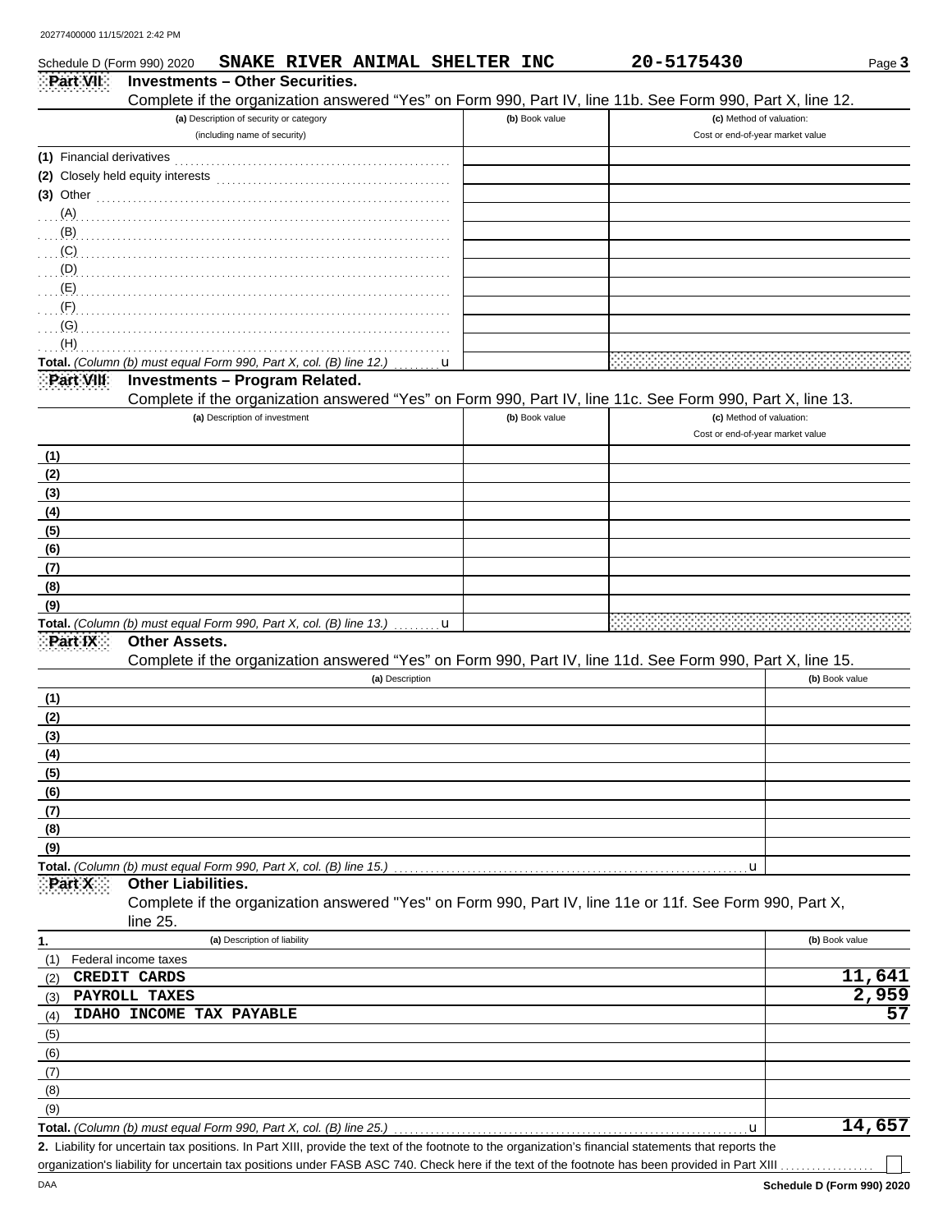Schedule D (Form 990) 2020 **SNAKE RIVER ANIMAL SHELTER INC** **20-5175430**

## Part VII Investments – Other Securities.

Complete if the organization answered "Yes" on Form 990, Part IV, line 11b. See Form 990, Part X, line 12.

| (a) Description of security or category (including name of security) | (b) Book value | (c) Method of valuation: Cost or end-of-year market value |
|---|---|---|
| (1) Financial derivatives | | |
| (2) Closely held equity interests | | |
| (3) Other | | |
| (A) | | |
| (B) | | |
| (C) | | |
| (D) | | |
| (E) | | |
| (F) | | |
| (G) | | |
| (H) | | |
| **Total.** *(Column (b) must equal Form 990, Part X, col. (B) line 12.)* u | | |

## Part VIII Investments – Program Related.

Complete if the organization answered "Yes" on Form 990, Part IV, line 11c. See Form 990, Part X, line 13.

| (a) Description of investment | (b) Book value | (c) Method of valuation: Cost or end-of-year market value |
|---|---|---|
| (1) | | |
| (2) | | |
| (3) | | |
| (4) | | |
| (5) | | |
| (6) | | |
| (7) | | |
| (8) | | |
| (9) | | |
| **Total.** *(Column (b) must equal Form 990, Part X, col. (B) line 13.)* u | | |

## Part IX Other Assets.

Complete if the organization answered "Yes" on Form 990, Part IV, line 11d. See Form 990, Part X, line 15.

| (a) Description | (b) Book value |
|---|---|
| (1) | |
| (2) | |
| (3) | |
| (4) | |
| (5) | |
| (6) | |
| (7) | |
| (8) | |
| (9) | |
| **Total.** *(Column (b) must equal Form 990, Part X, col. (B) line 15.)* u | |

## Part X Other Liabilities.

Complete if the organization answered "Yes" on Form 990, Part IV, line 11e or 11f. See Form 990, Part X, line 25.

| 1. (a) Description of liability | (b) Book value |
|---|---|
| (1) Federal income taxes | |
| (2) CREDIT CARDS | 11,641 |
| (3) PAYROLL TAXES | 2,959 |
| (4) IDAHO INCOME TAX PAYABLE | 57 |
| (5) | |
| (6) | |
| (7) | |
| (8) | |
| (9) | |
| **Total.** *(Column (b) must equal Form 990, Part X, col. (B) line 25.)* u | 14,657 |

**2.** Liability for uncertain tax positions. In Part XIII, provide the text of the footnote to the organization's financial statements that reports the organization's liability for uncertain tax positions under FASB ASC 740. Check here if the text of the footnote has been provided in Part XIII ☐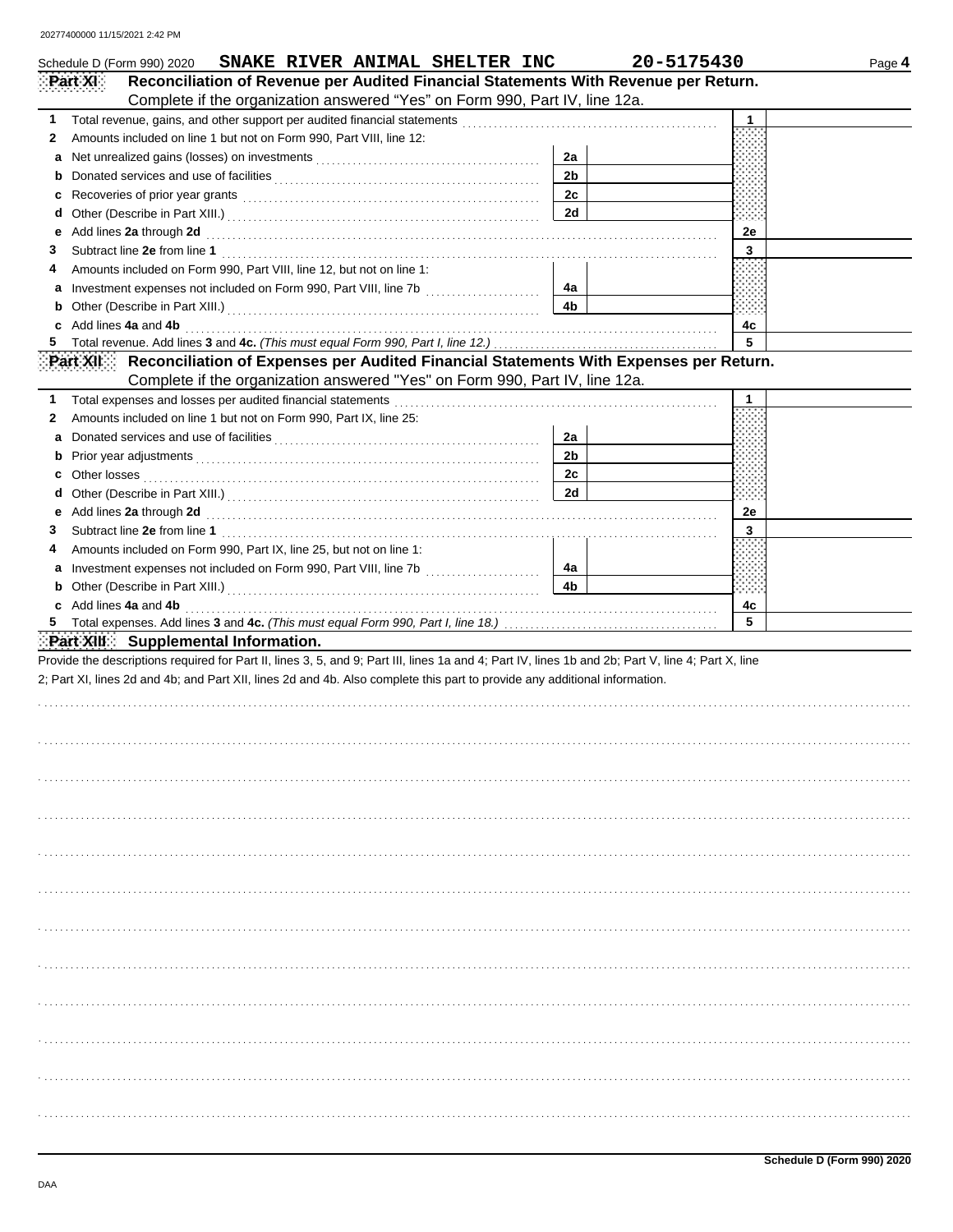Schedule D (Form 990) 2020 **SNAKE RIVER ANIMAL SHELTER INC** **20-5175430**

## Part XI Reconciliation of Revenue per Audited Financial Statements With Revenue per Return.

Complete if the organization answered "Yes" on Form 990, Part IV, line 12a.

| | | | | | |
|---|---|---|---|---|---|
| **1** | Total revenue, gains, and other support per audited financial statements | | | 1 | |
| **2** | Amounts included on line 1 but not on Form 990, Part VIII, line 12: | | | | |
| **a** | Net unrealized gains (losses) on investments | 2a | | | |
| **b** | Donated services and use of facilities | 2b | | | |
| **c** | Recoveries of prior year grants | 2c | | | |
| **d** | Other (Describe in Part XIII.) | 2d | | | |
| **e** | Add lines **2a** through **2d** | | | 2e | |
| **3** | Subtract line **2e** from line **1** | | | 3 | |
| **4** | Amounts included on Form 990, Part VIII, line 12, but not on line 1: | | | | |
| **a** | Investment expenses not included on Form 990, Part VIII, line 7b | 4a | | | |
| **b** | Other (Describe in Part XIII.) | 4b | | | |
| **c** | Add lines **4a** and **4b** | | | 4c | |
| **5** | Total revenue. Add lines **3** and **4c.** *(This must equal Form 990, Part I, line 12.)* | | | 5 | |

## Part XII Reconciliation of Expenses per Audited Financial Statements With Expenses per Return.

Complete if the organization answered "Yes" on Form 990, Part IV, line 12a.

| | | | | | |
|---|---|---|---|---|---|
| **1** | Total expenses and losses per audited financial statements | | | 1 | |
| **2** | Amounts included on line 1 but not on Form 990, Part IX, line 25: | | | | |
| **a** | Donated services and use of facilities | 2a | | | |
| **b** | Prior year adjustments | 2b | | | |
| **c** | Other losses | 2c | | | |
| **d** | Other (Describe in Part XIII.) | 2d | | | |
| **e** | Add lines **2a** through **2d** | | | 2e | |
| **3** | Subtract line **2e** from line **1** | | | 3 | |
| **4** | Amounts included on Form 990, Part IX, line 25, but not on line 1: | | | | |
| **a** | Investment expenses not included on Form 990, Part VIII, line 7b | 4a | | | |
| **b** | Other (Describe in Part XIII.) | 4b | | | |
| **c** | Add lines **4a** and **4b** | | | 4c | |
| **5** | Total expenses. Add lines **3** and **4c.** *(This must equal Form 990, Part I, line 18.)* | | | 5 | |

## Part XIII Supplemental Information.

Provide the descriptions required for Part II, lines 3, 5, and 9; Part III, lines 1a and 4; Part IV, lines 1b and 2b; Part V, line 4; Part X, line 2; Part XI, lines 2d and 4b; and Part XII, lines 2d and 4b. Also complete this part to provide any additional information.

**Schedule D (Form 990) 2020**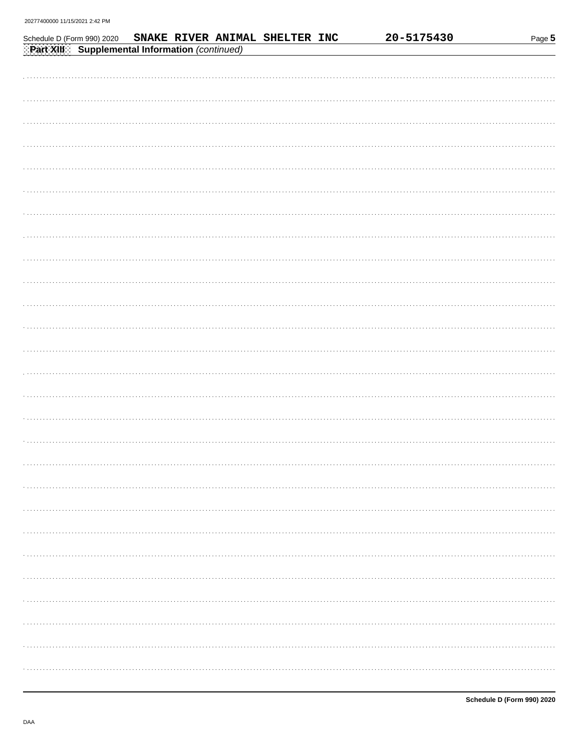Schedule D (Form 990) 2020 **SNAKE RIVER ANIMAL SHELTER INC** **20-5175430**

**Part XIII** **Supplemental Information** *(continued)*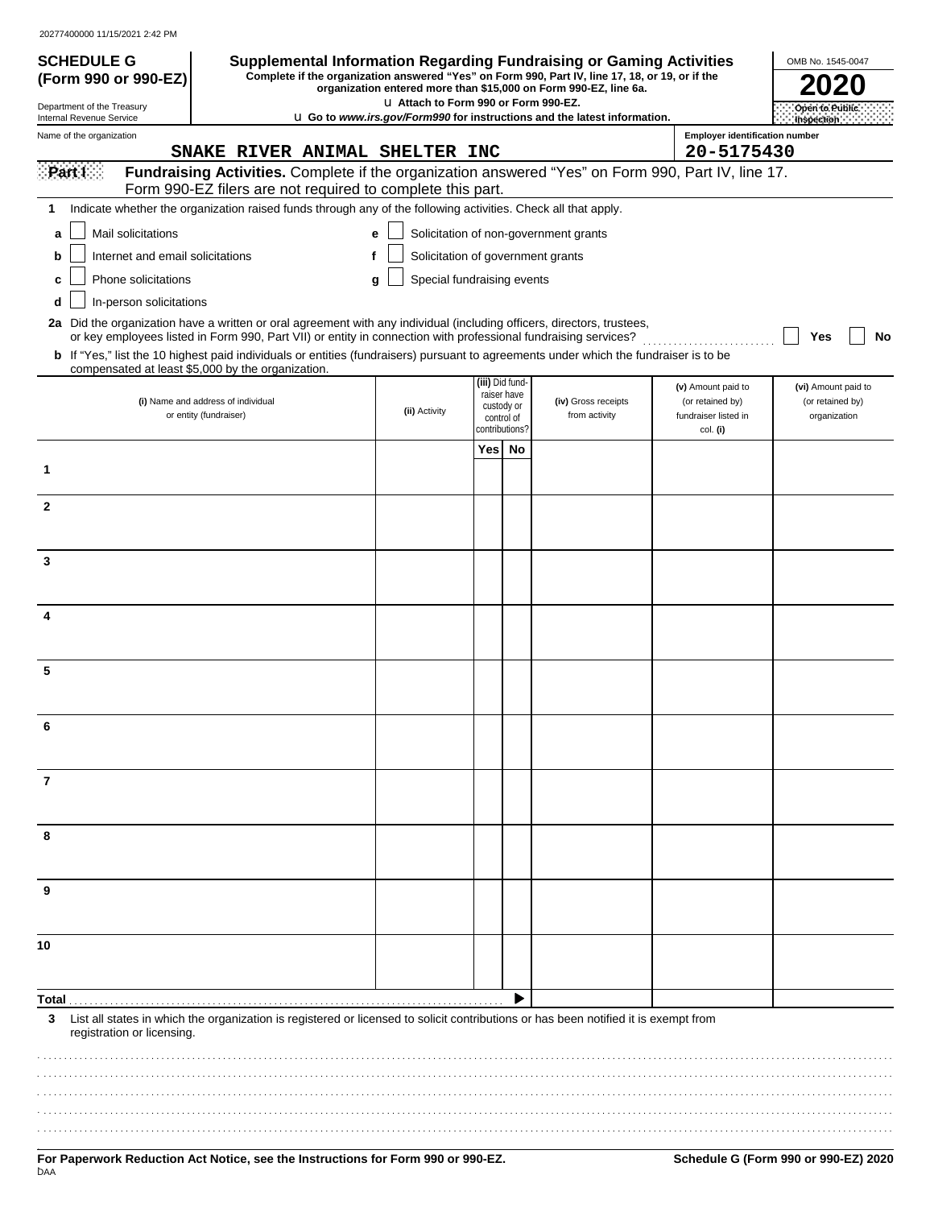20277400000 11/15/2021 2:42 PM

**SCHEDULE G (Form 990 or 990-EZ)**

Department of the Treasury
Internal Revenue Service

# Supplemental Information Regarding Fundraising or Gaming Activities

**Complete if the organization answered "Yes" on Form 990, Part IV, line 17, 18, or 19, or if the organization entered more than $15,000 on Form 990-EZ, line 6a.**

**u Attach to Form 990 or Form 990-EZ.**

**u Go to *www.irs.gov/Form990* for instructions and the latest information.**

OMB No. 1545-0047

**2020**

**Open to Public Inspection**

Name of the organization: **SNAKE RIVER ANIMAL SHELTER INC**

Employer identification number: **20-5175430**

**Part I** **Fundraising Activities.** Complete if the organization answered "Yes" on Form 990, Part IV, line 17. Form 990-EZ filers are not required to complete this part.

**1** Indicate whether the organization raised funds through any of the following activities. Check all that apply.

- **a** ☐ Mail solicitations
- **b** ☐ Internet and email solicitations
- **c** ☐ Phone solicitations
- **d** ☐ In-person solicitations
- **e** ☐ Solicitation of non-government grants
- **f** ☐ Solicitation of government grants
- **g** ☐ Special fundraising events

**2a** Did the organization have a written or oral agreement with any individual (including officers, directors, trustees, or key employees listed in Form 990, Part VII) or entity in connection with professional fundraising services? ☐ **Yes** ☐ **No**

**b** If "Yes," list the 10 highest paid individuals or entities (fundraisers) pursuant to agreements under which the fundraiser is to be compensated at least $5,000 by the organization.

| | (i) Name and address of individual or entity (fundraiser) | (ii) Activity | (iii) Did fund-raiser have custody or control of contributions? Yes | No | (iv) Gross receipts from activity | (v) Amount paid to (or retained by) fundraiser listed in col. (i) | (vi) Amount paid to (or retained by) organization |
|---|---|---|---|---|---|---|---|
| 1 | | | | | | | |
| 2 | | | | | | | |
| 3 | | | | | | | |
| 4 | | | | | | | |
| 5 | | | | | | | |
| 6 | | | | | | | |
| 7 | | | | | | | |
| 8 | | | | | | | |
| 9 | | | | | | | |
| 10 | | | | | | | |
| **Total** | | | | ▶ | | | |

**3** List all states in which the organization is registered or licensed to solicit contributions or has been notified it is exempt from registration or licensing.

**For Paperwork Reduction Act Notice, see the Instructions for Form 990 or 990-EZ.**

DAA

**Schedule G (Form 990 or 990-EZ) 2020**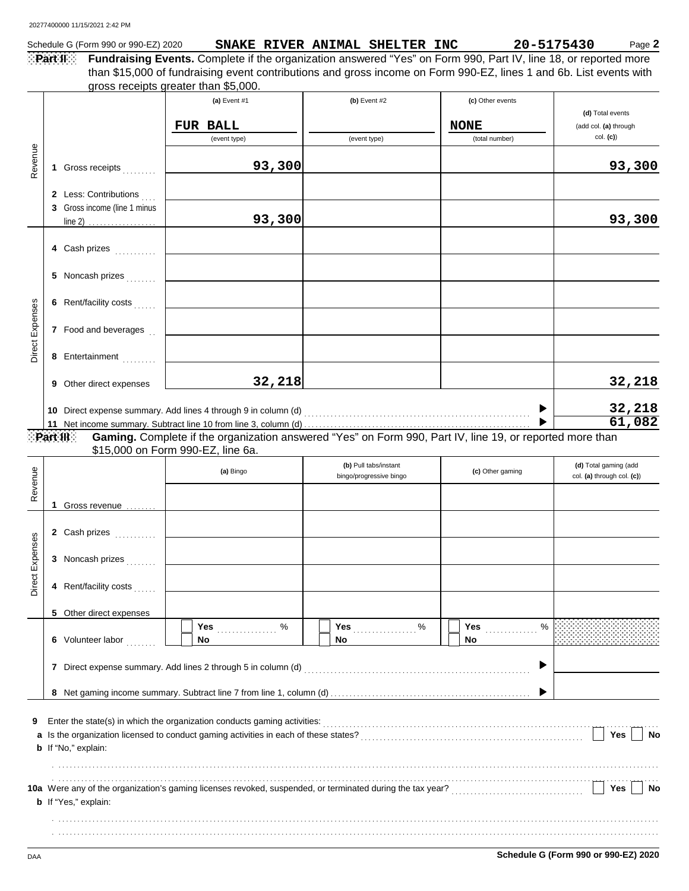Schedule G (Form 990 or 990-EZ) 2020 **SNAKE RIVER ANIMAL SHELTER INC** **20-5175430** Page **2**

**Part II** **Fundraising Events.** Complete if the organization answered "Yes" on Form 990, Part IV, line 18, or reported more than $15,000 of fundraising event contributions and gross income on Form 990-EZ, lines 1 and 6b. List events with gross receipts greater than $5,000.

| | | (a) Event #1 | (b) Event #2 | (c) Other events | (d) Total events (add col. (a) through col. (c)) |
|---|---|---|---|---|---|
| | | **FUR BALL** (event type) | (event type) | **NONE** (total number) | |
| Revenue | 1 Gross receipts | **93,300** | | | **93,300** |
| | 2 Less: Contributions | | | | |
| | 3 Gross income (line 1 minus line 2) | **93,300** | | | **93,300** |
| Direct Expenses | 4 Cash prizes | | | | |
| | 5 Noncash prizes | | | | |
| | 6 Rent/facility costs | | | | |
| | 7 Food and beverages | | | | |
| | 8 Entertainment | | | | |
| | 9 Other direct expenses | **32,218** | | | **32,218** |
| | 10 Direct expense summary. Add lines 4 through 9 in column (d) | | | | **32,218** |
| | 11 Net income summary. Subtract line 10 from line 3, column (d) | | | | **61,082** |

**Part III** **Gaming.** Complete if the organization answered "Yes" on Form 990, Part IV, line 19, or reported more than $15,000 on Form 990-EZ, line 6a.

| | | (a) Bingo | (b) Pull tabs/instant bingo/progressive bingo | (c) Other gaming | (d) Total gaming (add col. (a) through col. (c)) |
|---|---|---|---|---|---|
| Revenue | 1 Gross revenue | | | | |
| Direct Expenses | 2 Cash prizes | | | | |
| | 3 Noncash prizes | | | | |
| | 4 Rent/facility costs | | | | |
| | 5 Other direct expenses | | | | |
| | 6 Volunteer labor | Yes ____ % No | Yes ____ % No | Yes ____ % No | |
| | 7 Direct expense summary. Add lines 2 through 5 in column (d) | | | | |
| | 8 Net gaming income summary. Subtract line 7 from line 1, column (d) | | | | |

**9** Enter the state(s) in which the organization conducts gaming activities:

**a** Is the organization licensed to conduct gaming activities in each of these states? Yes No

**b** If "No," explain:

**10a** Were any of the organization's gaming licenses revoked, suspended, or terminated during the tax year? Yes No

**b** If "Yes," explain:

DAA **Schedule G (Form 990 or 990-EZ) 2020**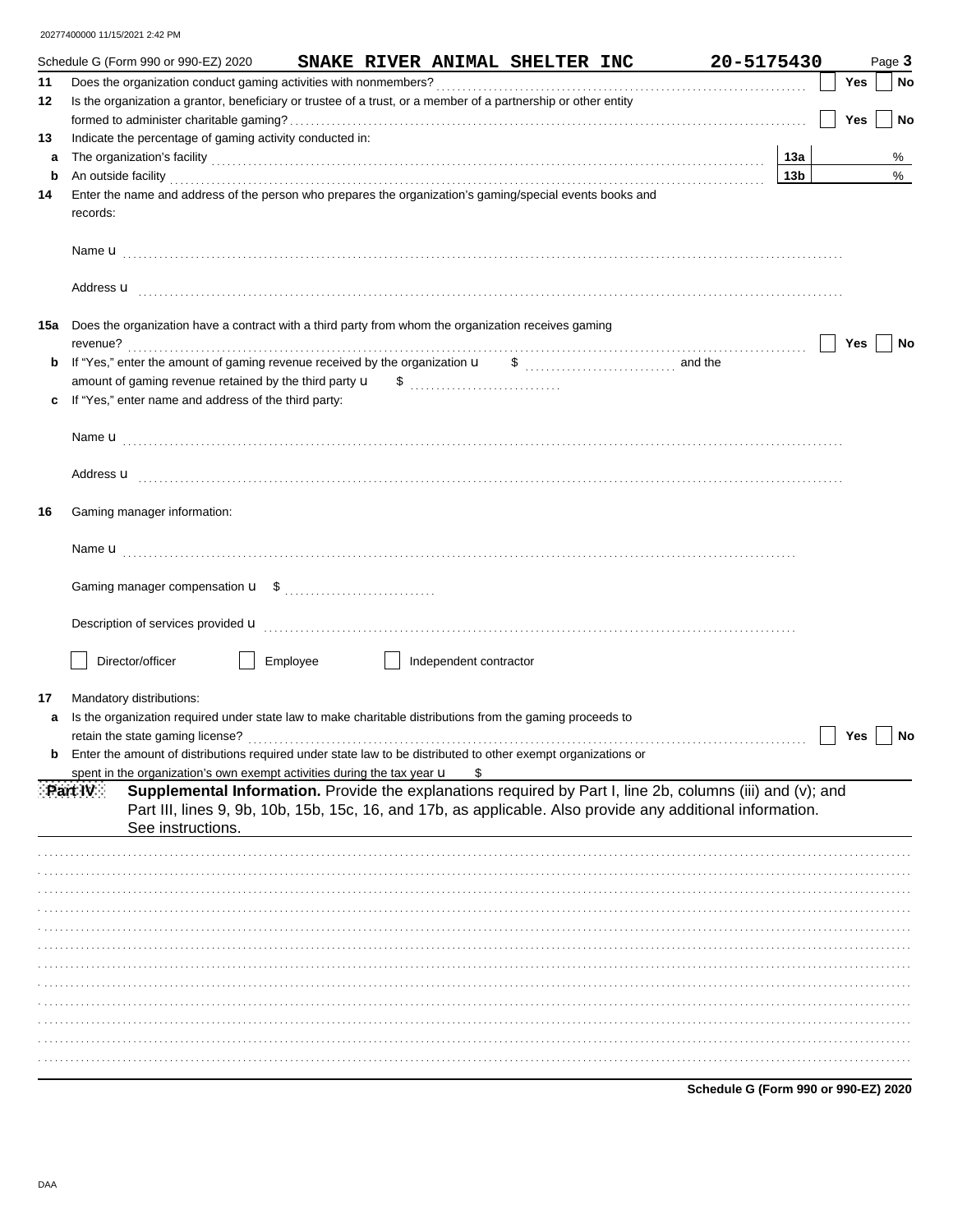Schedule G (Form 990 or 990-EZ) 2020 **SNAKE RIVER ANIMAL SHELTER INC** **20-5175430** Page **3**

**11** Does the organization conduct gaming activities with nonmembers? ☐ Yes ☐ No

**12** Is the organization a grantor, beneficiary or trustee of a trust, or a member of a partnership or other entity formed to administer charitable gaming? ☐ Yes ☐ No

**13** Indicate the percentage of gaming activity conducted in:

**a** The organization's facility **13a** %

**b** An outside facility **13b** %

**14** Enter the name and address of the person who prepares the organization's gaming/special events books and records:

Name u

Address u

**15a** Does the organization have a contract with a third party from whom the organization receives gaming revenue? ☐ Yes ☐ No

**b** If "Yes," enter the amount of gaming revenue received by the organization u $ and the amount of gaming revenue retained by the third party u $

**c** If "Yes," enter name and address of the third party:

Name u

Address u

**16** Gaming manager information:

Name u

Gaming manager compensation u $

Description of services provided u

☐ Director/officer ☐ Employee ☐ Independent contractor

**17** Mandatory distributions:

**a** Is the organization required under state law to make charitable distributions from the gaming proceeds to retain the state gaming license? ☐ Yes ☐ No

**b** Enter the amount of distributions required under state law to be distributed to other exempt organizations or spent in the organization's own exempt activities during the tax year u $

**Part IV** **Supplemental Information.** Provide the explanations required by Part I, line 2b, columns (iii) and (v); and Part III, lines 9, 9b, 10b, 15b, 15c, 16, and 17b, as applicable. Also provide any additional information. See instructions.

**Schedule G (Form 990 or 990-EZ) 2020**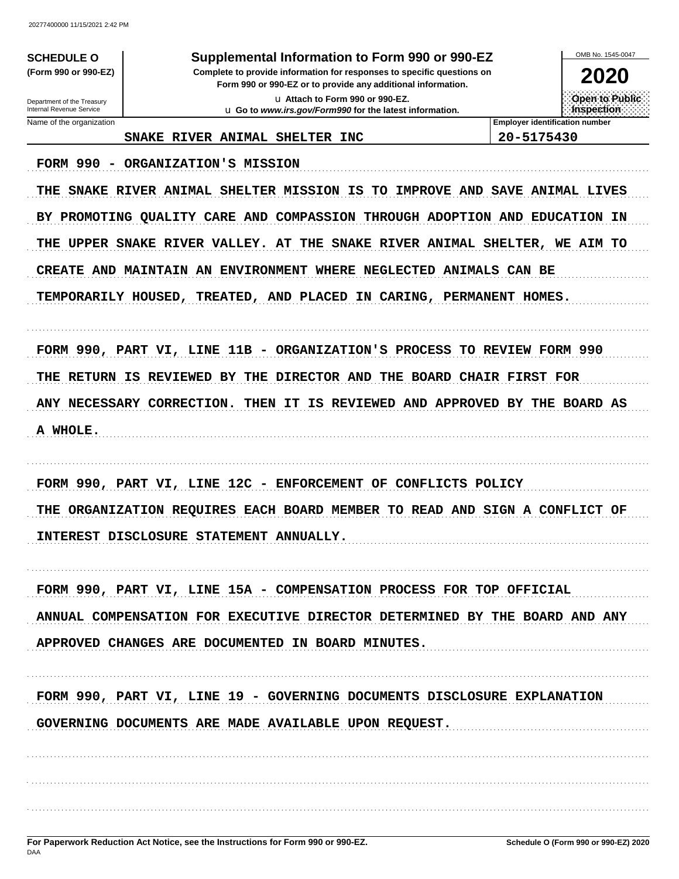**SCHEDULE O (Form 990 or 990-EZ)**

Department of the Treasury
Internal Revenue Service

# Supplemental Information to Form 990 or 990-EZ

**Complete to provide information for responses to specific questions on Form 990 or 990-EZ or to provide any additional information.**

u Attach to Form 990 or 990-EZ.
u Go to *www.irs.gov/Form990* for the latest information.

OMB No. 1545-0047

**2020**

**Open to Public Inspection**

| Name of the organization | Employer identification number |
|---|---|
| SNAKE RIVER ANIMAL SHELTER INC | 20-5175430 |

FORM 990 - ORGANIZATION'S MISSION

THE SNAKE RIVER ANIMAL SHELTER MISSION IS TO IMPROVE AND SAVE ANIMAL LIVES BY PROMOTING QUALITY CARE AND COMPASSION THROUGH ADOPTION AND EDUCATION IN THE UPPER SNAKE RIVER VALLEY. AT THE SNAKE RIVER ANIMAL SHELTER, WE AIM TO CREATE AND MAINTAIN AN ENVIRONMENT WHERE NEGLECTED ANIMALS CAN BE TEMPORARILY HOUSED, TREATED, AND PLACED IN CARING, PERMANENT HOMES.

FORM 990, PART VI, LINE 11B - ORGANIZATION'S PROCESS TO REVIEW FORM 990

THE RETURN IS REVIEWED BY THE DIRECTOR AND THE BOARD CHAIR FIRST FOR ANY NECESSARY CORRECTION. THEN IT IS REVIEWED AND APPROVED BY THE BOARD AS A WHOLE.

FORM 990, PART VI, LINE 12C - ENFORCEMENT OF CONFLICTS POLICY

THE ORGANIZATION REQUIRES EACH BOARD MEMBER TO READ AND SIGN A CONFLICT OF INTEREST DISCLOSURE STATEMENT ANNUALLY.

FORM 990, PART VI, LINE 15A - COMPENSATION PROCESS FOR TOP OFFICIAL

ANNUAL COMPENSATION FOR EXECUTIVE DIRECTOR DETERMINED BY THE BOARD AND ANY APPROVED CHANGES ARE DOCUMENTED IN BOARD MINUTES.

FORM 990, PART VI, LINE 19 - GOVERNING DOCUMENTS DISCLOSURE EXPLANATION

GOVERNING DOCUMENTS ARE MADE AVAILABLE UPON REQUEST.

**For Paperwork Reduction Act Notice, see the Instructions for Form 990 or 990-EZ.**
DAA
**Schedule O (Form 990 or 990-EZ) 2020**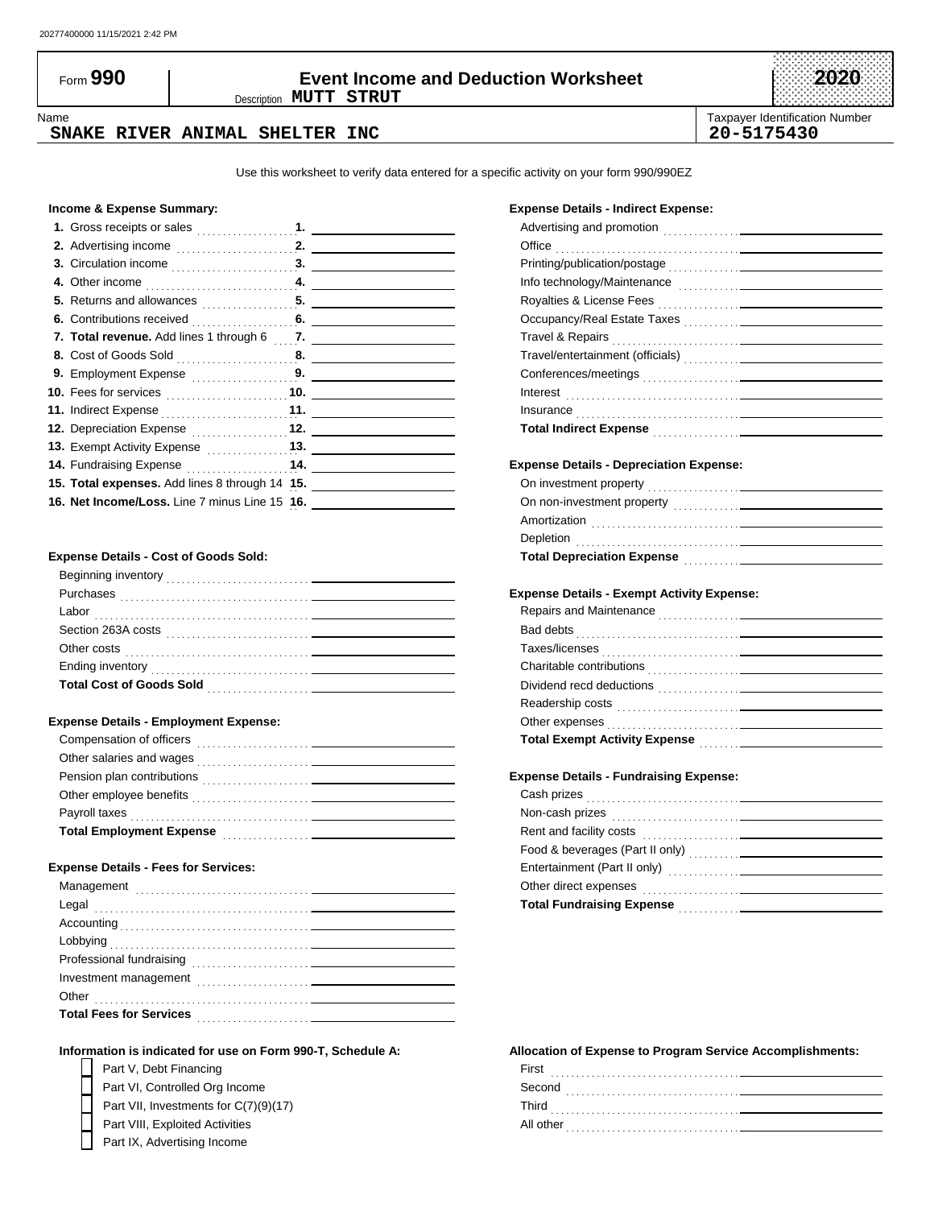Form **990**

# Event Income and Deduction Worksheet

Description **MUTT STRUT**

**2020**

Name
**SNAKE RIVER ANIMAL SHELTER INC**

Taxpayer Identification Number
**20-5175430**

Use this worksheet to verify data entered for a specific activity on your form 990/990EZ

### Income & Expense Summary:

| | | |
|---|---|---|
| **1.** Gross receipts or sales | **1.** | |
| **2.** Advertising income | **2.** | |
| **3.** Circulation income | **3.** | |
| **4.** Other income | **4.** | |
| **5.** Returns and allowances | **5.** | |
| **6.** Contributions received | **6.** | |
| **7. Total revenue.** Add lines 1 through 6 | **7.** | |
| **8.** Cost of Goods Sold | **8.** | |
| **9.** Employment Expense | **9.** | |
| **10.** Fees for services | **10.** | |
| **11.** Indirect Expense | **11.** | |
| **12.** Depreciation Expense | **12.** | |
| **13.** Exempt Activity Expense | **13.** | |
| **14.** Fundraising Expense | **14.** | |
| **15. Total expenses.** Add lines 8 through 14 | **15.** | |
| **16. Net Income/Loss.** Line 7 minus Line 15 | **16.** | |

### Expense Details - Cost of Goods Sold:

| | |
|---|---|
| Beginning inventory | |
| Purchases | |
| Labor | |
| Section 263A costs | |
| Other costs | |
| Ending inventory | |
| **Total Cost of Goods Sold** | |

### Expense Details - Employment Expense:

| | |
|---|---|
| Compensation of officers | |
| Other salaries and wages | |
| Pension plan contributions | |
| Other employee benefits | |
| Payroll taxes | |
| **Total Employment Expense** | |

### Expense Details - Fees for Services:

| | |
|---|---|
| Management | |
| Legal | |
| Accounting | |
| Lobbying | |
| Professional fundraising | |
| Investment management | |
| Other | |
| **Total Fees for Services** | |

### Information is indicated for use on Form 990-T, Schedule A:

- [ ] Part V, Debt Financing
- [ ] Part VI, Controlled Org Income
- [ ] Part VII, Investments for C(7)(9)(17)
- [ ] Part VIII, Exploited Activities
- [ ] Part IX, Advertising Income

### Expense Details - Indirect Expense:

| | |
|---|---|
| Advertising and promotion | |
| Office | |
| Printing/publication/postage | |
| Info technology/Maintenance | |
| Royalties & License Fees | |
| Occupancy/Real Estate Taxes | |
| Travel & Repairs | |
| Travel/entertainment (officials) | |
| Conferences/meetings | |
| Interest | |
| Insurance | |
| **Total Indirect Expense** | |

### Expense Details - Depreciation Expense:

| | |
|---|---|
| On investment property | |
| On non-investment property | |
| Amortization | |
| Depletion | |
| **Total Depreciation Expense** | |

### Expense Details - Exempt Activity Expense:

| | |
|---|---|
| Repairs and Maintenance | |
| Bad debts | |
| Taxes/licenses | |
| Charitable contributions | |
| Dividend recd deductions | |
| Readership costs | |
| Other expenses | |
| **Total Exempt Activity Expense** | |

### Expense Details - Fundraising Expense:

| | |
|---|---|
| Cash prizes | |
| Non-cash prizes | |
| Rent and facility costs | |
| Food & beverages (Part II only) | |
| Entertainment (Part II only) | |
| Other direct expenses | |
| **Total Fundraising Expense** | |

### Allocation of Expense to Program Service Accomplishments:

| | |
|---|---|
| First | |
| Second | |
| Third | |
| All other | |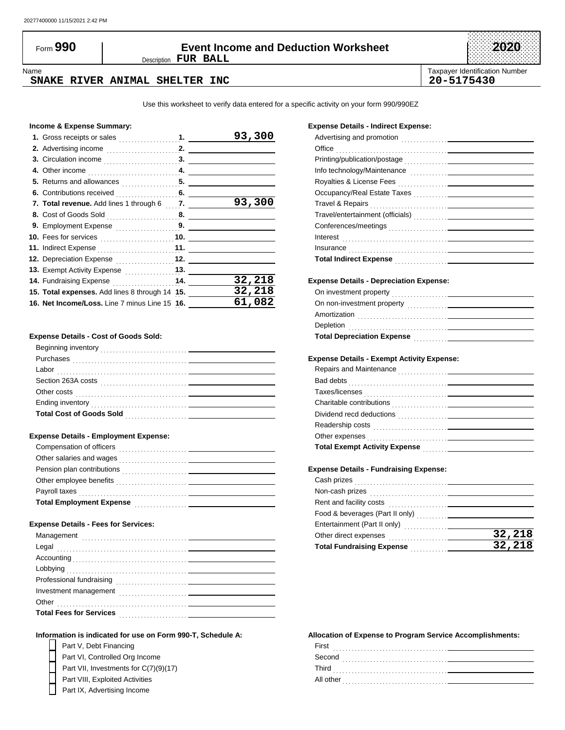Form **990**

# Event Income and Deduction Worksheet

Description **FUR BALL**

**2020**

Name: **SNAKE RIVER ANIMAL SHELTER INC**

Taxpayer Identification Number: **20-5175430**

Use this worksheet to verify data entered for a specific activity on your form 990/990EZ

### Income & Expense Summary:

| | | |
|---|---|---|
| **1.** Gross receipts or sales | 1. | 93,300 |
| **2.** Advertising income | 2. | |
| **3.** Circulation income | 3. | |
| **4.** Other income | 4. | |
| **5.** Returns and allowances | 5. | |
| **6.** Contributions received | 6. | |
| **7. Total revenue.** Add lines 1 through 6 | 7. | 93,300 |
| **8.** Cost of Goods Sold | 8. | |
| **9.** Employment Expense | 9. | |
| **10.** Fees for services | 10. | |
| **11.** Indirect Expense | 11. | |
| **12.** Depreciation Expense | 12. | |
| **13.** Exempt Activity Expense | 13. | |
| **14.** Fundraising Expense | 14. | 32,218 |
| **15. Total expenses.** Add lines 8 through 14 | 15. | 32,218 |
| **16. Net Income/Loss.** Line 7 minus Line 15 | 16. | 61,082 |

### Expense Details - Cost of Goods Sold:

| | |
|---|---|
| Beginning inventory | |
| Purchases | |
| Labor | |
| Section 263A costs | |
| Other costs | |
| Ending inventory | |
| **Total Cost of Goods Sold** | |

### Expense Details - Employment Expense:

| | |
|---|---|
| Compensation of officers | |
| Other salaries and wages | |
| Pension plan contributions | |
| Other employee benefits | |
| Payroll taxes | |
| **Total Employment Expense** | |

### Expense Details - Fees for Services:

| | |
|---|---|
| Management | |
| Legal | |
| Accounting | |
| Lobbying | |
| Professional fundraising | |
| Investment management | |
| Other | |
| **Total Fees for Services** | |

### Expense Details - Indirect Expense:

| | |
|---|---|
| Advertising and promotion | |
| Office | |
| Printing/publication/postage | |
| Info technology/Maintenance | |
| Royalties & License Fees | |
| Occupancy/Real Estate Taxes | |
| Travel & Repairs | |
| Travel/entertainment (officials) | |
| Conferences/meetings | |
| Interest | |
| Insurance | |
| **Total Indirect Expense** | |

### Expense Details - Depreciation Expense:

| | |
|---|---|
| On investment property | |
| On non-investment property | |
| Amortization | |
| Depletion | |
| **Total Depreciation Expense** | |

### Expense Details - Exempt Activity Expense:

| | |
|---|---|
| Repairs and Maintenance | |
| Bad debts | |
| Taxes/licenses | |
| Charitable contributions | |
| Dividend recd deductions | |
| Readership costs | |
| Other expenses | |
| **Total Exempt Activity Expense** | |

### Expense Details - Fundraising Expense:

| | |
|---|---|
| Cash prizes | |
| Non-cash prizes | |
| Rent and facility costs | |
| Food & beverages (Part II only) | |
| Entertainment (Part II only) | |
| Other direct expenses | 32,218 |
| **Total Fundraising Expense** | 32,218 |

### Information is indicated for use on Form 990-T, Schedule A:

- [ ] Part V, Debt Financing
- [ ] Part VI, Controlled Org Income
- [ ] Part VII, Investments for C(7)(9)(17)
- [ ] Part VIII, Exploited Activities
- [ ] Part IX, Advertising Income

### Allocation of Expense to Program Service Accomplishments:

| | |
|---|---|
| First | |
| Second | |
| Third | |
| All other | |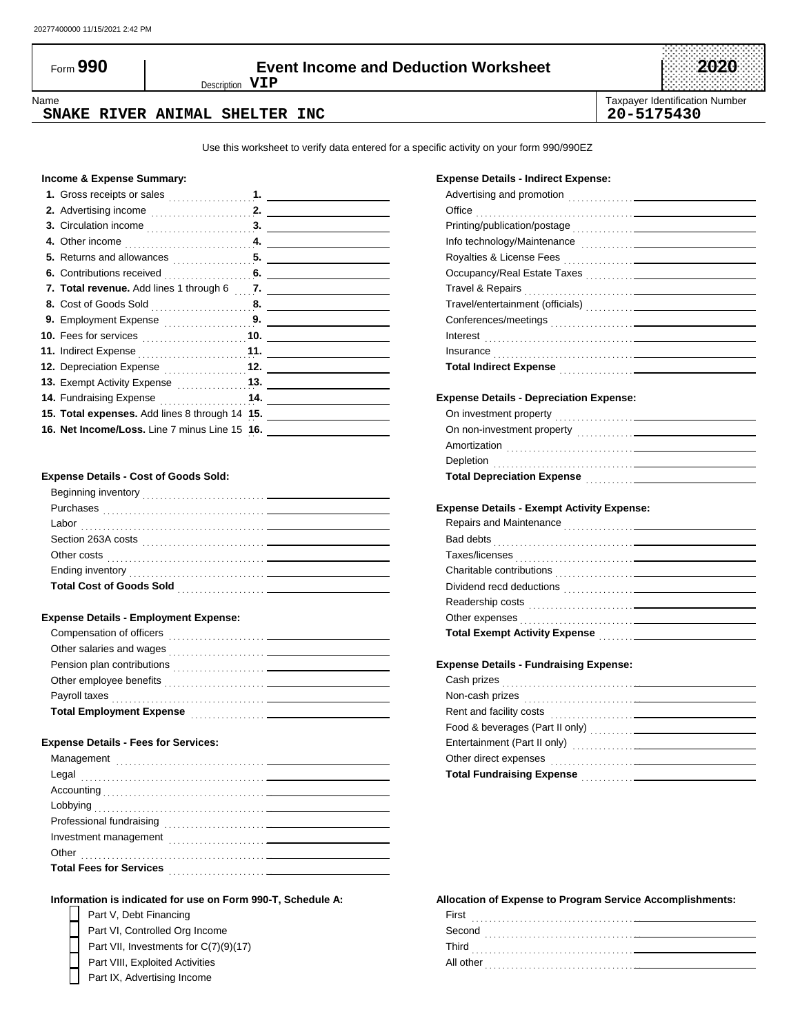20277400000 11/15/2021 2:42 PM

# Form 990 — Event Income and Deduction Worksheet — 2020

Description **VIP**

Name: **SNAKE RIVER ANIMAL SHELTER INC**

Taxpayer Identification Number: **20-5175430**

Use this worksheet to verify data entered for a specific activity on your form 990/990EZ

### Income & Expense Summary:

| | | |
|---|---|---|
| 1. Gross receipts or sales | 1. | |
| 2. Advertising income | 2. | |
| 3. Circulation income | 3. | |
| 4. Other income | 4. | |
| 5. Returns and allowances | 5. | |
| 6. Contributions received | 6. | |
| **7. Total revenue.** Add lines 1 through 6 | 7. | |
| 8. Cost of Goods Sold | 8. | |
| 9. Employment Expense | 9. | |
| 10. Fees for services | 10. | |
| 11. Indirect Expense | 11. | |
| 12. Depreciation Expense | 12. | |
| 13. Exempt Activity Expense | 13. | |
| 14. Fundraising Expense | 14. | |
| **15. Total expenses.** Add lines 8 through 14 | 15. | |
| **16. Net Income/Loss.** Line 7 minus Line 15 | 16. | |

### Expense Details - Cost of Goods Sold:

| | |
|---|---|
| Beginning inventory | |
| Purchases | |
| Labor | |
| Section 263A costs | |
| Other costs | |
| Ending inventory | |
| **Total Cost of Goods Sold** | |

### Expense Details - Employment Expense:

| | |
|---|---|
| Compensation of officers | |
| Other salaries and wages | |
| Pension plan contributions | |
| Other employee benefits | |
| Payroll taxes | |
| **Total Employment Expense** | |

### Expense Details - Fees for Services:

| | |
|---|---|
| Management | |
| Legal | |
| Accounting | |
| Lobbying | |
| Professional fundraising | |
| Investment management | |
| Other | |
| **Total Fees for Services** | |

### Expense Details - Indirect Expense:

| | |
|---|---|
| Advertising and promotion | |
| Office | |
| Printing/publication/postage | |
| Info technology/Maintenance | |
| Royalties & License Fees | |
| Occupancy/Real Estate Taxes | |
| Travel & Repairs | |
| Travel/entertainment (officials) | |
| Conferences/meetings | |
| Interest | |
| Insurance | |
| **Total Indirect Expense** | |

### Expense Details - Depreciation Expense:

| | |
|---|---|
| On investment property | |
| On non-investment property | |
| Amortization | |
| Depletion | |
| **Total Depreciation Expense** | |

### Expense Details - Exempt Activity Expense:

| | |
|---|---|
| Repairs and Maintenance | |
| Bad debts | |
| Taxes/licenses | |
| Charitable contributions | |
| Dividend recd deductions | |
| Readership costs | |
| Other expenses | |
| **Total Exempt Activity Expense** | |

### Expense Details - Fundraising Expense:

| | |
|---|---|
| Cash prizes | |
| Non-cash prizes | |
| Rent and facility costs | |
| Food & beverages (Part II only) | |
| Entertainment (Part II only) | |
| Other direct expenses | |
| **Total Fundraising Expense** | |

### Information is indicated for use on Form 990-T, Schedule A:

- [ ] Part V, Debt Financing
- [ ] Part VI, Controlled Org Income
- [ ] Part VII, Investments for C(7)(9)(17)
- [ ] Part VIII, Exploited Activities
- [ ] Part IX, Advertising Income

### Allocation of Expense to Program Service Accomplishments:

| | |
|---|---|
| First | |
| Second | |
| Third | |
| All other | |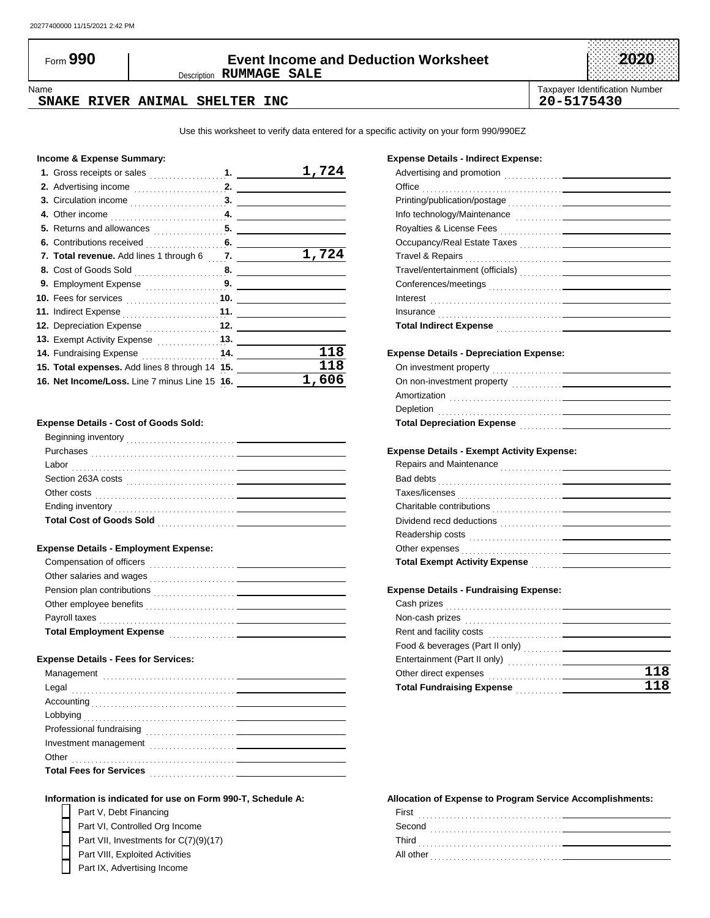20277400000 11/15/2021 2:42 PM

# Form 990 — Event Income and Deduction Worksheet — 2020

Description **RUMMAGE SALE**

| Name | Taxpayer Identification Number |
|---|---|
| SNAKE RIVER ANIMAL SHELTER INC | 20-5175430 |

Use this worksheet to verify data entered for a specific activity on your form 990/990EZ

### Income & Expense Summary:

| Line | Description | Amount |
|---|---|---|
| 1. | Gross receipts or sales | 1,724 |
| 2. | Advertising income | |
| 3. | Circulation income | |
| 4. | Other income | |
| 5. | Returns and allowances | |
| 6. | Contributions received | |
| 7. | **Total revenue.** Add lines 1 through 6 | 1,724 |
| 8. | Cost of Goods Sold | |
| 9. | Employment Expense | |
| 10. | Fees for services | |
| 11. | Indirect Expense | |
| 12. | Depreciation Expense | |
| 13. | Exempt Activity Expense | |
| 14. | Fundraising Expense | 118 |
| 15. | **Total expenses.** Add lines 8 through 14 | 118 |
| 16. | **Net Income/Loss.** Line 7 minus Line 15 | 1,606 |

### Expense Details - Cost of Goods Sold:

| Item | Amount |
|---|---|
| Beginning inventory | |
| Purchases | |
| Labor | |
| Section 263A costs | |
| Other costs | |
| Ending inventory | |
| **Total Cost of Goods Sold** | |

### Expense Details - Employment Expense:

| Item | Amount |
|---|---|
| Compensation of officers | |
| Other salaries and wages | |
| Pension plan contributions | |
| Other employee benefits | |
| Payroll taxes | |
| **Total Employment Expense** | |

### Expense Details - Fees for Services:

| Item | Amount |
|---|---|
| Management | |
| Legal | |
| Accounting | |
| Lobbying | |
| Professional fundraising | |
| Investment management | |
| Other | |
| **Total Fees for Services** | |

### Expense Details - Indirect Expense:

| Item | Amount |
|---|---|
| Advertising and promotion | |
| Office | |
| Printing/publication/postage | |
| Info technology/Maintenance | |
| Royalties & License Fees | |
| Occupancy/Real Estate Taxes | |
| Travel & Repairs | |
| Travel/entertainment (officials) | |
| Conferences/meetings | |
| Interest | |
| Insurance | |
| **Total Indirect Expense** | |

### Expense Details - Depreciation Expense:

| Item | Amount |
|---|---|
| On investment property | |
| On non-investment property | |
| Amortization | |
| Depletion | |
| **Total Depreciation Expense** | |

### Expense Details - Exempt Activity Expense:

| Item | Amount |
|---|---|
| Repairs and Maintenance | |
| Bad debts | |
| Taxes/licenses | |
| Charitable contributions | |
| Dividend recd deductions | |
| Readership costs | |
| Other expenses | |
| **Total Exempt Activity Expense** | |

### Expense Details - Fundraising Expense:

| Item | Amount |
|---|---|
| Cash prizes | |
| Non-cash prizes | |
| Rent and facility costs | |
| Food & beverages (Part II only) | |
| Entertainment (Part II only) | |
| Other direct expenses | 118 |
| **Total Fundraising Expense** | 118 |

### Information is indicated for use on Form 990-T, Schedule A:

- [ ] Part V, Debt Financing
- [ ] Part VI, Controlled Org Income
- [ ] Part VII, Investments for C(7)(9)(17)
- [ ] Part VIII, Exploited Activities
- [ ] Part IX, Advertising Income

### Allocation of Expense to Program Service Accomplishments:

| Item | Amount |
|---|---|
| First | |
| Second | |
| Third | |
| All other | |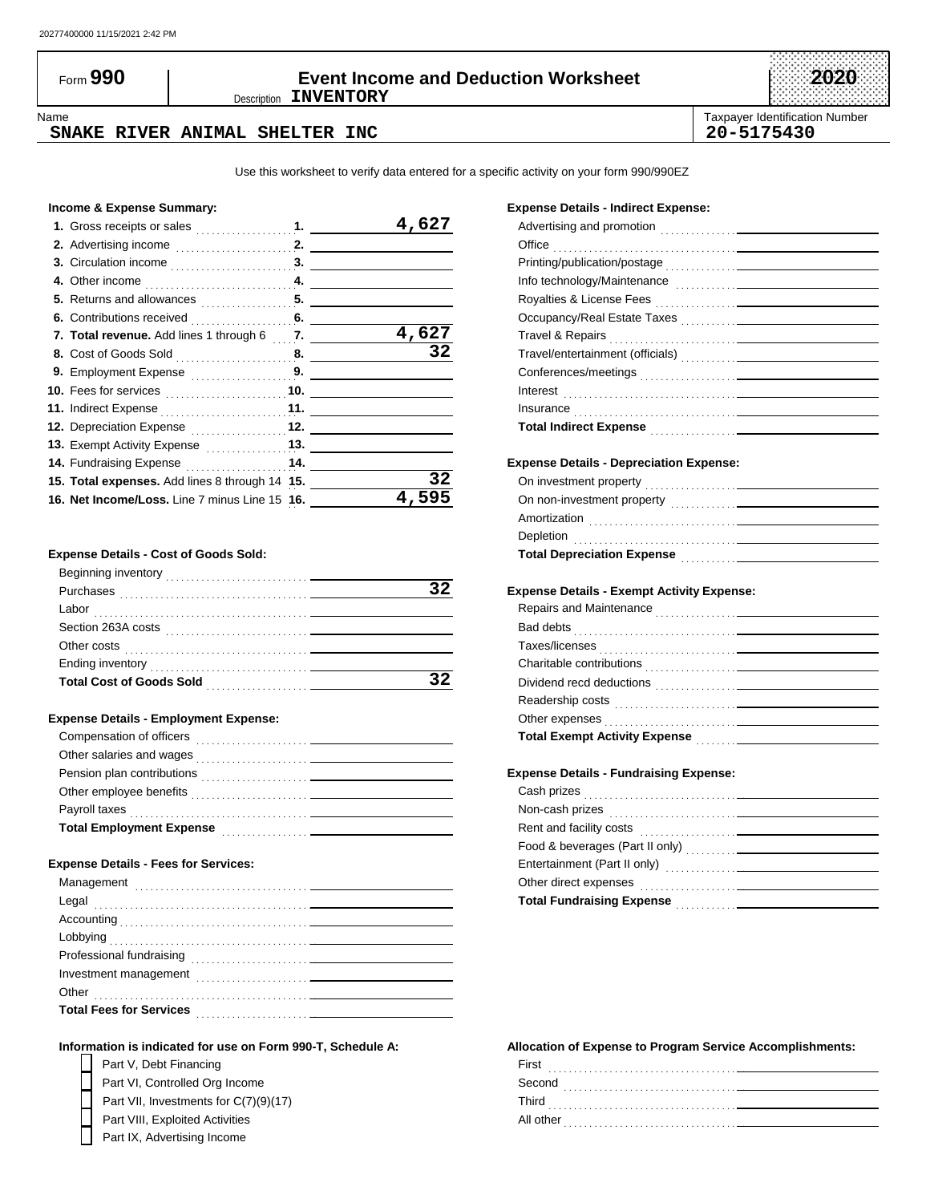20277400000 11/15/2021 2:42 PM

# Form 990 — Event Income and Deduction Worksheet — 2020

Description **INVENTORY**

| Name | Taxpayer Identification Number |
|---|---|
| SNAKE RIVER ANIMAL SHELTER INC | 20-5175430 |

Use this worksheet to verify data entered for a specific activity on your form 990/990EZ

### Income & Expense Summary:

| Line | Description | Amount |
|---|---|---|
| 1. | Gross receipts or sales | 4,627 |
| 2. | Advertising income | |
| 3. | Circulation income | |
| 4. | Other income | |
| 5. | Returns and allowances | |
| 6. | Contributions received | |
| 7. | **Total revenue.** Add lines 1 through 6 | 4,627 |
| 8. | Cost of Goods Sold | 32 |
| 9. | Employment Expense | |
| 10. | Fees for services | |
| 11. | Indirect Expense | |
| 12. | Depreciation Expense | |
| 13. | Exempt Activity Expense | |
| 14. | Fundraising Expense | |
| 15. | **Total expenses.** Add lines 8 through 14 | 32 |
| 16. | **Net Income/Loss.** Line 7 minus Line 15 | 4,595 |

### Expense Details - Cost of Goods Sold:

| Item | Amount |
|---|---|
| Beginning inventory | |
| Purchases | 32 |
| Labor | |
| Section 263A costs | |
| Other costs | |
| Ending inventory | |
| **Total Cost of Goods Sold** | 32 |

### Expense Details - Employment Expense:

| Item | Amount |
|---|---|
| Compensation of officers | |
| Other salaries and wages | |
| Pension plan contributions | |
| Other employee benefits | |
| Payroll taxes | |
| **Total Employment Expense** | |

### Expense Details - Fees for Services:

| Item | Amount |
|---|---|
| Management | |
| Legal | |
| Accounting | |
| Lobbying | |
| Professional fundraising | |
| Investment management | |
| Other | |
| **Total Fees for Services** | |

### Information is indicated for use on Form 990-T, Schedule A:

- [ ] Part V, Debt Financing
- [ ] Part VI, Controlled Org Income
- [ ] Part VII, Investments for C(7)(9)(17)
- [ ] Part VIII, Exploited Activities
- [ ] Part IX, Advertising Income

### Expense Details - Indirect Expense:

| Item | Amount |
|---|---|
| Advertising and promotion | |
| Office | |
| Printing/publication/postage | |
| Info technology/Maintenance | |
| Royalties & License Fees | |
| Occupancy/Real Estate Taxes | |
| Travel & Repairs | |
| Travel/entertainment (officials) | |
| Conferences/meetings | |
| Interest | |
| Insurance | |
| **Total Indirect Expense** | |

### Expense Details - Depreciation Expense:

| Item | Amount |
|---|---|
| On investment property | |
| On non-investment property | |
| Amortization | |
| Depletion | |
| **Total Depreciation Expense** | |

### Expense Details - Exempt Activity Expense:

| Item | Amount |
|---|---|
| Repairs and Maintenance | |
| Bad debts | |
| Taxes/licenses | |
| Charitable contributions | |
| Dividend recd deductions | |
| Readership costs | |
| Other expenses | |
| **Total Exempt Activity Expense** | |

### Expense Details - Fundraising Expense:

| Item | Amount |
|---|---|
| Cash prizes | |
| Non-cash prizes | |
| Rent and facility costs | |
| Food & beverages (Part II only) | |
| Entertainment (Part II only) | |
| Other direct expenses | |
| **Total Fundraising Expense** | |

### Allocation of Expense to Program Service Accomplishments:

| Item | Amount |
|---|---|
| First | |
| Second | |
| Third | |
| All other | |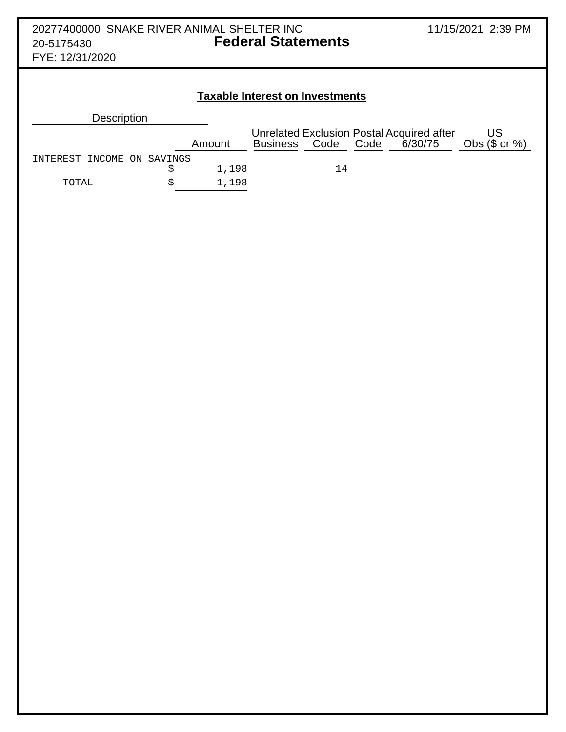20277400000 SNAKE RIVER ANIMAL SHELTER INC
20-5175430
FYE: 12/31/2020

11/15/2021 2:39 PM

# Federal Statements

## Taxable Interest on Investments

| Description | Amount | Unrelated Business | Exclusion Code | Postal Code | Acquired after 6/30/75 | US Obs ($ or %) |
|---|---|---|---|---|---|---|
| INTEREST INCOME ON SAVINGS | $ 1,198 | | 14 | | | |
| TOTAL | $ 1,198 | | | | | |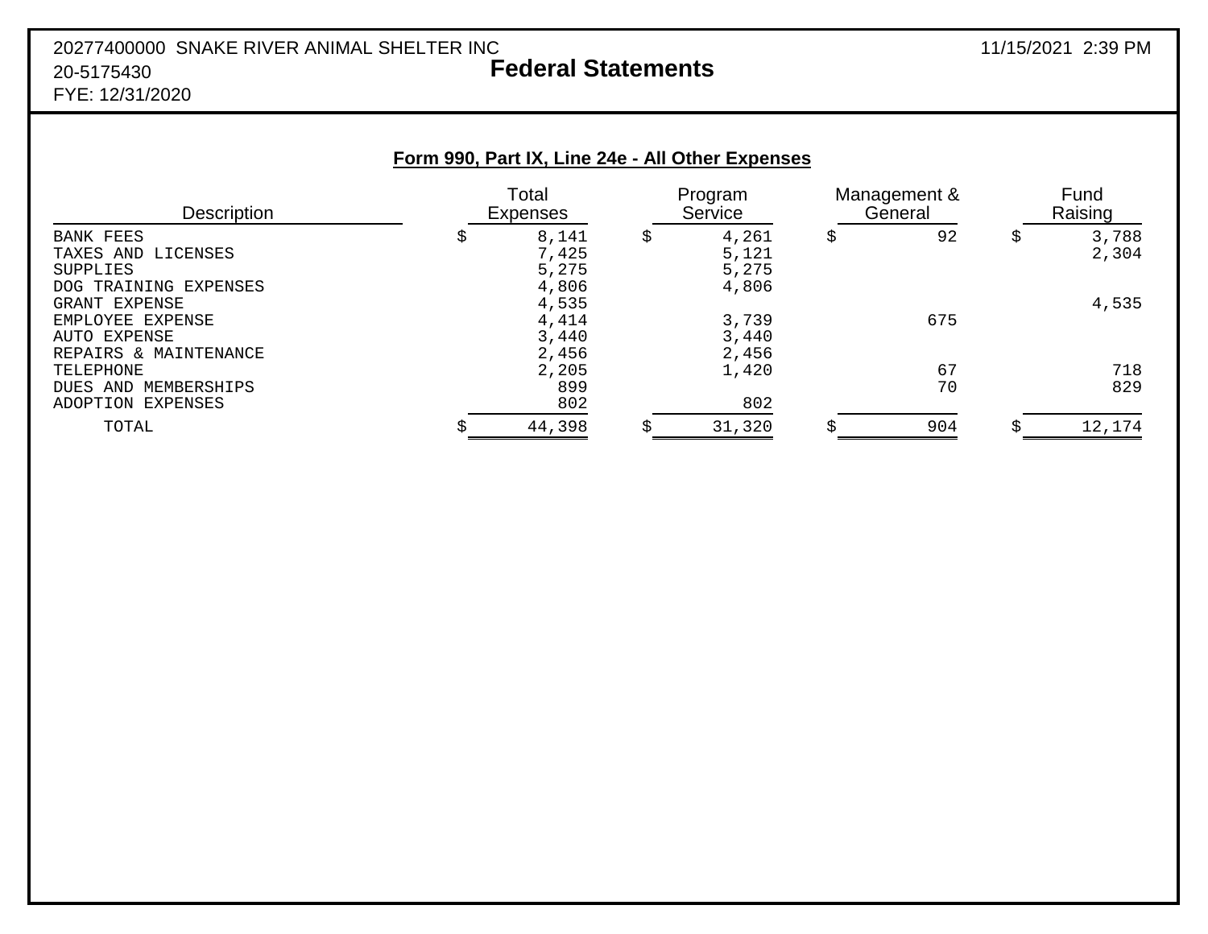## Form 990, Part IX, Line 24e - All Other Expenses

| Description | Total Expenses | Program Service | Management & General | Fund Raising |
|---|---|---|---|---|
| BANK FEES | $ 8,141 | $ 4,261 | $ 92 | $ 3,788 |
| TAXES AND LICENSES | 7,425 | 5,121 | | 2,304 |
| SUPPLIES | 5,275 | 5,275 | | |
| DOG TRAINING EXPENSES | 4,806 | 4,806 | | |
| GRANT EXPENSE | 4,535 | | | 4,535 |
| EMPLOYEE EXPENSE | 4,414 | 3,739 | 675 | |
| AUTO EXPENSE | 3,440 | 3,440 | | |
| REPAIRS & MAINTENANCE | 2,456 | 2,456 | | |
| TELEPHONE | 2,205 | 1,420 | 67 | 718 |
| DUES AND MEMBERSHIPS | 899 | | 70 | 829 |
| ADOPTION EXPENSES | 802 | 802 | | |
| TOTAL | $ 44,398 | $ 31,320 | $ 904 | $ 12,174 |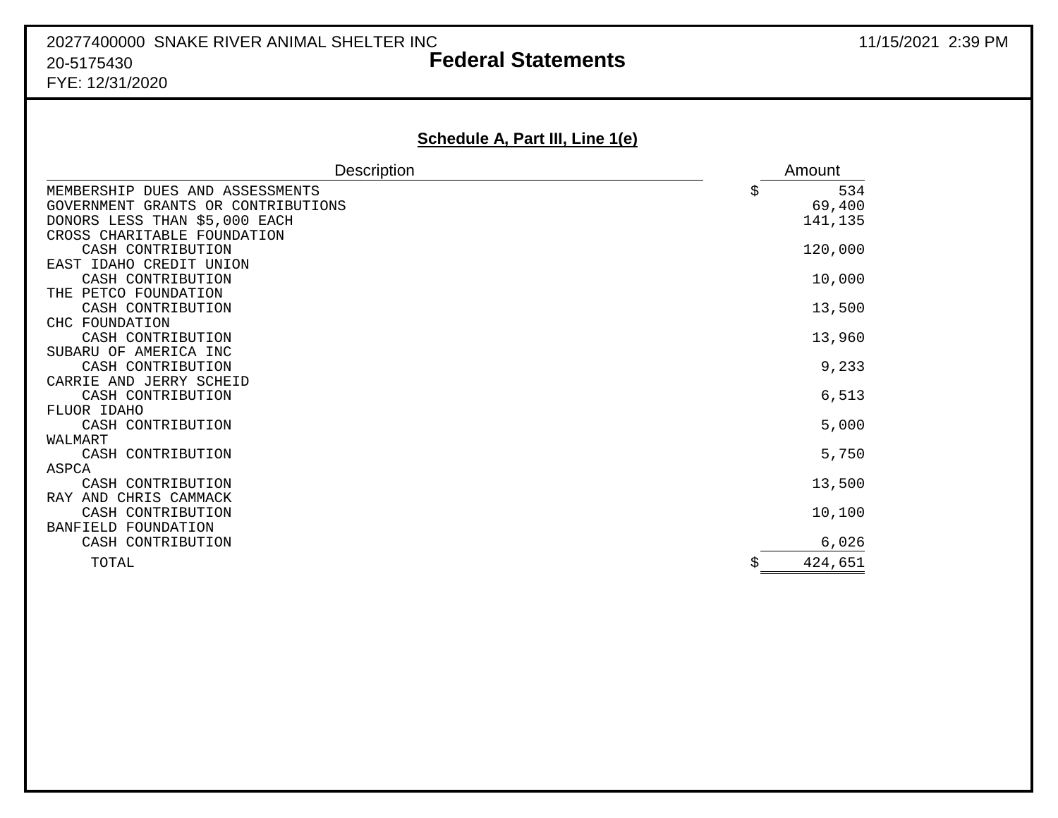20277400000 SNAKE RIVER ANIMAL SHELTER INC
20-5175430
FYE: 12/31/2020

11/15/2021 2:39 PM

# Federal Statements

## Schedule A, Part III, Line 1(e)

| Description | Amount |
|---|---|
| MEMBERSHIP DUES AND ASSESSMENTS | $ 534 |
| GOVERNMENT GRANTS OR CONTRIBUTIONS | 69,400 |
| DONORS LESS THAN $5,000 EACH | 141,135 |
| CROSS CHARITABLE FOUNDATION | |
| CASH CONTRIBUTION | 120,000 |
| EAST IDAHO CREDIT UNION | |
| CASH CONTRIBUTION | 10,000 |
| THE PETCO FOUNDATION | |
| CASH CONTRIBUTION | 13,500 |
| CHC FOUNDATION | |
| CASH CONTRIBUTION | 13,960 |
| SUBARU OF AMERICA INC | |
| CASH CONTRIBUTION | 9,233 |
| CARRIE AND JERRY SCHEID | |
| CASH CONTRIBUTION | 6,513 |
| FLUOR IDAHO | |
| CASH CONTRIBUTION | 5,000 |
| WALMART | |
| CASH CONTRIBUTION | 5,750 |
| ASPCA | |
| CASH CONTRIBUTION | 13,500 |
| RAY AND CHRIS CAMMACK | |
| CASH CONTRIBUTION | 10,100 |
| BANFIELD FOUNDATION | |
| CASH CONTRIBUTION | 6,026 |
| TOTAL | $ 424,651 |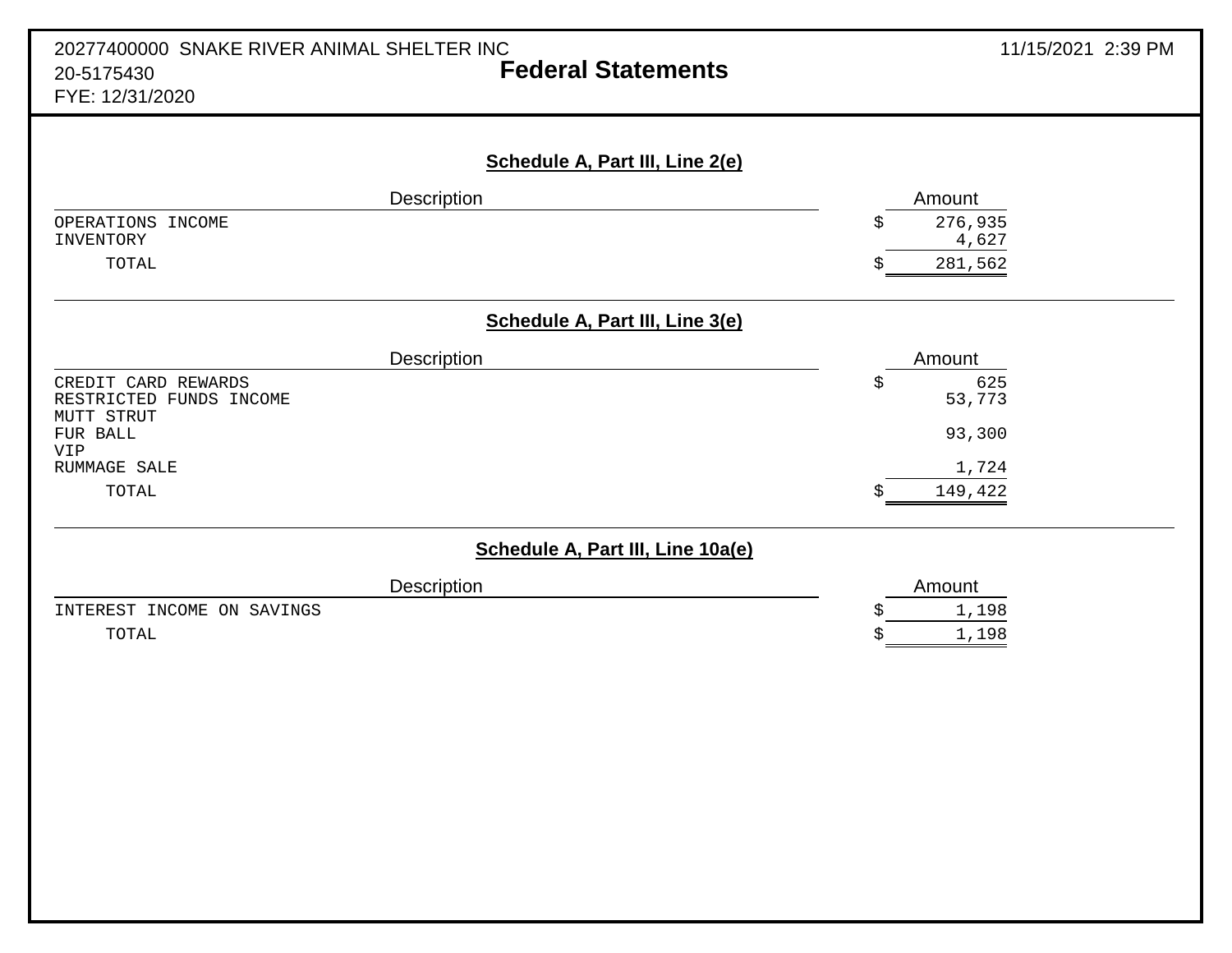20277400000 SNAKE RIVER ANIMAL SHELTER INC
20-5175430
FYE: 12/31/2020

11/15/2021 2:39 PM

# Federal Statements

## Schedule A, Part III, Line 2(e)

| Description | Amount |
|---|---|
| OPERATIONS INCOME | $ 276,935 |
| INVENTORY | 4,627 |
| TOTAL | $ 281,562 |

## Schedule A, Part III, Line 3(e)

| Description | Amount |
|---|---|
| CREDIT CARD REWARDS | $ 625 |
| RESTRICTED FUNDS INCOME | 53,773 |
| MUTT STRUT | |
| FUR BALL | 93,300 |
| VIP | |
| RUMMAGE SALE | 1,724 |
| TOTAL | $ 149,422 |

## Schedule A, Part III, Line 10a(e)

| Description | Amount |
|---|---|
| INTEREST INCOME ON SAVINGS | $ 1,198 |
| TOTAL | $ 1,198 |